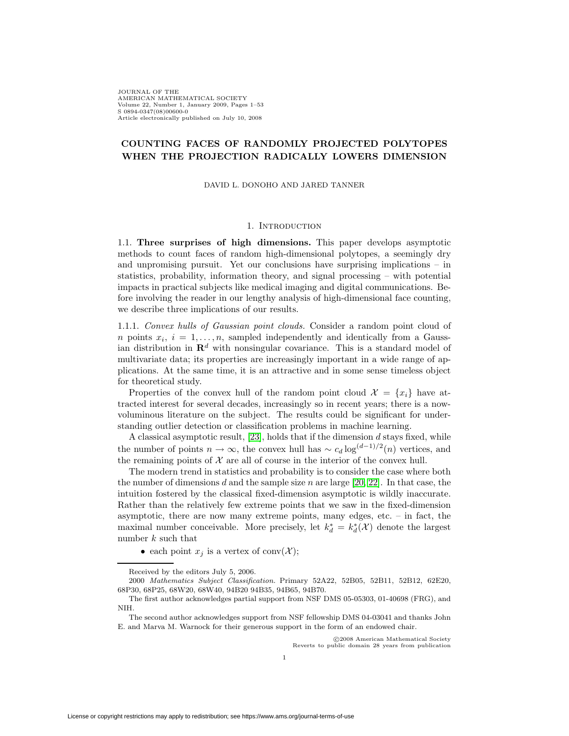# COUNTING FACES OF RANDOMLY PROJECTED POLYTOPES WHEN THE PROJECTION RADICALLY LOWERS DIMENSION

DAVID L. DONOHO AND JARED TANNER

## 1. Introduction

### 1.1. Three surprises of high dimensions.

This paper develops asymptotic methods to count faces of random high-dimensional polytopes, a seemingly dry and unpromising pursuit. Yet our conclusions have surprising implications – in statistics, probability, information theory, and signal processing – with potential impacts in practical subjects like medical imaging and digital communications. Before involving the reader in our lengthy analysis of high-dimensional face counting, we describe three implications of our results.

#### 1.1.1. *Convex hulls of Gaussian point clouds.*

Consider a random point cloud of $n$ points $x_i$, $i = 1, \ldots, n$, sampled independently and identically from a Gaussian distribution in $\mathbf{R}^d$ with nonsingular covariance. This is a standard model of multivariate data; its properties are increasingly important in a wide range of applications. At the same time, it is an attractive and in some sense timeless object for theoretical study.

Properties of the convex hull of the random point cloud $\mathcal{X} = \{x_i\}$ have attracted interest for several decades, increasingly so in recent years; there is a now-voluminous literature on the subject. The results could be significant for understanding outlier detection or classification problems in machine learning.

A classical asymptotic result, [23], holds that if the dimension $d$ stays fixed, while the number of points $n \to \infty$, the convex hull has $\sim c_d \log^{(d-1)/2}(n)$ vertices, and the remaining points of $\mathcal{X}$ are all of course in the interior of the convex hull.

The modern trend in statistics and probability is to consider the case where both the number of dimensions $d$ and the sample size $n$ are large [20, 22]. In that case, the intuition fostered by the classical fixed-dimension asymptotic is wildly inaccurate. Rather than the relatively few extreme points that we saw in the fixed-dimension asymptotic, there are now many extreme points, many edges, etc. – in fact, the maximal number conceivable. More precisely, let $k_d^* = k_d^*(\mathcal{X})$ denote the largest number $k$ such that

- each point $x_j$ is a vertex of $\text{conv}(\mathcal{X})$;

---

Received by the editors July 5, 2006.

2000 *Mathematics Subject Classification.* Primary 52A22, 52B05, 52B11, 52B12, 62E20, 68P30, 68P25, 68W20, 68W40, 94B20 94B35, 94B65, 94B70.

The first author acknowledges partial support from NSF DMS 05-05303, 01-40698 (FRG), and NIH.

The second author acknowledges support from NSF fellowship DMS 04-03041 and thanks John E. and Marva M. Warnock for their generous support in the form of an endowed chair.

©2008 American Mathematical Society
Reverts to public domain 28 years from publication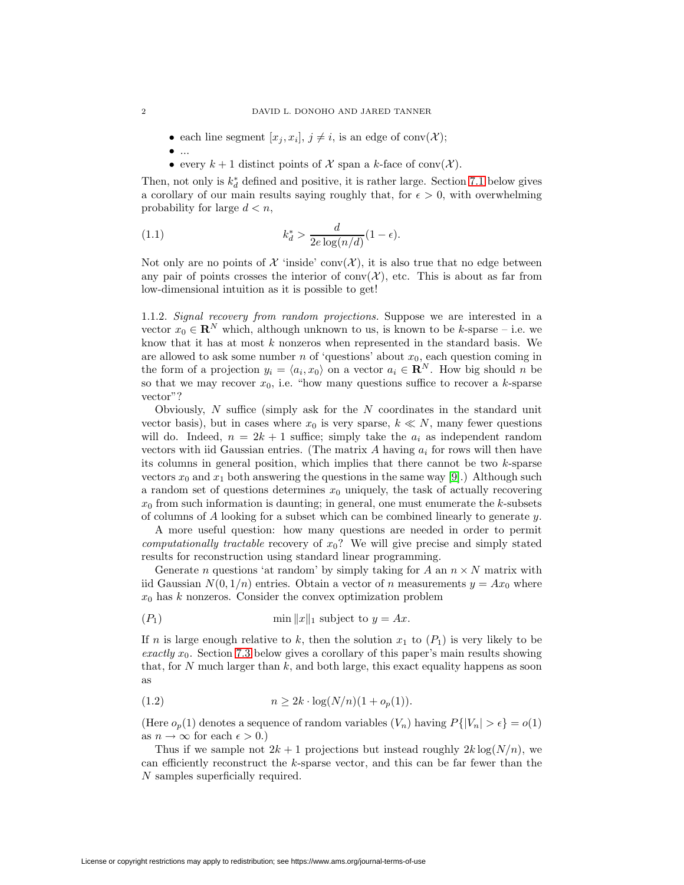- each line segment $[x_j, x_i]$, $j \neq i$, is an edge of $\text{conv}(\mathcal{X})$;
- ...
- every $k+1$ distinct points of $\mathcal{X}$ span a $k$-face of $\text{conv}(\mathcal{X})$.

Then, not only is $k_d^*$ defined and positive, it is rather large. Section 7.1 below gives a corollary of our main results saying roughly that, for $\epsilon > 0$, with overwhelming probability for large $d < n$,

$$k_d^* > \frac{d}{2e\log(n/d)}(1-\epsilon). \tag{1.1}$$

Not only are no points of $\mathcal{X}$ 'inside' $\text{conv}(\mathcal{X})$, it is also true that no edge between any pair of points crosses the interior of $\text{conv}(\mathcal{X})$, etc. This is about as far from low-dimensional intuition as it is possible to get!

1.1.2. *Signal recovery from random projections.* Suppose we are interested in a vector $x_0 \in \mathbf{R}^N$ which, although unknown to us, is known to be $k$-sparse – i.e. we know that it has at most $k$ nonzeros when represented in the standard basis. We are allowed to ask some number $n$ of 'questions' about $x_0$, each question coming in the form of a projection $y_i = \langle a_i, x_0 \rangle$ on a vector $a_i \in \mathbf{R}^N$. How big should $n$ be so that we may recover $x_0$, i.e. "how many questions suffice to recover a $k$-sparse vector"?

Obviously, $N$ suffice (simply ask for the $N$ coordinates in the standard unit vector basis), but in cases where $x_0$ is very sparse, $k \ll N$, many fewer questions will do. Indeed, $n = 2k+1$ suffice; simply take the $a_i$ as independent random vectors with iid Gaussian entries. (The matrix $A$ having $a_i$ for rows will then have its columns in general position, which implies that there cannot be two $k$-sparse vectors $x_0$ and $x_1$ both answering the questions in the same way [9].) Although such a random set of questions determines $x_0$ uniquely, the task of actually recovering $x_0$ from such information is daunting; in general, one must enumerate the $k$-subsets of columns of $A$ looking for a subset which can be combined linearly to generate $y$.

A more useful question: how many questions are needed in order to permit *computationally tractable* recovery of $x_0$? We will give precise and simply stated results for reconstruction using standard linear programming.

Generate $n$ questions 'at random' by simply taking for $A$ an $n \times N$ matrix with iid Gaussian $N(0, 1/n)$ entries. Obtain a vector of $n$ measurements $y = Ax_0$ where $x_0$ has $k$ nonzeros. Consider the convex optimization problem

$$(P_1) \qquad \min \|x\|_1 \text{ subject to } y = Ax.$$

If $n$ is large enough relative to $k$, then the solution $x_1$ to $(P_1)$ is very likely to be *exactly* $x_0$. Section 7.3 below gives a corollary of this paper's main results showing that, for $N$ much larger than $k$, and both large, this exact equality happens as soon as

$$n \geq 2k \cdot \log(N/n)(1 + o_p(1)). \tag{1.2}$$

(Here $o_p(1)$ denotes a sequence of random variables $(V_n)$ having $P\{|V_n| > \epsilon\} = o(1)$ as $n \to \infty$ for each $\epsilon > 0$.)

Thus if we sample not $2k+1$ projections but instead roughly $2k\log(N/n)$, we can efficiently reconstruct the $k$-sparse vector, and this can be far fewer than the $N$ samples superficially required.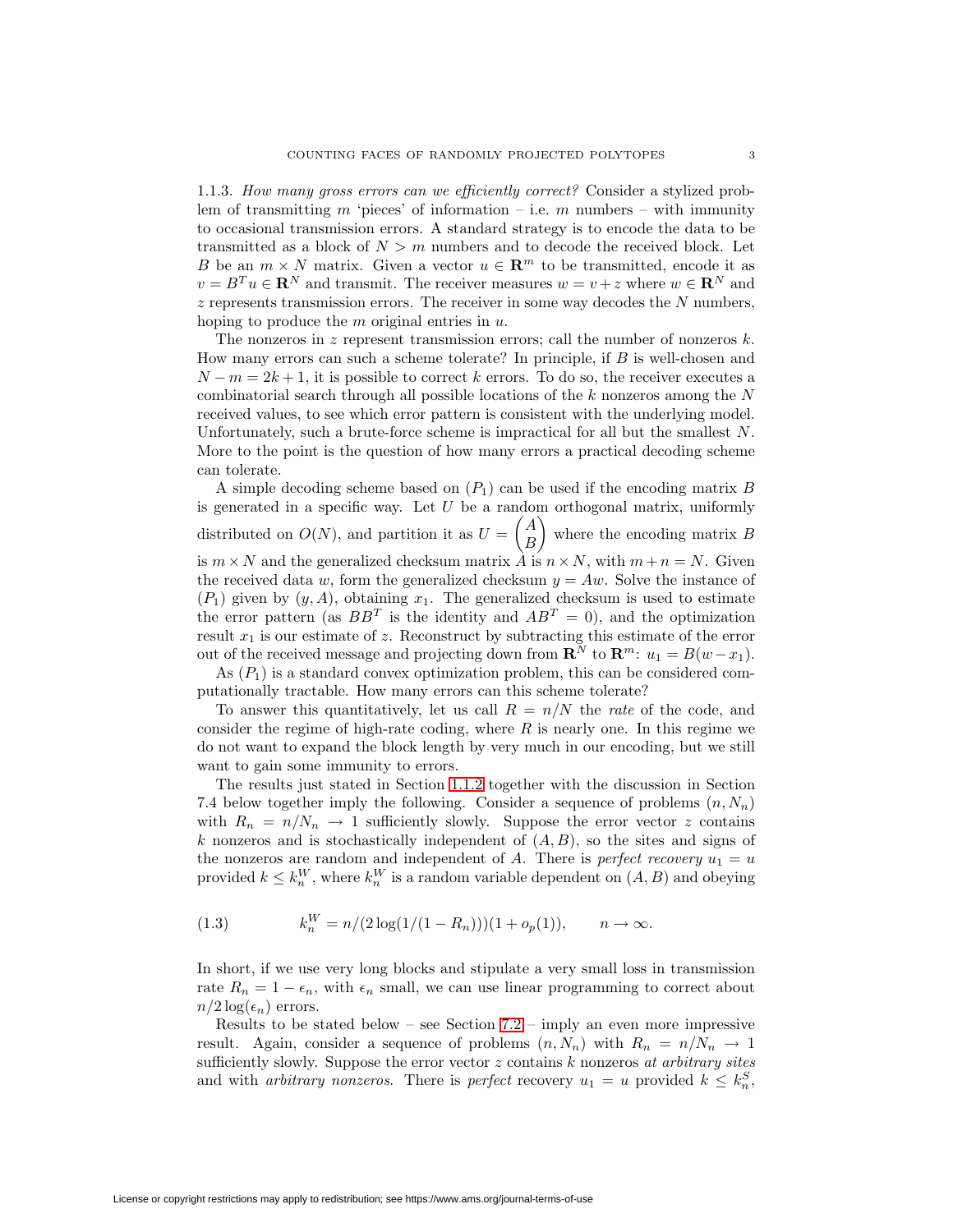1.1.3. *How many gross errors can we efficiently correct?* Consider a stylized problem of transmitting $m$ 'pieces' of information – i.e. $m$ numbers – with immunity to occasional transmission errors. A standard strategy is to encode the data to be transmitted as a block of $N > m$ numbers and to decode the received block. Let $B$ be an $m \times N$ matrix. Given a vector $u \in \mathbf{R}^m$ to be transmitted, encode it as $v = B^T u \in \mathbf{R}^N$ and transmit. The receiver measures $w = v + z$ where $w \in \mathbf{R}^N$ and $z$ represents transmission errors. The receiver in some way decodes the $N$ numbers, hoping to produce the $m$ original entries in $u$.

The nonzeros in $z$ represent transmission errors; call the number of nonzeros $k$. How many errors can such a scheme tolerate? In principle, if $B$ is well-chosen and $N - m = 2k + 1$, it is possible to correct $k$ errors. To do so, the receiver executes a combinatorial search through all possible locations of the $k$ nonzeros among the $N$ received values, to see which error pattern is consistent with the underlying model. Unfortunately, such a brute-force scheme is impractical for all but the smallest $N$. More to the point is the question of how many errors a practical decoding scheme can tolerate.

A simple decoding scheme based on $(P_1)$ can be used if the encoding matrix $B$ is generated in a specific way. Let $U$ be a random orthogonal matrix, uniformly distributed on $O(N)$, and partition it as $U = \begin{pmatrix} A \\ B \end{pmatrix}$ where the encoding matrix $B$ is $m \times N$ and the generalized checksum matrix $A$ is $n \times N$, with $m + n = N$. Given the received data $w$, form the generalized checksum $y = Aw$. Solve the instance of $(P_1)$ given by $(y, A)$, obtaining $x_1$. The generalized checksum is used to estimate the error pattern (as $BB^T$ is the identity and $AB^T = 0$), and the optimization result $x_1$ is our estimate of $z$. Reconstruct by subtracting this estimate of the error out of the received message and projecting down from $\mathbf{R}^N$ to $\mathbf{R}^m$: $u_1 = B(w - x_1)$.

As $(P_1)$ is a standard convex optimization problem, this can be considered computationally tractable. How many errors can this scheme tolerate?

To answer this quantitatively, let us call $R = n/N$ the *rate* of the code, and consider the regime of high-rate coding, where $R$ is nearly one. In this regime we do not want to expand the block length by very much in our encoding, but we still want to gain some immunity to errors.

The results just stated in Section 1.1.2 together with the discussion in Section 7.4 below together imply the following. Consider a sequence of problems $(n, N_n)$ with $R_n = n/N_n \to 1$ sufficiently slowly. Suppose the error vector $z$ contains $k$ nonzeros and is stochastically independent of $(A, B)$, so the sites and signs of the nonzeros are random and independent of $A$. There is *perfect recovery* $u_1 = u$ provided $k \le k_n^W$, where $k_n^W$ is a random variable dependent on $(A, B)$ and obeying

$$k_n^W = n/(2\log(1/(1 - R_n)))(1 + o_p(1)), \qquad n \to \infty. \tag{1.3}$$

In short, if we use very long blocks and stipulate a very small loss in transmission rate $R_n = 1 - \epsilon_n$, with $\epsilon_n$ small, we can use linear programming to correct about $n/2\log(\epsilon_n)$ errors.

Results to be stated below – see Section 7.2 – imply an even more impressive result. Again, consider a sequence of problems $(n, N_n)$ with $R_n = n/N_n \to 1$ sufficiently slowly. Suppose the error vector $z$ contains $k$ nonzeros *at arbitrary sites* and with *arbitrary nonzeros*. There is *perfect* recovery $u_1 = u$ provided $k \le k_n^S$,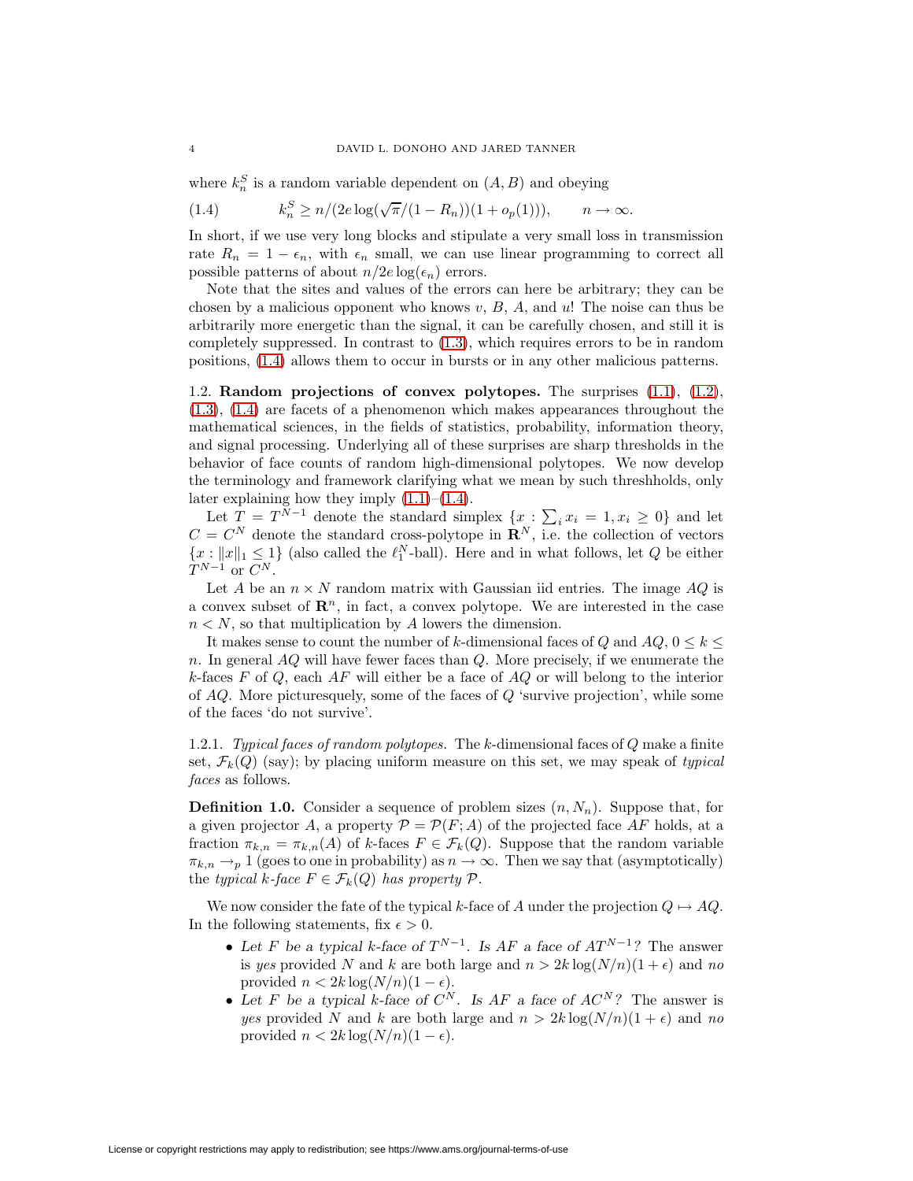where $k_n^S$ is a random variable dependent on $(A, B)$ and obeying

$$k_n^S \geq n/(2e \log(\sqrt{\pi}/(1 - R_n))(1 + o_p(1))), \qquad n \to \infty. \tag{1.4}$$

In short, if we use very long blocks and stipulate a very small loss in transmission rate $R_n = 1 - \epsilon_n$, with $\epsilon_n$ small, we can use linear programming to correct all possible patterns of about $n/2e \log(\epsilon_n)$ errors.

Note that the sites and values of the errors can here be arbitrary; they can be chosen by a malicious opponent who knows $v$, $B$, $A$, and $u$! The noise can thus be arbitrarily more energetic than the signal, it can be carefully chosen, and still it is completely suppressed. In contrast to (1.3), which requires errors to be in random positions, (1.4) allows them to occur in bursts or in any other malicious patterns.

1.2. **Random projections of convex polytopes.** The surprises (1.1), (1.2), (1.3), (1.4) are facets of a phenomenon which makes appearances throughout the mathematical sciences, in the fields of statistics, probability, information theory, and signal processing. Underlying all of these surprises are sharp thresholds in the behavior of face counts of random high-dimensional polytopes. We now develop the terminology and framework clarifying what we mean by such threshholds, only later explaining how they imply (1.1)–(1.4).

Let $T = T^{N-1}$ denote the standard simplex $\{x : \sum_i x_i = 1, x_i \geq 0\}$ and let $C = C^N$ denote the standard cross-polytope in $\mathbf{R}^N$, i.e. the collection of vectors $\{x : \|x\|_1 \leq 1\}$ (also called the $\ell_1^N$-ball). Here and in what follows, let $Q$ be either $T^{N-1}$ or $C^N$.

Let $A$ be an $n \times N$ random matrix with Gaussian iid entries. The image $AQ$ is a convex subset of $\mathbf{R}^n$, in fact, a convex polytope. We are interested in the case $n < N$, so that multiplication by $A$ lowers the dimension.

It makes sense to count the number of $k$-dimensional faces of $Q$ and $AQ$, $0 \leq k \leq n$. In general $AQ$ will have fewer faces than $Q$. More precisely, if we enumerate the $k$-faces $F$ of $Q$, each $AF$ will either be a face of $AQ$ or will belong to the interior of $AQ$. More picturesquely, some of the faces of $Q$ 'survive projection', while some of the faces 'do not survive'.

1.2.1. *Typical faces of random polytopes.* The $k$-dimensional faces of $Q$ make a finite set, $\mathcal{F}_k(Q)$ (say); by placing uniform measure on this set, we may speak of *typical faces* as follows.

**Definition 1.0.** Consider a sequence of problem sizes $(n, N_n)$. Suppose that, for a given projector $A$, a property $\mathcal{P} = \mathcal{P}(F; A)$ of the projected face $AF$ holds, at a fraction $\pi_{k,n} = \pi_{k,n}(A)$ of $k$-faces $F \in \mathcal{F}_k(Q)$. Suppose that the random variable $\pi_{k,n} \to_p 1$ (goes to one in probability) as $n \to \infty$. Then we say that (asymptotically) the *typical $k$-face $F \in \mathcal{F}_k(Q)$ has property $\mathcal{P}$.*

We now consider the fate of the typical $k$-face of $A$ under the projection $Q \mapsto AQ$. In the following statements, fix $\epsilon > 0$.

- *Let $F$ be a typical $k$-face of $T^{N-1}$. Is $AF$ a face of $AT^{N-1}$?* The answer is *yes* provided $N$ and $k$ are both large and $n > 2k \log(N/n)(1 + \epsilon)$ and *no* provided $n < 2k \log(N/n)(1 - \epsilon)$.
- *Let $F$ be a typical $k$-face of $C^N$. Is $AF$ a face of $AC^N$?* The answer is *yes* provided $N$ and $k$ are both large and $n > 2k \log(N/n)(1 + \epsilon)$ and *no* provided $n < 2k \log(N/n)(1 - \epsilon)$.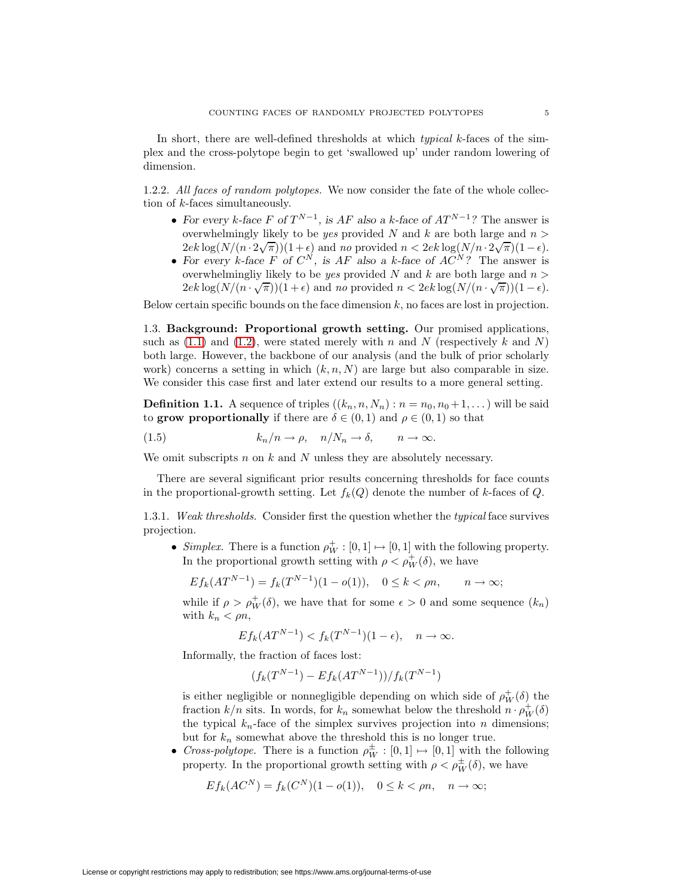In short, there are well-defined thresholds at which *typical* $k$-faces of the simplex and the cross-polytope begin to get 'swallowed up' under random lowering of dimension.

1.2.2. *All faces of random polytopes.* We now consider the fate of the whole collection of $k$-faces simultaneously.

- *For every $k$-face $F$ of $T^{N-1}$, is $AF$ also a $k$-face of $AT^{N-1}$?* The answer is overwhelmingly likely to be *yes* provided $N$ and $k$ are both large and $n > 2ek\log(N/(n\cdot 2\sqrt{\pi}))(1+\epsilon)$ and *no* provided $n < 2ek\log(N/n\cdot 2\sqrt{\pi})(1-\epsilon)$.
- *For every $k$-face $F$ of $C^N$, is $AF$ also a $k$-face of $AC^N$?* The answer is overwhelmingliy likely to be *yes* provided $N$ and $k$ are both large and $n > 2ek\log(N/(n\cdot\sqrt{\pi}))(1+\epsilon)$ and *no* provided $n < 2ek\log(N/(n\cdot\sqrt{\pi}))(1-\epsilon)$.

Below certain specific bounds on the face dimension $k$, no faces are lost in projection.

1.3. **Background: Proportional growth setting.** Our promised applications, such as (1.1) and (1.2), were stated merely with $n$ and $N$ (respectively $k$ and $N$) both large. However, the backbone of our analysis (and the bulk of prior scholarly work) concerns a setting in which $(k, n, N)$ are large but also comparable in size. We consider this case first and later extend our results to a more general setting.

**Definition 1.1.** A sequence of triples $((k_n, n, N_n) : n = n_0, n_0+1, \dots)$ will be said to **grow proportionally** if there are $\delta \in (0,1)$ and $\rho \in (0,1)$ so that

$$k_n/n \to \rho, \quad n/N_n \to \delta, \qquad n \to \infty. \tag{1.5}$$

We omit subscripts $n$ on $k$ and $N$ unless they are absolutely necessary.

There are several significant prior results concerning thresholds for face counts in the proportional-growth setting. Let $f_k(Q)$ denote the number of $k$-faces of $Q$.

1.3.1. *Weak thresholds.* Consider first the question whether the *typical* face survives projection.

- *Simplex.* There is a function $\rho_W^+ : [0,1] \mapsto [0,1]$ with the following property. In the proportional growth setting with $\rho < \rho_W^+(\delta)$, we have

  $$Ef_k(AT^{N-1}) = f_k(T^{N-1})(1-o(1)), \quad 0 \le k < \rho n, \qquad n \to \infty;$$

  while if $\rho > \rho_W^+(\delta)$, we have that for some $\epsilon > 0$ and some sequence $(k_n)$ with $k_n < \rho n$,

  $$Ef_k(AT^{N-1}) < f_k(T^{N-1})(1-\epsilon), \quad n \to \infty.$$

  Informally, the fraction of faces lost:

  $$(f_k(T^{N-1}) - Ef_k(AT^{N-1}))/f_k(T^{N-1})$$

  is either negligible or nonnegligible depending on which side of $\rho_W^+(\delta)$ the fraction $k/n$ sits. In words, for $k_n$ somewhat below the threshold $n\cdot\rho_W^+(\delta)$ the typical $k_n$-face of the simplex survives projection into $n$ dimensions; but for $k_n$ somewhat above the threshold this is no longer true.
- *Cross-polytope.* There is a function $\rho_W^\pm : [0,1] \mapsto [0,1]$ with the following property. In the proportional growth setting with $\rho < \rho_W^\pm(\delta)$, we have

  $$Ef_k(AC^N) = f_k(C^N)(1-o(1)), \quad 0 \le k < \rho n, \quad n \to \infty;$$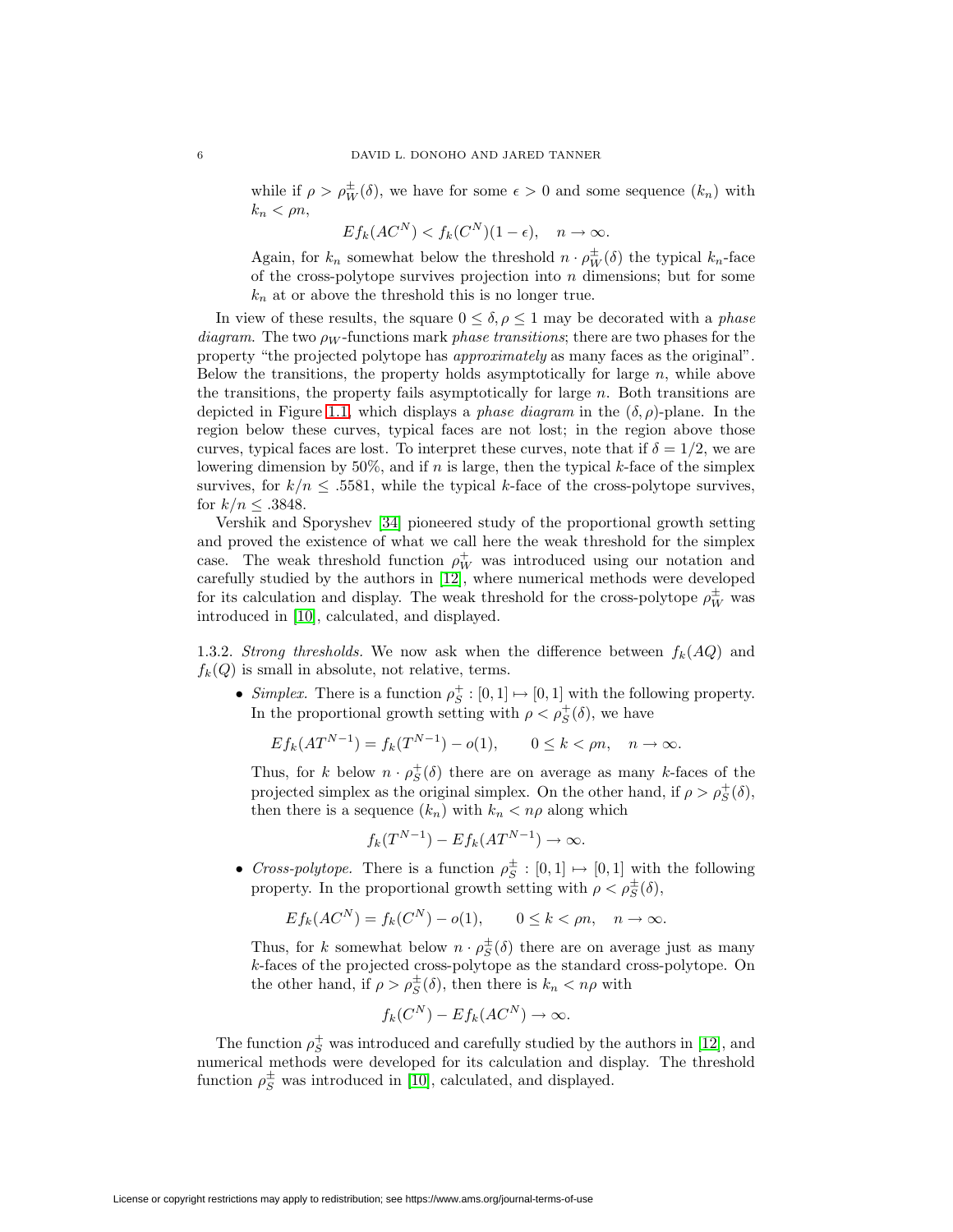while if $\rho > \rho_W^{\pm}(\delta)$, we have for some $\epsilon > 0$ and some sequence $(k_n)$ with $k_n < \rho n$,

$$Ef_k(AC^N) < f_k(C^N)(1-\epsilon), \quad n \to \infty.$$

Again, for $k_n$ somewhat below the threshold $n \cdot \rho_W^{\pm}(\delta)$ the typical $k_n$-face of the cross-polytope survives projection into $n$ dimensions; but for some $k_n$ at or above the threshold this is no longer true.

In view of these results, the square $0 \le \delta, \rho \le 1$ may be decorated with a *phase diagram*. The two $\rho_W$-functions mark *phase transitions*; there are two phases for the property "the projected polytope has *approximately* as many faces as the original". Below the transitions, the property holds asymptotically for large $n$, while above the transitions, the property fails asymptotically for large $n$. Both transitions are depicted in Figure 1.1, which displays a *phase diagram* in the $(\delta, \rho)$-plane. In the region below these curves, typical faces are not lost; in the region above those curves, typical faces are lost. To interpret these curves, note that if $\delta = 1/2$, we are lowering dimension by 50%, and if $n$ is large, then the typical $k$-face of the simplex survives, for $k/n \le .5581$, while the typical $k$-face of the cross-polytope survives, for $k/n \le .3848$.

Vershik and Sporyshev [34] pioneered study of the proportional growth setting and proved the existence of what we call here the weak threshold for the simplex case. The weak threshold function $\rho_W^+$ was introduced using our notation and carefully studied by the authors in [12], where numerical methods were developed for its calculation and display. The weak threshold for the cross-polytope $\rho_W^{\pm}$ was introduced in [10], calculated, and displayed.

1.3.2. *Strong thresholds.* We now ask when the difference between $f_k(AQ)$ and $f_k(Q)$ is small in absolute, not relative, terms.

- *Simplex.* There is a function $\rho_S^+ : [0,1] \mapsto [0,1]$ with the following property. In the proportional growth setting with $\rho < \rho_S^+(\delta)$, we have

  $$Ef_k(AT^{N-1}) = f_k(T^{N-1}) - o(1), \qquad 0 \le k < \rho n, \quad n \to \infty.$$

  Thus, for $k$ below $n \cdot \rho_S^+(\delta)$ there are on average as many $k$-faces of the projected simplex as the original simplex. On the other hand, if $\rho > \rho_S^+(\delta)$, then there is a sequence $(k_n)$ with $k_n < n\rho$ along which

  $$f_k(T^{N-1}) - Ef_k(AT^{N-1}) \to \infty.$$

- *Cross-polytope.* There is a function $\rho_S^{\pm} : [0,1] \mapsto [0,1]$ with the following property. In the proportional growth setting with $\rho < \rho_S^{\pm}(\delta)$,

  $$Ef_k(AC^N) = f_k(C^N) - o(1), \qquad 0 \le k < \rho n, \quad n \to \infty.$$

  Thus, for $k$ somewhat below $n \cdot \rho_S^{\pm}(\delta)$ there are on average just as many $k$-faces of the projected cross-polytope as the standard cross-polytope. On the other hand, if $\rho > \rho_S^{\pm}(\delta)$, then there is $k_n < n\rho$ with

  $$f_k(C^N) - Ef_k(AC^N) \to \infty.$$

The function $\rho_S^+$ was introduced and carefully studied by the authors in [12], and numerical methods were developed for its calculation and display. The threshold function $\rho_S^{\pm}$ was introduced in [10], calculated, and displayed.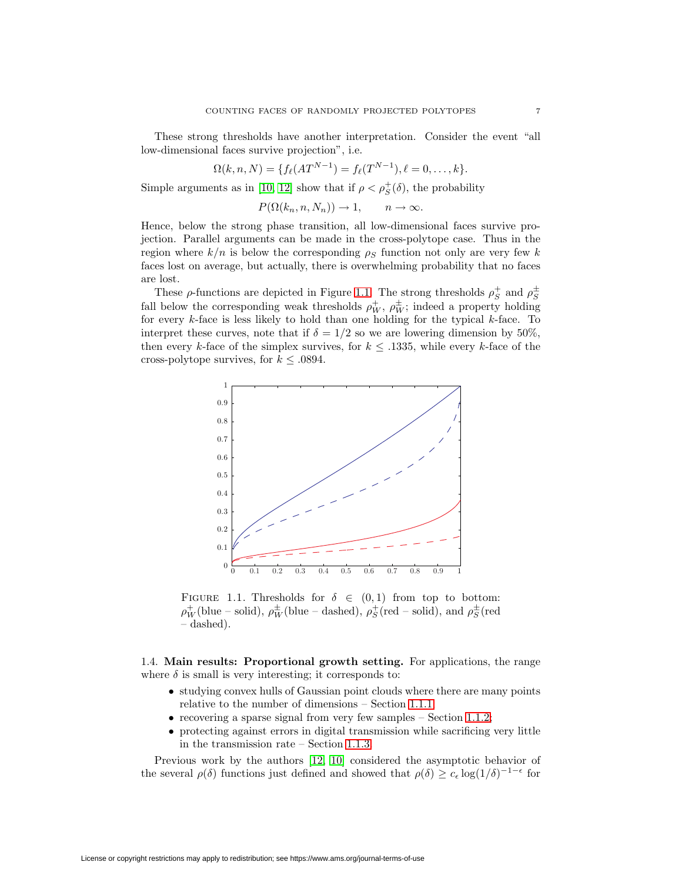These strong thresholds have another interpretation. Consider the event "all low-dimensional faces survive projection", i.e.

$$\Omega(k, n, N) = \{f_\ell(AT^{N-1}) = f_\ell(T^{N-1}), \ell = 0, \ldots, k\}.$$

Simple arguments as in [10, 12] show that if $\rho < \rho_S^+(\delta)$, the probability

$$P(\Omega(k_n, n, N_n)) \to 1, \qquad n \to \infty.$$

Hence, below the strong phase transition, all low-dimensional faces survive projection. Parallel arguments can be made in the cross-polytope case. Thus in the region where $k/n$ is below the corresponding $\rho_S$ function not only are very few $k$ faces lost on average, but actually, there is overwhelming probability that no faces are lost.

These $\rho$-functions are depicted in Figure 1.1. The strong thresholds $\rho_S^+$ and $\rho_S^\pm$ fall below the corresponding weak thresholds $\rho_W^+$, $\rho_W^\pm$; indeed a property holding for every $k$-face is less likely to hold than one holding for the typical $k$-face. To interpret these curves, note that if $\delta = 1/2$ so we are lowering dimension by 50%, then every $k$-face of the simplex survives, for $k \leq .1335$, while every $k$-face of the cross-polytope survives, for $k \leq .0894$.

FIGURE 1.1. Thresholds for $\delta \in (0, 1)$ from top to bottom: $\rho_W^+$(blue – solid), $\rho_W^\pm$(blue – dashed), $\rho_S^+$(red – solid), and $\rho_S^\pm$(red – dashed).

1.4. **Main results: Proportional growth setting.** For applications, the range where $\delta$ is small is very interesting; it corresponds to:

- studying convex hulls of Gaussian point clouds where there are many points relative to the number of dimensions – Section 1.1.1
- recovering a sparse signal from very few samples – Section 1.1.2;
- protecting against errors in digital transmission while sacrificing very little in the transmission rate – Section 1.1.3

Previous work by the authors [12, 10] considered the asymptotic behavior of the several $\rho(\delta)$ functions just defined and showed that $\rho(\delta) \geq c_\epsilon \log(1/\delta)^{-1-\epsilon}$ for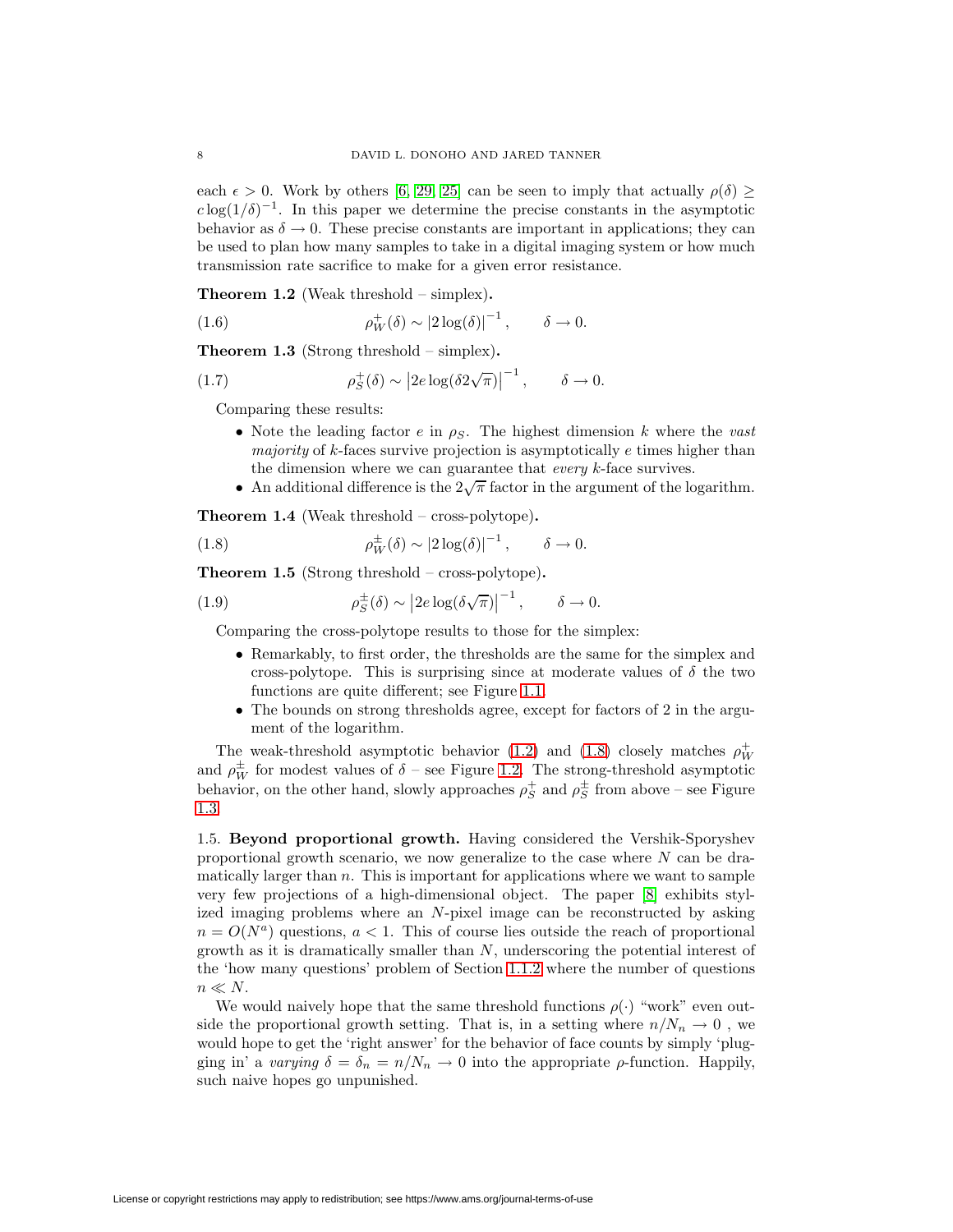each $\epsilon > 0$. Work by others [6, 29, 25] can be seen to imply that actually $\rho(\delta) \geq c \log(1/\delta)^{-1}$. In this paper we determine the precise constants in the asymptotic behavior as $\delta \to 0$. These precise constants are important in applications; they can be used to plan how many samples to take in a digital imaging system or how much transmission rate sacrifice to make for a given error resistance.

**Theorem 1.2** (Weak threshold – simplex)**.**

$$\rho_W^+(\delta) \sim |2\log(\delta)|^{-1}, \qquad \delta \to 0. \tag{1.6}$$

**Theorem 1.3** (Strong threshold – simplex)**.**

$$\rho_S^+(\delta) \sim \left|2e\log(\delta 2\sqrt{\pi})\right|^{-1}, \qquad \delta \to 0. \tag{1.7}$$

Comparing these results:

- Note the leading factor $e$ in $\rho_S$. The highest dimension $k$ where the *vast majority* of $k$-faces survive projection is asymptotically $e$ times higher than the dimension where we can guarantee that *every* $k$-face survives.
- An additional difference is the $2\sqrt{\pi}$ factor in the argument of the logarithm.

**Theorem 1.4** (Weak threshold – cross-polytope)**.**

$$\rho_W^{\pm}(\delta) \sim |2\log(\delta)|^{-1}, \qquad \delta \to 0. \tag{1.8}$$

**Theorem 1.5** (Strong threshold – cross-polytope)**.**

$$\rho_S^{\pm}(\delta) \sim \left|2e\log(\delta\sqrt{\pi})\right|^{-1}, \qquad \delta \to 0. \tag{1.9}$$

Comparing the cross-polytope results to those for the simplex:

- Remarkably, to first order, the thresholds are the same for the simplex and cross-polytope. This is surprising since at moderate values of $\delta$ the two functions are quite different; see Figure 1.1.
- The bounds on strong thresholds agree, except for factors of 2 in the argument of the logarithm.

The weak-threshold asymptotic behavior (1.2) and (1.8) closely matches $\rho_W^+$ and $\rho_W^{\pm}$ for modest values of $\delta$ – see Figure 1.2. The strong-threshold asymptotic behavior, on the other hand, slowly approaches $\rho_S^+$ and $\rho_S^{\pm}$ from above – see Figure 1.3.

1.5. **Beyond proportional growth.** Having considered the Vershik-Sporyshev proportional growth scenario, we now generalize to the case where $N$ can be dramatically larger than $n$. This is important for applications where we want to sample very few projections of a high-dimensional object. The paper [8] exhibits stylized imaging problems where an $N$-pixel image can be reconstructed by asking $n = O(N^a)$ questions, $a < 1$. This of course lies outside the reach of proportional growth as it is dramatically smaller than $N$, underscoring the potential interest of the 'how many questions' problem of Section 1.1.2 where the number of questions $n \ll N$.

We would naively hope that the same threshold functions $\rho(\cdot)$ "work" even outside the proportional growth setting. That is, in a setting where $n/N_n \to 0$ , we would hope to get the 'right answer' for the behavior of face counts by simply 'plugging in' a *varying* $\delta = \delta_n = n/N_n \to 0$ into the appropriate $\rho$-function. Happily, such naive hopes go unpunished.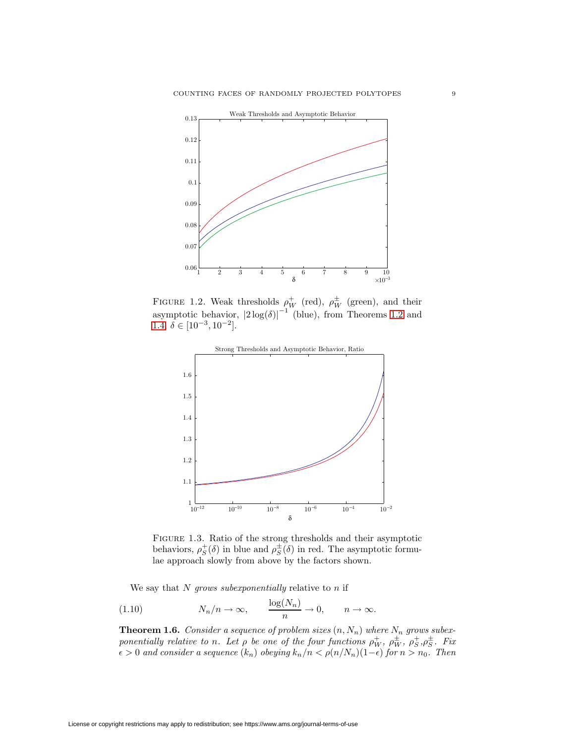FIGURE 1.2. Weak thresholds $\rho_W^+$ (red), $\rho_W^\pm$ (green), and their asymptotic behavior, $|2\log(\delta)|^{-1}$ (blue), from Theorems 1.2 and 1.4, $\delta \in [10^{-3}, 10^{-2}]$.

FIGURE 1.3. Ratio of the strong thresholds and their asymptotic behaviors, $\rho_S^+(\delta)$ in blue and $\rho_S^\pm(\delta)$ in red. The asymptotic formulae approach slowly from above by the factors shown.

We say that $N$ *grows subexponentially* relative to $n$ if

$$N_n/n \to \infty, \qquad \frac{\log(N_n)}{n} \to 0, \qquad n \to \infty. \tag{1.10}$$

**Theorem 1.6.** *Consider a sequence of problem sizes $(n, N_n)$ where $N_n$ grows subexponentially relative to $n$. Let $\rho$ be one of the four functions $\rho_W^+$, $\rho_W^\pm$, $\rho_S^+$, $\rho_S^\pm$. Fix $\epsilon > 0$ and consider a sequence $(k_n)$ obeying $k_n/n < \rho(n/N_n)(1-\epsilon)$ for $n > n_0$. Then*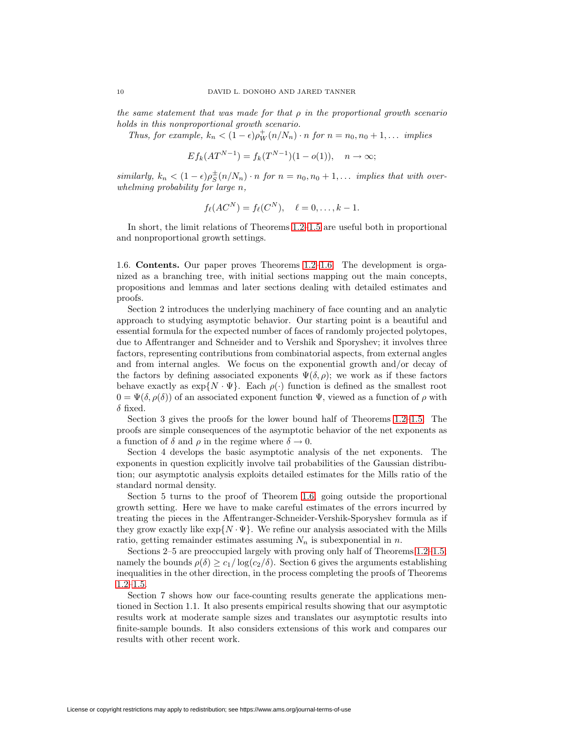*the same statement that was made for that $\rho$ in the proportional growth scenario holds in this nonproportional growth scenario.*

*Thus, for example, $k_n < (1-\epsilon)\rho_W^+(n/N_n) \cdot n$ for $n = n_0, n_0+1, \ldots$ implies*

$$Ef_k(AT^{N-1}) = f_k(T^{N-1})(1 - o(1)), \quad n \to \infty;$$

*similarly, $k_n < (1-\epsilon)\rho_S^\pm(n/N_n) \cdot n$ for $n = n_0, n_0+1, \ldots$ implies that with overwhelming probability for large $n$,*

$$f_\ell(AC^N) = f_\ell(C^N), \quad \ell = 0, \ldots, k-1.$$

In short, the limit relations of Theorems 1.2–1.5 are useful both in proportional and nonproportional growth settings.

1.6. **Contents.** Our paper proves Theorems 1.2–1.6. The development is organized as a branching tree, with initial sections mapping out the main concepts, propositions and lemmas and later sections dealing with detailed estimates and proofs.

Section 2 introduces the underlying machinery of face counting and an analytic approach to studying asymptotic behavior. Our starting point is a beautiful and essential formula for the expected number of faces of randomly projected polytopes, due to Affentranger and Schneider and to Vershik and Sporyshev; it involves three factors, representing contributions from combinatorial aspects, from external angles and from internal angles. We focus on the exponential growth and/or decay of the factors by defining associated exponents $\Psi(\delta, \rho)$; we work as if these factors behave exactly as $\exp\{N \cdot \Psi\}$. Each $\rho(\cdot)$ function is defined as the smallest root $0 = \Psi(\delta, \rho(\delta))$ of an associated exponent function $\Psi$, viewed as a function of $\rho$ with $\delta$ fixed.

Section 3 gives the proofs for the lower bound half of Theorems 1.2–1.5. The proofs are simple consequences of the asymptotic behavior of the net exponents as a function of $\delta$ and $\rho$ in the regime where $\delta \to 0$.

Section 4 develops the basic asymptotic analysis of the net exponents. The exponents in question explicitly involve tail probabilities of the Gaussian distribution; our asymptotic analysis exploits detailed estimates for the Mills ratio of the standard normal density.

Section 5 turns to the proof of Theorem 1.6, going outside the proportional growth setting. Here we have to make careful estimates of the errors incurred by treating the pieces in the Affentranger-Schneider-Vershik-Sporyshev formula as if they grow exactly like $\exp\{N \cdot \Psi\}$. We refine our analysis associated with the Mills ratio, getting remainder estimates assuming $N_n$ is subexponential in $n$.

Sections 2–5 are preoccupied largely with proving only half of Theorems 1.2–1.5, namely the bounds $\rho(\delta) \geq c_1/\log(c_2/\delta)$. Section 6 gives the arguments establishing inequalities in the other direction, in the process completing the proofs of Theorems 1.2–1.5.

Section 7 shows how our face-counting results generate the applications mentioned in Section 1.1. It also presents empirical results showing that our asymptotic results work at moderate sample sizes and translates our asymptotic results into finite-sample bounds. It also considers extensions of this work and compares our results with other recent work.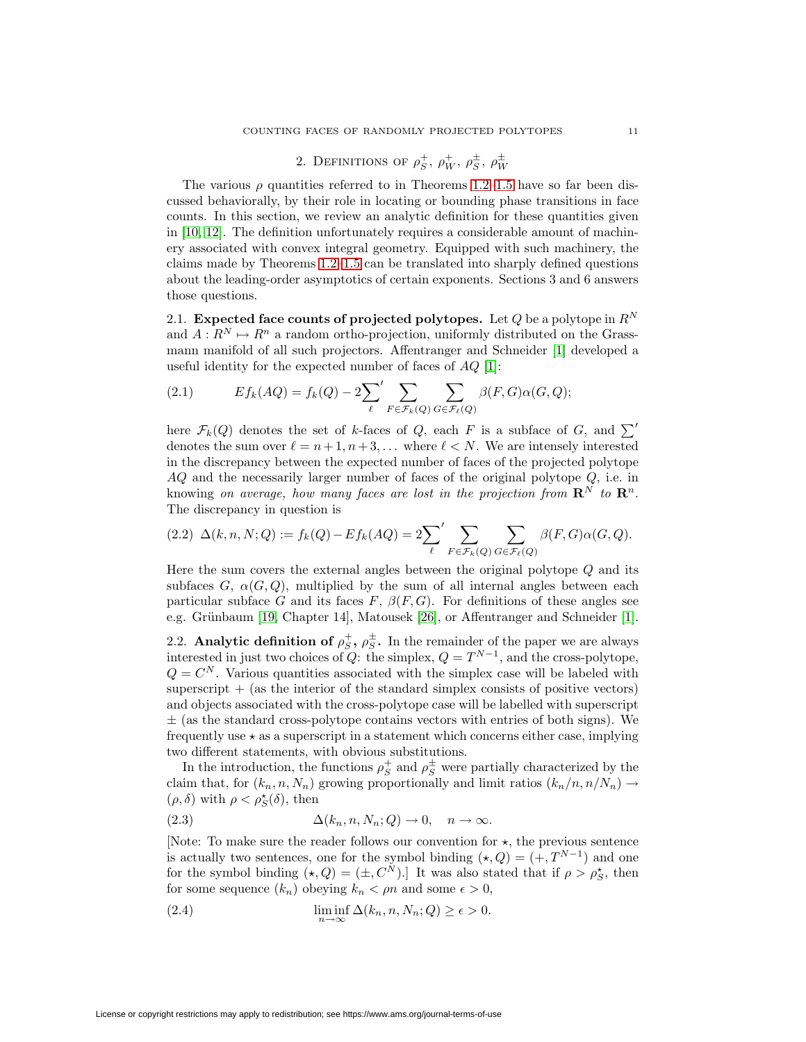## 2. Definitions of $\rho_S^+$, $\rho_W^+$, $\rho_S^\pm$, $\rho_W^\pm$

The various $\rho$ quantities referred to in Theorems 1.2–1.5 have so far been discussed behaviorally, by their role in locating or bounding phase transitions in face counts. In this section, we review an analytic definition for these quantities given in [10, 12]. The definition unfortunately requires a considerable amount of machinery associated with convex integral geometry. Equipped with such machinery, the claims made by Theorems 1.2–1.5 can be translated into sharply defined questions about the leading-order asymptotics of certain exponents. Sections 3 and 6 answers those questions.

**2.1. Expected face counts of projected polytopes.** Let $Q$ be a polytope in $R^N$ and $A : R^N \mapsto R^n$ a random ortho-projection, uniformly distributed on the Grassmann manifold of all such projectors. Affentranger and Schneider [1] developed a useful identity for the expected number of faces of $AQ$ [1]:

$$Ef_k(AQ) = f_k(Q) - 2{\sum_\ell}' \sum_{F \in \mathcal{F}_k(Q)} \sum_{G \in \mathcal{F}_\ell(Q)} \beta(F,G)\alpha(G,Q); \tag{2.1}$$

here $\mathcal{F}_k(Q)$ denotes the set of $k$-faces of $Q$, each $F$ is a subface of $G$, and $\sum'$ denotes the sum over $\ell = n+1, n+3, \ldots$ where $\ell < N$. We are intensely interested in the discrepancy between the expected number of faces of the projected polytope $AQ$ and the necessarily larger number of faces of the original polytope $Q$, i.e. in knowing *on average, how many faces are lost in the projection from* $\mathbf{R}^N$ *to* $\mathbf{R}^n$. The discrepancy in question is

$$\Delta(k,n,N;Q) := f_k(Q) - Ef_k(AQ) = 2{\sum_\ell}' \sum_{F \in \mathcal{F}_k(Q)} \sum_{G \in \mathcal{F}_\ell(Q)} \beta(F,G)\alpha(G,Q). \tag{2.2}$$

Here the sum covers the external angles between the original polytope $Q$ and its subfaces $G$, $\alpha(G,Q)$, multiplied by the sum of all internal angles between each particular subface $G$ and its faces $F$, $\beta(F,G)$. For definitions of these angles see e.g. Grünbaum [19, Chapter 14], Matousek [26], or Affentranger and Schneider [1].

**2.2. Analytic definition of $\rho_S^+$, $\rho_S^\pm$.** In the remainder of the paper we are always interested in just two choices of $Q$: the simplex, $Q = T^{N-1}$, and the cross-polytope, $Q = C^N$. Various quantities associated with the simplex case will be labeled with superscript $+$ (as the interior of the standard simplex consists of positive vectors) and objects associated with the cross-polytope case will be labelled with superscript $\pm$ (as the standard cross-polytope contains vectors with entries of both signs). We frequently use $\star$ as a superscript in a statement which concerns either case, implying two different statements, with obvious substitutions.

In the introduction, the functions $\rho_S^+$ and $\rho_S^\pm$ were partially characterized by the claim that, for $(k_n, n, N_n)$ growing proportionally and limit ratios $(k_n/n, n/N_n) \to (\rho, \delta)$ with $\rho < \rho_S^\star(\delta)$, then

$$\Delta(k_n, n, N_n; Q) \to 0, \quad n \to \infty. \tag{2.3}$$

[Note: To make sure the reader follows our convention for $\star$, the previous sentence is actually two sentences, one for the symbol binding $(\star, Q) = (+, T^{N-1})$ and one for the symbol binding $(\star, Q) = (\pm, C^N)$.] It was also stated that if $\rho > \rho_S^\star$, then for some sequence $(k_n)$ obeying $k_n < \rho n$ and some $\epsilon > 0$,

$$\liminf_{n \to \infty} \Delta(k_n, n, N_n; Q) \geq \epsilon > 0. \tag{2.4}$$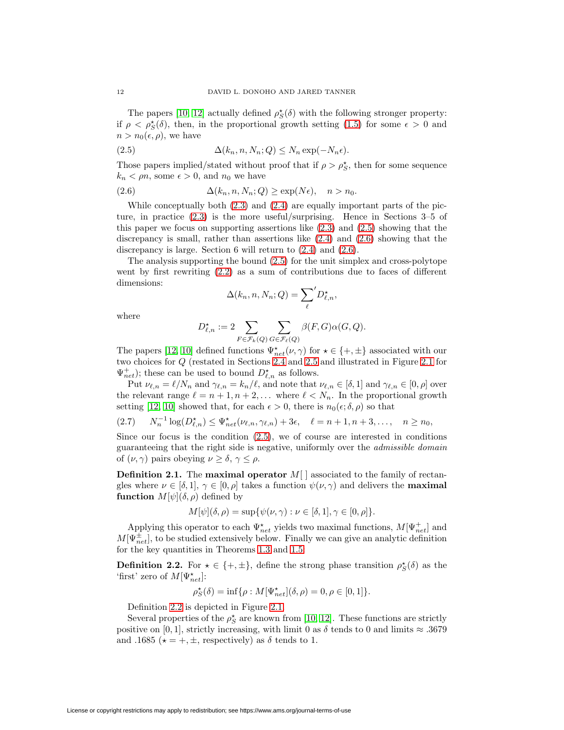The papers [10, 12] actually defined $\rho_S^\star(\delta)$ with the following stronger property: if $\rho < \rho_S^\star(\delta)$, then, in the proportional growth setting (1.5) for some $\epsilon > 0$ and $n > n_0(\epsilon, \rho)$, we have

$$\Delta(k_n, n, N_n; Q) \leq N_n \exp(-N_n \epsilon). \tag{2.5}$$

Those papers implied/stated without proof that if $\rho > \rho_S^\star$, then for some sequence $k_n < \rho n$, some $\epsilon > 0$, and $n_0$ we have

$$\Delta(k_n, n, N_n; Q) \geq \exp(N\epsilon), \quad n > n_0. \tag{2.6}$$

While conceptually both (2.3) and (2.4) are equally important parts of the picture, in practice (2.3) is the more useful/surprising. Hence in Sections 3–5 of this paper we focus on supporting assertions like (2.3) and (2.5) showing that the discrepancy is small, rather than assertions like (2.4) and (2.6) showing that the discrepancy is large. Section 6 will return to (2.4) and (2.6).

The analysis supporting the bound (2.5) for the unit simplex and cross-polytope went by first rewriting (2.2) as a sum of contributions due to faces of different dimensions:

$$\Delta(k_n, n, N_n; Q) = {\sum_\ell}' D_{\ell,n}^\star,$$

where

$$D_{\ell,n}^\star := 2 \sum_{F \in \mathcal{F}_k(Q)} \sum_{G \in \mathcal{F}_\ell(Q)} \beta(F, G)\alpha(G, Q).$$

The papers [12, 10] defined functions $\Psi_{net}^\star(\nu, \gamma)$ for $\star \in \{+, \pm\}$ associated with our two choices for $Q$ (restated in Sections 2.4 and 2.5 and illustrated in Figure 2.1 for $\Psi_{net}^+$); these can be used to bound $D_{\ell,n}^\star$ as follows.

Put $\nu_{\ell,n} = \ell/N_n$ and $\gamma_{\ell,n} = k_n/\ell$, and note that $\nu_{\ell,n} \in [\delta, 1]$ and $\gamma_{\ell,n} \in [0, \rho]$ over the relevant range $\ell = n+1, n+2, \dots$ where $\ell < N_n$. In the proportional growth setting [12, 10] showed that, for each $\epsilon > 0$, there is $n_0(\epsilon; \delta, \rho)$ so that

$$N_n^{-1} \log(D_{\ell,n}^\star) \leq \Psi_{net}^\star(\nu_{\ell,n}, \gamma_{\ell,n}) + 3\epsilon, \quad \ell = n+1, n+3, \dots, \quad n \geq n_0, \tag{2.7}$$

Since our focus is the condition (2.5), we of course are interested in conditions guaranteeing that the right side is negative, uniformly over the *admissible domain* of $(\nu, \gamma)$ pairs obeying $\nu \geq \delta$, $\gamma \leq \rho$.

**Definition 2.1.** The **maximal operator** $M[\,]$ associated to the family of rectangles where $\nu \in [\delta, 1]$, $\gamma \in [0, \rho]$ takes a function $\psi(\nu, \gamma)$ and delivers the **maximal function** $M[\psi](\delta, \rho)$ defined by

$$M[\psi](\delta, \rho) = \sup\{\psi(\nu, \gamma) : \nu \in [\delta, 1], \gamma \in [0, \rho]\}.$$

Applying this operator to each $\Psi_{net}^\star$ yields two maximal functions, $M[\Psi_{net}^+]$ and $M[\Psi_{net}^\pm]$, to be studied extensively below. Finally we can give an analytic definition for the key quantities in Theorems 1.3 and 1.5.

**Definition 2.2.** For $\star \in \{+, \pm\}$, define the strong phase transition $\rho_S^\star(\delta)$ as the 'first' zero of $M[\Psi_{net}^\star]$:

$$\rho_S^\star(\delta) = \inf\{\rho : M[\Psi_{net}^\star](\delta, \rho) = 0, \rho \in [0, 1]\}.$$

Definition 2.2 is depicted in Figure 2.1.

Several properties of the $\rho_S^\star$ are known from [10, 12]. These functions are strictly positive on $[0, 1]$, strictly increasing, with limit 0 as $\delta$ tends to 0 and limits $\approx .3679$ and $.1685$ ($\star = +, \pm$, respectively) as $\delta$ tends to 1.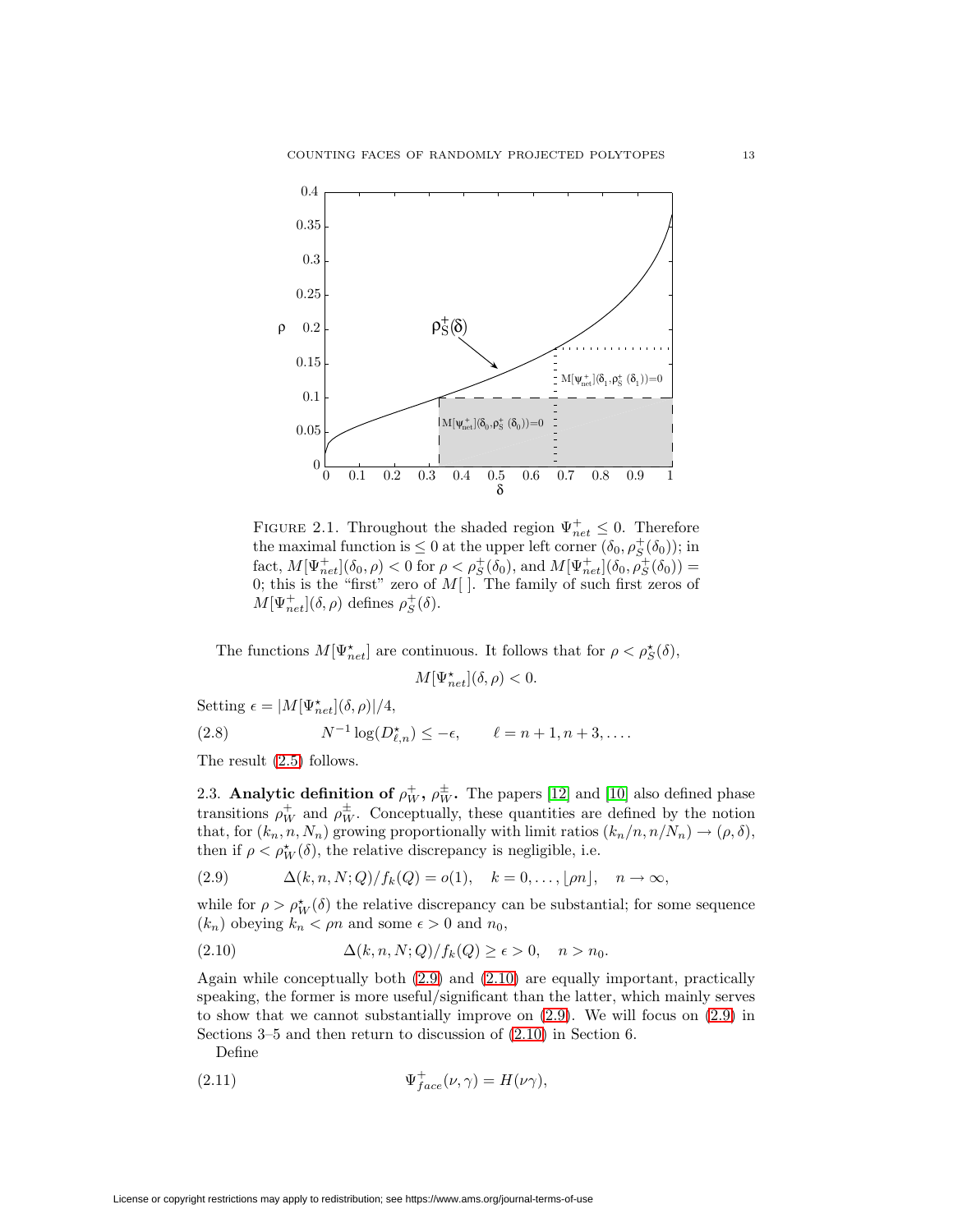FIGURE 2.1. Throughout the shaded region $\Psi^+_{net} \le 0$. Therefore the maximal function is $\le 0$ at the upper left corner $(\delta_0, \rho^+_S(\delta_0))$; in fact, $M[\Psi^+_{net}](\delta_0, \rho) < 0$ for $\rho < \rho^+_S(\delta_0)$, and $M[\Psi^+_{net}](\delta_0, \rho^+_S(\delta_0)) = 0$; this is the "first" zero of $M[\,]$. The family of such first zeros of $M[\Psi^+_{net}](\delta, \rho)$ defines $\rho^+_S(\delta)$.

The functions $M[\Psi^\star_{net}]$ are continuous. It follows that for $\rho < \rho^\star_S(\delta)$,

$$M[\Psi^\star_{net}](\delta, \rho) < 0.$$

Setting $\epsilon = |M[\Psi^\star_{net}](\delta, \rho)|/4$,

$$N^{-1} \log(D^\star_{\ell,n}) \le -\epsilon, \qquad \ell = n+1, n+3, \ldots. \tag{2.8}$$

The result (2.5) follows.

### 2.3. Analytic definition of $\rho^+_W$, $\rho^\pm_W$.

The papers [12] and [10] also defined phase transitions $\rho^+_W$ and $\rho^\pm_W$. Conceptually, these quantities are defined by the notion that, for $(k_n, n, N_n)$ growing proportionally with limit ratios $(k_n/n, n/N_n) \to (\rho, \delta)$, then if $\rho < \rho^\star_W(\delta)$, the relative discrepancy is negligible, i.e.

$$\Delta(k, n, N; Q)/f_k(Q) = o(1), \quad k = 0, \ldots, \lfloor \rho n \rfloor, \quad n \to \infty, \tag{2.9}$$

while for $\rho > \rho^\star_W(\delta)$ the relative discrepancy can be substantial; for some sequence $(k_n)$ obeying $k_n < \rho n$ and some $\epsilon > 0$ and $n_0$,

$$\Delta(k, n, N; Q)/f_k(Q) \ge \epsilon > 0, \quad n > n_0. \tag{2.10}$$

Again while conceptually both (2.9) and (2.10) are equally important, practically speaking, the former is more useful/significant than the latter, which mainly serves to show that we cannot substantially improve on (2.9). We will focus on (2.9) in Sections 3–5 and then return to discussion of (2.10) in Section 6.

Define

$$\Psi^+_{face}(\nu, \gamma) = H(\nu\gamma), \tag{2.11}$$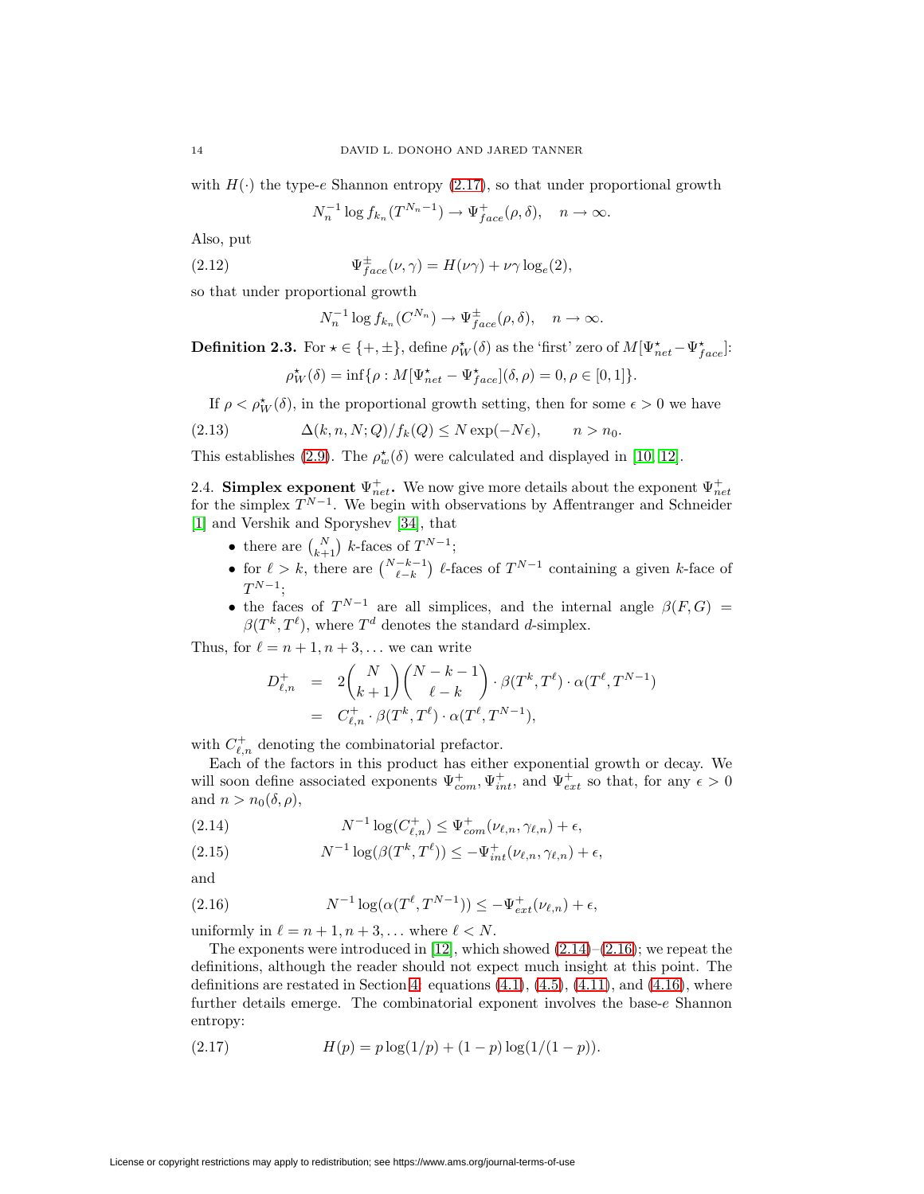with $H(\cdot)$ the type-$e$ Shannon entropy (2.17), so that under proportional growth

$$N_n^{-1} \log f_{k_n}(T^{N_n-1}) \to \Psi^+_{face}(\rho, \delta), \quad n \to \infty.$$

Also, put

$$\Psi^{\pm}_{face}(\nu, \gamma) = H(\nu\gamma) + \nu\gamma \log_e(2), \tag{2.12}$$

so that under proportional growth

$$N_n^{-1} \log f_{k_n}(C^{N_n}) \to \Psi^{\pm}_{face}(\rho, \delta), \quad n \to \infty.$$

**Definition 2.3.** For $\star \in \{+, \pm\}$, define $\rho^\star_W(\delta)$ as the 'first' zero of $M[\Psi^\star_{net} - \Psi^\star_{face}]$:

$$\rho^\star_W(\delta) = \inf\{\rho : M[\Psi^\star_{net} - \Psi^\star_{face}](\delta, \rho) = 0, \rho \in [0, 1]\}.$$

If $\rho < \rho^\star_W(\delta)$, in the proportional growth setting, then for some $\epsilon > 0$ we have

$$\Delta(k, n, N; Q)/f_k(Q) \le N \exp(-N\epsilon), \qquad n > n_0. \tag{2.13}$$

This establishes (2.9). The $\rho^\star_w(\delta)$ were calculated and displayed in [10, 12].

## 2.4. Simplex exponent $\Psi^+_{net}$.

We now give more details about the exponent $\Psi^+_{net}$ for the simplex $T^{N-1}$. We begin with observations by Affentranger and Schneider [1] and Vershik and Sporyshev [34], that

- there are $\binom{N}{k+1}$ $k$-faces of $T^{N-1}$;
- for $\ell > k$, there are $\binom{N-k-1}{\ell-k}$ $\ell$-faces of $T^{N-1}$ containing a given $k$-face of $T^{N-1}$;
- the faces of $T^{N-1}$ are all simplices, and the internal angle $\beta(F, G) = \beta(T^k, T^\ell)$, where $T^d$ denotes the standard $d$-simplex.

Thus, for $\ell = n+1, n+3, \dots$ we can write

$$\begin{aligned}
D^+_{\ell,n} &= 2\binom{N}{k+1}\binom{N-k-1}{\ell-k} \cdot \beta(T^k, T^\ell) \cdot \alpha(T^\ell, T^{N-1}) \\
&= C^+_{\ell,n} \cdot \beta(T^k, T^\ell) \cdot \alpha(T^\ell, T^{N-1}),
\end{aligned}$$

with $C^+_{\ell,n}$ denoting the combinatorial prefactor.

Each of the factors in this product has either exponential growth or decay. We will soon define associated exponents $\Psi^+_{com}$, $\Psi^+_{int}$, and $\Psi^+_{ext}$ so that, for any $\epsilon > 0$ and $n > n_0(\delta, \rho)$,

$$N^{-1} \log(C^+_{\ell,n}) \le \Psi^+_{com}(\nu_{\ell,n}, \gamma_{\ell,n}) + \epsilon, \tag{2.14}$$

$$N^{-1} \log(\beta(T^k, T^\ell)) \le -\Psi^+_{int}(\nu_{\ell,n}, \gamma_{\ell,n}) + \epsilon, \tag{2.15}$$

and

$$N^{-1} \log(\alpha(T^\ell, T^{N-1})) \le -\Psi^+_{ext}(\nu_{\ell,n}) + \epsilon, \tag{2.16}$$

uniformly in $\ell = n+1, n+3, \dots$ where $\ell < N$.

The exponents were introduced in [12], which showed (2.14)–(2.16); we repeat the definitions, although the reader should not expect much insight at this point. The definitions are restated in Section 4: equations (4.1), (4.5), (4.11), and (4.16), where further details emerge. The combinatorial exponent involves the base-$e$ Shannon entropy:

$$H(p) = p \log(1/p) + (1-p) \log(1/(1-p)). \tag{2.17}$$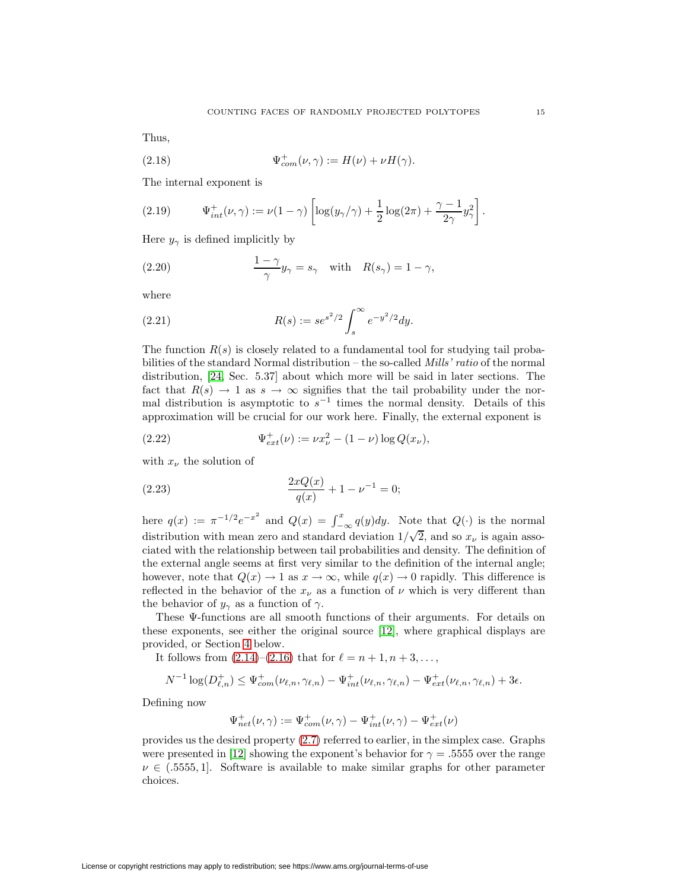Thus,

$$\Psi^+_{com}(\nu, \gamma) := H(\nu) + \nu H(\gamma). \tag{2.18}$$

The internal exponent is

$$\Psi^+_{int}(\nu, \gamma) := \nu(1-\gamma)\left[\log(y_\gamma/\gamma) + \frac{1}{2}\log(2\pi) + \frac{\gamma - 1}{2\gamma} y_\gamma^2\right]. \tag{2.19}$$

Here $y_\gamma$ is defined implicitly by

$$\frac{1-\gamma}{\gamma} y_\gamma = s_\gamma \quad \text{with} \quad R(s_\gamma) = 1 - \gamma, \tag{2.20}$$

where

$$R(s) := s e^{s^2/2} \int_s^\infty e^{-y^2/2} dy. \tag{2.21}$$

The function $R(s)$ is closely related to a fundamental tool for studying tail probabilities of the standard Normal distribution – the so-called *Mills' ratio* of the normal distribution, [24, Sec. 5.37] about which more will be said in later sections. The fact that $R(s) \to 1$ as $s \to \infty$ signifies that the tail probability under the normal distribution is asymptotic to $s^{-1}$ times the normal density. Details of this approximation will be crucial for our work here. Finally, the external exponent is

$$\Psi^+_{ext}(\nu) := \nu x_\nu^2 - (1-\nu)\log Q(x_\nu), \tag{2.22}$$

with $x_\nu$ the solution of

$$\frac{2xQ(x)}{q(x)} + 1 - \nu^{-1} = 0; \tag{2.23}$$

here $q(x) := \pi^{-1/2} e^{-x^2}$ and $Q(x) = \int_{-\infty}^x q(y)dy$. Note that $Q(\cdot)$ is the normal distribution with mean zero and standard deviation $1/\sqrt{2}$, and so $x_\nu$ is again associated with the relationship between tail probabilities and density. The definition of the external angle seems at first very similar to the definition of the internal angle; however, note that $Q(x) \to 1$ as $x \to \infty$, while $q(x) \to 0$ rapidly. This difference is reflected in the behavior of the $x_\nu$ as a function of $\nu$ which is very different than the behavior of $y_\gamma$ as a function of $\gamma$.

These $\Psi$-functions are all smooth functions of their arguments. For details on these exponents, see either the original source [12], where graphical displays are provided, or Section 4 below.

It follows from (2.14)–(2.16) that for $\ell = n+1, n+3, \ldots$,

$$N^{-1}\log(D^+_{\ell,n}) \leq \Psi^+_{com}(\nu_{\ell,n}, \gamma_{\ell,n}) - \Psi^+_{int}(\nu_{\ell,n}, \gamma_{\ell,n}) - \Psi^+_{ext}(\nu_{\ell,n}, \gamma_{\ell,n}) + 3\epsilon.$$

Defining now

$$\Psi^+_{net}(\nu, \gamma) := \Psi^+_{com}(\nu, \gamma) - \Psi^+_{int}(\nu, \gamma) - \Psi^+_{ext}(\nu)$$

provides us the desired property (2.7) referred to earlier, in the simplex case. Graphs were presented in [12] showing the exponent's behavior for $\gamma = .5555$ over the range $\nu \in (.5555, 1]$. Software is available to make similar graphs for other parameter choices.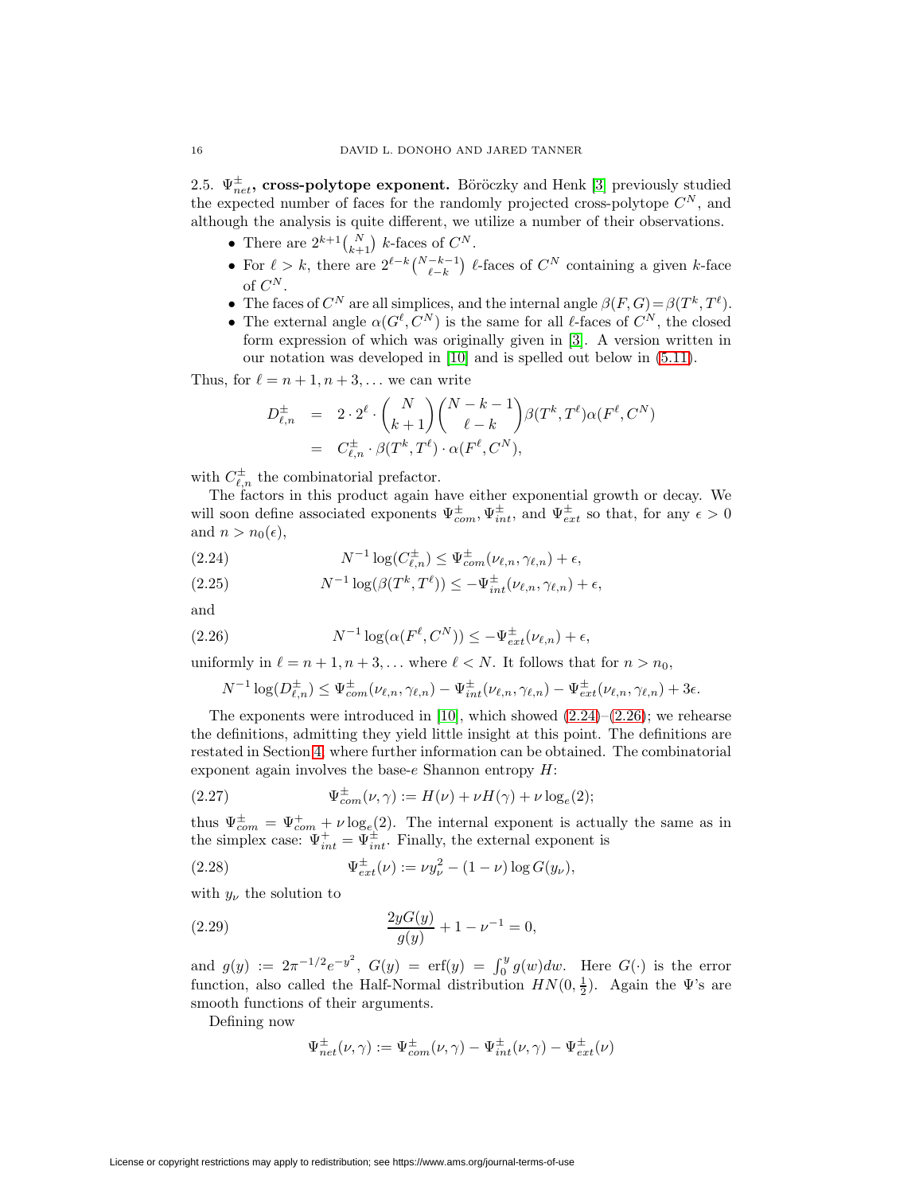2.5. $\Psi^{\pm}_{net}$**, cross-polytope exponent.** Böröczky and Henk [3] previously studied the expected number of faces for the randomly projected cross-polytope $C^N$, and although the analysis is quite different, we utilize a number of their observations.

- There are $2^{k+1}\binom{N}{k+1}$ $k$-faces of $C^N$.
- For $\ell > k$, there are $2^{\ell-k}\binom{N-k-1}{\ell-k}$ $\ell$-faces of $C^N$ containing a given $k$-face of $C^N$.
- The faces of $C^N$ are all simplices, and the internal angle $\beta(F,G) = \beta(T^k,T^\ell)$.
- The external angle $\alpha(G^\ell, C^N)$ is the same for all $\ell$-faces of $C^N$, the closed form expression of which was originally given in [3]. A version written in our notation was developed in [10] and is spelled out below in (5.11).

Thus, for $\ell = n+1, n+3, \ldots$ we can write

$$
\begin{aligned}
D^{\pm}_{\ell,n} &= 2 \cdot 2^{\ell} \cdot \binom{N}{k+1}\binom{N-k-1}{\ell-k}\beta(T^k,T^\ell)\alpha(F^\ell,C^N) \\
&= C^{\pm}_{\ell,n} \cdot \beta(T^k,T^\ell) \cdot \alpha(F^\ell, C^N),
\end{aligned}
$$

with $C^{\pm}_{\ell,n}$ the combinatorial prefactor.

The factors in this product again have either exponential growth or decay. We will soon define associated exponents $\Psi^{\pm}_{com}, \Psi^{\pm}_{int}$, and $\Psi^{\pm}_{ext}$ so that, for any $\epsilon > 0$ and $n > n_0(\epsilon)$,

$$
N^{-1}\log(C^{\pm}_{\ell,n}) \le \Psi^{\pm}_{com}(\nu_{\ell,n},\gamma_{\ell,n}) + \epsilon, \tag{2.24}
$$

$$
N^{-1}\log(\beta(T^k,T^\ell)) \le -\Psi^{\pm}_{int}(\nu_{\ell,n},\gamma_{\ell,n}) + \epsilon, \tag{2.25}
$$

and

$$
N^{-1}\log(\alpha(F^\ell,C^N)) \le -\Psi^{\pm}_{ext}(\nu_{\ell,n}) + \epsilon, \tag{2.26}
$$

uniformly in $\ell = n+1, n+3, \ldots$ where $\ell < N$. It follows that for $n > n_0$,

$$
N^{-1}\log(D^{\pm}_{\ell,n}) \le \Psi^{\pm}_{com}(\nu_{\ell,n},\gamma_{\ell,n}) - \Psi^{\pm}_{int}(\nu_{\ell,n},\gamma_{\ell,n}) - \Psi^{\pm}_{ext}(\nu_{\ell,n},\gamma_{\ell,n}) + 3\epsilon.
$$

The exponents were introduced in [10], which showed (2.24)–(2.26); we rehearse the definitions, admitting they yield little insight at this point. The definitions are restated in Section 4 where further information can be obtained. The combinatorial exponent again involves the base-$e$ Shannon entropy $H$:

$$
\Psi^{\pm}_{com}(\nu,\gamma) := H(\nu) + \nu H(\gamma) + \nu \log_e(2); \tag{2.27}
$$

thus $\Psi^{\pm}_{com} = \Psi^{+}_{com} + \nu\log_e(2)$. The internal exponent is actually the same as in the simplex case: $\Psi^{+}_{int} = \Psi^{\pm}_{int}$. Finally, the external exponent is

$$
\Psi^{\pm}_{ext}(\nu) := \nu y_\nu^2 - (1-\nu)\log G(y_\nu), \tag{2.28}
$$

with $y_\nu$ the solution to

$$
\frac{2yG(y)}{g(y)} + 1 - \nu^{-1} = 0, \tag{2.29}
$$

and $g(y) := 2\pi^{-1/2}e^{-y^2}$, $G(y) = \text{erf}(y) = \int_0^y g(w)dw$. Here $G(\cdot)$ is the error function, also called the Half-Normal distribution $HN(0,\frac{1}{2})$. Again the $\Psi$'s are smooth functions of their arguments.

Defining now

$$
\Psi^{\pm}_{net}(\nu,\gamma) := \Psi^{\pm}_{com}(\nu,\gamma) - \Psi^{\pm}_{int}(\nu,\gamma) - \Psi^{\pm}_{ext}(\nu)
$$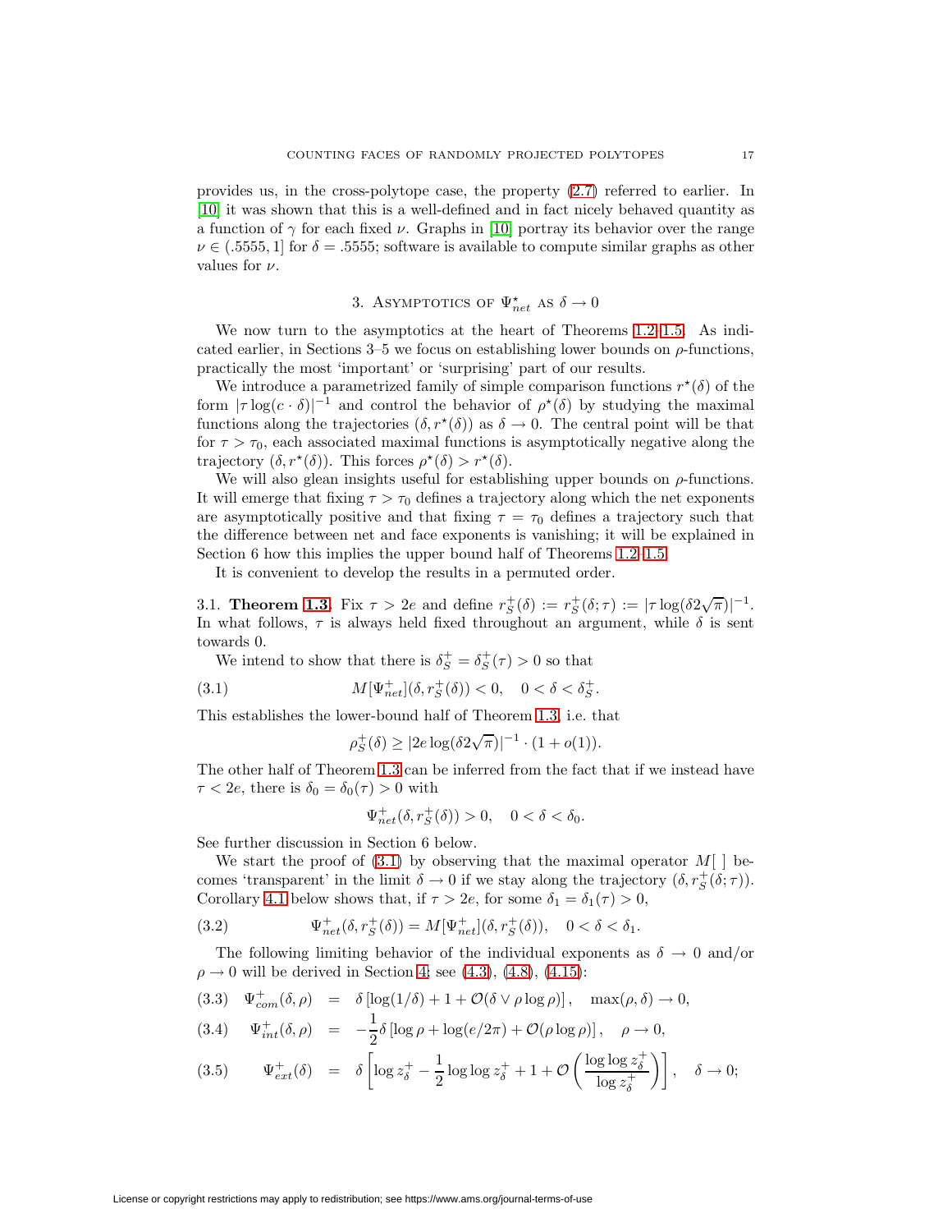provides us, in the cross-polytope case, the property (2.7) referred to earlier. In [10] it was shown that this is a well-defined and in fact nicely behaved quantity as a function of $\gamma$ for each fixed $\nu$. Graphs in [10] portray its behavior over the range $\nu \in (.5555, 1]$ for $\delta = .5555$; software is available to compute similar graphs as other values for $\nu$.

## 3. Asymptotics of $\Psi^\star_{net}$ as $\delta \to 0$

We now turn to the asymptotics at the heart of Theorems 1.2–1.5. As indicated earlier, in Sections 3–5 we focus on establishing lower bounds on $\rho$-functions, practically the most 'important' or 'surprising' part of our results.

We introduce a parametrized family of simple comparison functions $r^\star(\delta)$ of the form $|\tau \log(c \cdot \delta)|^{-1}$ and control the behavior of $\rho^\star(\delta)$ by studying the maximal functions along the trajectories $(\delta, r^\star(\delta))$ as $\delta \to 0$. The central point will be that for $\tau > \tau_0$, each associated maximal functions is asymptotically negative along the trajectory $(\delta, r^\star(\delta))$. This forces $\rho^\star(\delta) > r^\star(\delta)$.

We will also glean insights useful for establishing upper bounds on $\rho$-functions. It will emerge that fixing $\tau > \tau_0$ defines a trajectory along which the net exponents are asymptotically positive and that fixing $\tau = \tau_0$ defines a trajectory such that the difference between net and face exponents is vanishing; it will be explained in Section 6 how this implies the upper bound half of Theorems 1.2–1.5.

It is convenient to develop the results in a permuted order.

3.1. **Theorem 1.3.** Fix $\tau > 2e$ and define $r^+_S(\delta) := r^+_S(\delta;\tau) := |\tau \log(\delta 2\sqrt{\pi})|^{-1}$. In what follows, $\tau$ is always held fixed throughout an argument, while $\delta$ is sent towards 0.

We intend to show that there is $\delta^+_S = \delta^+_S(\tau) > 0$ so that

$$M[\Psi^+_{net}](\delta, r^+_S(\delta)) < 0, \quad 0 < \delta < \delta^+_S. \tag{3.1}$$

This establishes the lower-bound half of Theorem 1.3, i.e. that

$$\rho^+_S(\delta) \geq |2e \log(\delta 2\sqrt{\pi})|^{-1} \cdot (1 + o(1)).$$

The other half of Theorem 1.3 can be inferred from the fact that if we instead have $\tau < 2e$, there is $\delta_0 = \delta_0(\tau) > 0$ with

$$\Psi^+_{net}(\delta, r^+_S(\delta)) > 0, \quad 0 < \delta < \delta_0.$$

See further discussion in Section 6 below.

We start the proof of (3.1) by observing that the maximal operator $M[\;]$ becomes 'transparent' in the limit $\delta \to 0$ if we stay along the trajectory $(\delta, r^+_S(\delta;\tau))$. Corollary 4.1 below shows that, if $\tau > 2e$, for some $\delta_1 = \delta_1(\tau) > 0$,

$$\Psi^+_{net}(\delta, r^+_S(\delta)) = M[\Psi^+_{net}](\delta, r^+_S(\delta)), \quad 0 < \delta < \delta_1. \tag{3.2}$$

The following limiting behavior of the individual exponents as $\delta \to 0$ and/or $\rho \to 0$ will be derived in Section 4; see (4.3), (4.8), (4.15):

$$\Psi^+_{com}(\delta, \rho) = \delta\left[\log(1/\delta) + 1 + \mathcal{O}(\delta \vee \rho \log \rho)\right], \quad \max(\rho, \delta) \to 0, \tag{3.3}$$

$$\Psi^+_{int}(\delta, \rho) = -\frac{1}{2}\delta\left[\log \rho + \log(e/2\pi) + \mathcal{O}(\rho \log \rho)\right], \quad \rho \to 0, \tag{3.4}$$

$$\Psi^+_{ext}(\delta) = \delta\left[\log z^+_\delta - \frac{1}{2}\log\log z^+_\delta + 1 + \mathcal{O}\left(\frac{\log\log z^+_\delta}{\log z^+_\delta}\right)\right], \quad \delta \to 0; \tag{3.5}$$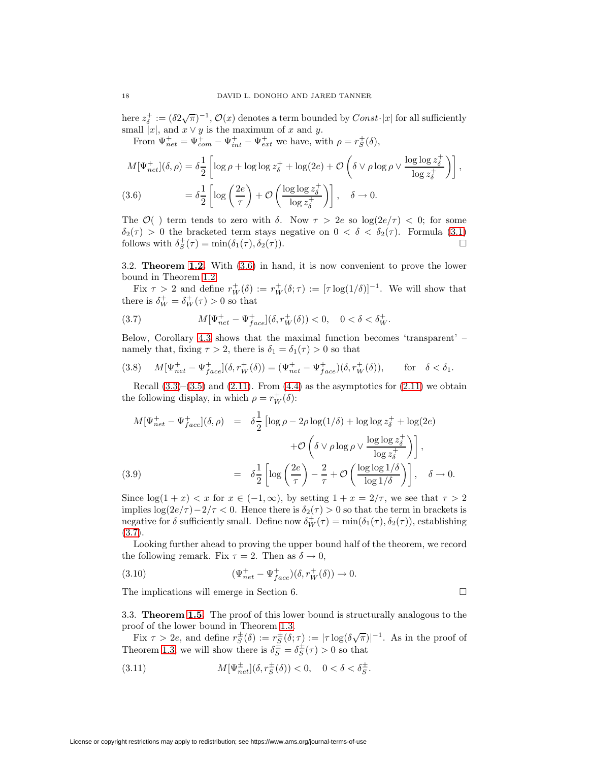here $z_\delta^+ := (\delta 2\sqrt{\pi})^{-1}$, $\mathcal{O}(x)$ denotes a term bounded by $Const \cdot |x|$ for all sufficiently small $|x|$, and $x \vee y$ is the maximum of $x$ and $y$.

From $\Psi_{net}^+ = \Psi_{com}^+ - \Psi_{int}^+ - \Psi_{ext}^+$ we have, with $\rho = r_S^+(\delta)$,

$$M[\Psi_{net}^+](\delta, \rho) = \delta \frac{1}{2}\left[\log \rho + \log\log z_\delta^+ + \log(2e) + \mathcal{O}\left(\delta \vee \rho \log \rho \vee \frac{\log \log z_\delta^+}{\log z_\delta^+}\right)\right],$$

$$= \delta \frac{1}{2}\left[\log\left(\frac{2e}{\tau}\right) + \mathcal{O}\left(\frac{\log\log z_\delta^+}{\log z_\delta^+}\right)\right], \quad \delta \to 0. \tag{3.6}$$

The $\mathcal{O}(\ )$ term tends to zero with $\delta$. Now $\tau > 2e$ so $\log(2e/\tau) < 0$; for some $\delta_2(\tau) > 0$ the bracketed term stays negative on $0 < \delta < \delta_2(\tau)$. Formula (3.1) follows with $\delta_S^+(\tau) = \min(\delta_1(\tau), \delta_2(\tau))$. □

3.2. **Theorem 1.2.** With (3.6) in hand, it is now convenient to prove the lower bound in Theorem 1.2.

Fix $\tau > 2$ and define $r_W^+(\delta) := r_W^+(\delta;\tau) := [\tau \log(1/\delta)]^{-1}$. We will show that there is $\delta_W^+ = \delta_W^+(\tau) > 0$ so that

$$M[\Psi_{net}^+ - \Psi_{face}^+](\delta, r_W^+(\delta)) < 0, \quad 0 < \delta < \delta_W^+. \tag{3.7}$$

Below, Corollary 4.3 shows that the maximal function becomes 'transparent' – namely that, fixing $\tau > 2$, there is $\delta_1 = \delta_1(\tau) > 0$ so that

$$M[\Psi_{net}^+ - \Psi_{face}^+](\delta, r_W^+(\delta)) = (\Psi_{net}^+ - \Psi_{face}^+)(\delta, r_W^+(\delta)), \qquad \text{for} \quad \delta < \delta_1. \tag{3.8}$$

Recall (3.3)–(3.5) and (2.11). From (4.4) as the asymptotics for (2.11) we obtain the following display, in which $\rho = r_W^+(\delta)$:

$$M[\Psi_{net}^+ - \Psi_{face}^+](\delta, \rho) = \delta \frac{1}{2}\left[\log \rho - 2\rho \log(1/\delta) + \log\log z_\delta^+ + \log(2e) + \mathcal{O}\left(\delta \vee \rho \log \rho \vee \frac{\log\log z_\delta^+}{\log z_\delta^+}\right)\right],$$

$$= \delta \frac{1}{2}\left[\log\left(\frac{2e}{\tau}\right) - \frac{2}{\tau} + \mathcal{O}\left(\frac{\log\log 1/\delta}{\log 1/\delta}\right)\right], \quad \delta \to 0. \tag{3.9}$$

Since $\log(1+x) < x$ for $x \in (-1, \infty)$, by setting $1 + x = 2/\tau$, we see that $\tau > 2$ implies $\log(2e/\tau) - 2/\tau < 0$. Hence there is $\delta_2(\tau) > 0$ so that the term in brackets is negative for $\delta$ sufficiently small. Define now $\delta_W^+(\tau) = \min(\delta_1(\tau), \delta_2(\tau))$, establishing (3.7).

Looking further ahead to proving the upper bound half of the theorem, we record the following remark. Fix $\tau = 2$. Then as $\delta \to 0$,

$$(\Psi_{net}^+ - \Psi_{face}^+)(\delta, r_W^+(\delta)) \to 0. \tag{3.10}$$

The implications will emerge in Section 6. □

3.3. **Theorem 1.5.** The proof of this lower bound is structurally analogous to the proof of the lower bound in Theorem 1.3.

Fix $\tau > 2e$, and define $r_S^\pm(\delta) := r_S^\pm(\delta;\tau) := |\tau \log(\delta\sqrt{\pi})|^{-1}$. As in the proof of Theorem 1.3 we will show there is $\delta_S^\pm = \delta_S^\pm(\tau) > 0$ so that

$$M[\Psi_{net}^\pm](\delta, r_S^\pm(\delta)) < 0, \quad 0 < \delta < \delta_S^\pm. \tag{3.11}$$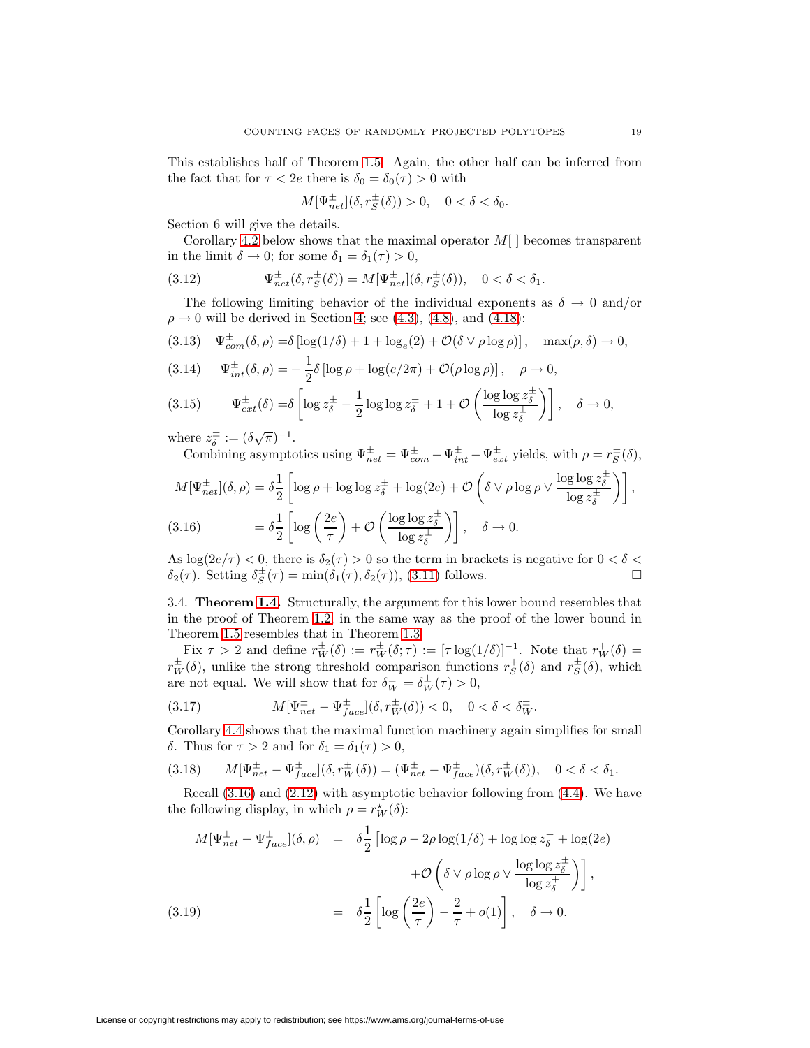This establishes half of Theorem 1.5. Again, the other half can be inferred from the fact that for $\tau < 2e$ there is $\delta_0 = \delta_0(\tau) > 0$ with

$$M[\Psi^{\pm}_{net}](\delta, r^{\pm}_S(\delta)) > 0, \quad 0 < \delta < \delta_0.$$

Section 6 will give the details.

Corollary 4.2 below shows that the maximal operator $M[\;]$ becomes transparent in the limit $\delta \to 0$; for some $\delta_1 = \delta_1(\tau) > 0$,

$$\Psi^{\pm}_{net}(\delta, r^{\pm}_S(\delta)) = M[\Psi^{\pm}_{net}](\delta, r^{\pm}_S(\delta)), \quad 0 < \delta < \delta_1. \tag{3.12}$$

The following limiting behavior of the individual exponents as $\delta \to 0$ and/or $\rho \to 0$ will be derived in Section 4; see (4.3), (4.8), and (4.18):

$$\Psi^{\pm}_{com}(\delta, \rho) = \delta \left[\log(1/\delta) + 1 + \log_e(2) + \mathcal{O}(\delta \vee \rho \log \rho)\right], \quad \max(\rho, \delta) \to 0, \tag{3.13}$$

$$\Psi^{\pm}_{int}(\delta, \rho) = -\frac{1}{2}\delta \left[\log \rho + \log(e/2\pi) + \mathcal{O}(\rho \log \rho)\right], \quad \rho \to 0, \tag{3.14}$$

$$\Psi^{\pm}_{ext}(\delta) = \delta \left[\log z^{\pm}_{\delta} - \frac{1}{2}\log\log z^{\pm}_{\delta} + 1 + \mathcal{O}\left(\frac{\log\log z^{\pm}_{\delta}}{\log z^{\pm}_{\delta}}\right)\right], \quad \delta \to 0, \tag{3.15}$$

where $z^{\pm}_{\delta} := (\delta\sqrt{\pi})^{-1}$.

Combining asymptotics using $\Psi^{\pm}_{net} = \Psi^{\pm}_{com} - \Psi^{\pm}_{int} - \Psi^{\pm}_{ext}$ yields, with $\rho = r^{\pm}_S(\delta)$,

$$M[\Psi^{\pm}_{net}](\delta, \rho) = \delta \frac{1}{2}\left[\log \rho + \log\log z^{\pm}_{\delta} + \log(2e) + \mathcal{O}\left(\delta \vee \rho \log \rho \vee \frac{\log\log z^{\pm}_{\delta}}{\log z^{\pm}_{\delta}}\right)\right],$$

$$= \delta \frac{1}{2}\left[\log\left(\frac{2e}{\tau}\right) + \mathcal{O}\left(\frac{\log\log z^{\pm}_{\delta}}{\log z^{\pm}_{\delta}}\right)\right], \quad \delta \to 0. \tag{3.16}$$

As $\log(2e/\tau) < 0$, there is $\delta_2(\tau) > 0$ so the term in brackets is negative for $0 < \delta < \delta_2(\tau)$. Setting $\delta^{\pm}_S(\tau) = \min(\delta_1(\tau), \delta_2(\tau))$, (3.11) follows. □

### 3.4. **Theorem 1.4.**

Structurally, the argument for this lower bound resembles that in the proof of Theorem 1.2 in the same way as the proof of the lower bound in Theorem 1.5 resembles that in Theorem 1.3.

Fix $\tau > 2$ and define $r^{\pm}_W(\delta) := r^{\pm}_W(\delta; \tau) := [\tau \log(1/\delta)]^{-1}$. Note that $r^{+}_W(\delta) = r^{\pm}_W(\delta)$, unlike the strong threshold comparison functions $r^{+}_S(\delta)$ and $r^{\pm}_S(\delta)$, which are not equal. We will show that for $\delta^{\pm}_W = \delta^{\pm}_W(\tau) > 0$,

$$M[\Psi^{\pm}_{net} - \Psi^{\pm}_{face}](\delta, r^{\pm}_W(\delta)) < 0, \quad 0 < \delta < \delta^{\pm}_W. \tag{3.17}$$

Corollary 4.4 shows that the maximal function machinery again simplifies for small $\delta$. Thus for $\tau > 2$ and for $\delta_1 = \delta_1(\tau) > 0$,

$$M[\Psi^{\pm}_{net} - \Psi^{\pm}_{face}](\delta, r^{\pm}_W(\delta)) = (\Psi^{\pm}_{net} - \Psi^{\pm}_{face})(\delta, r^{\pm}_W(\delta)), \quad 0 < \delta < \delta_1. \tag{3.18}$$

Recall (3.16) and (2.12) with asymptotic behavior following from (4.4). We have the following display, in which $\rho = r^{\star}_W(\delta)$:

$$\begin{aligned} M[\Psi^{\pm}_{net} - \Psi^{\pm}_{face}](\delta, \rho) &= \delta \frac{1}{2}\Big[\log \rho - 2\rho \log(1/\delta) + \log\log z^{+}_{\delta} + \log(2e) \\ &\qquad + \mathcal{O}\left(\delta \vee \rho \log \rho \vee \frac{\log\log z^{\pm}_{\delta}}{\log z^{+}_{\delta}}\right)\Big], \\ &= \delta \frac{1}{2}\left[\log\left(\frac{2e}{\tau}\right) - \frac{2}{\tau} + o(1)\right], \quad \delta \to 0. \end{aligned} \tag{3.19}$$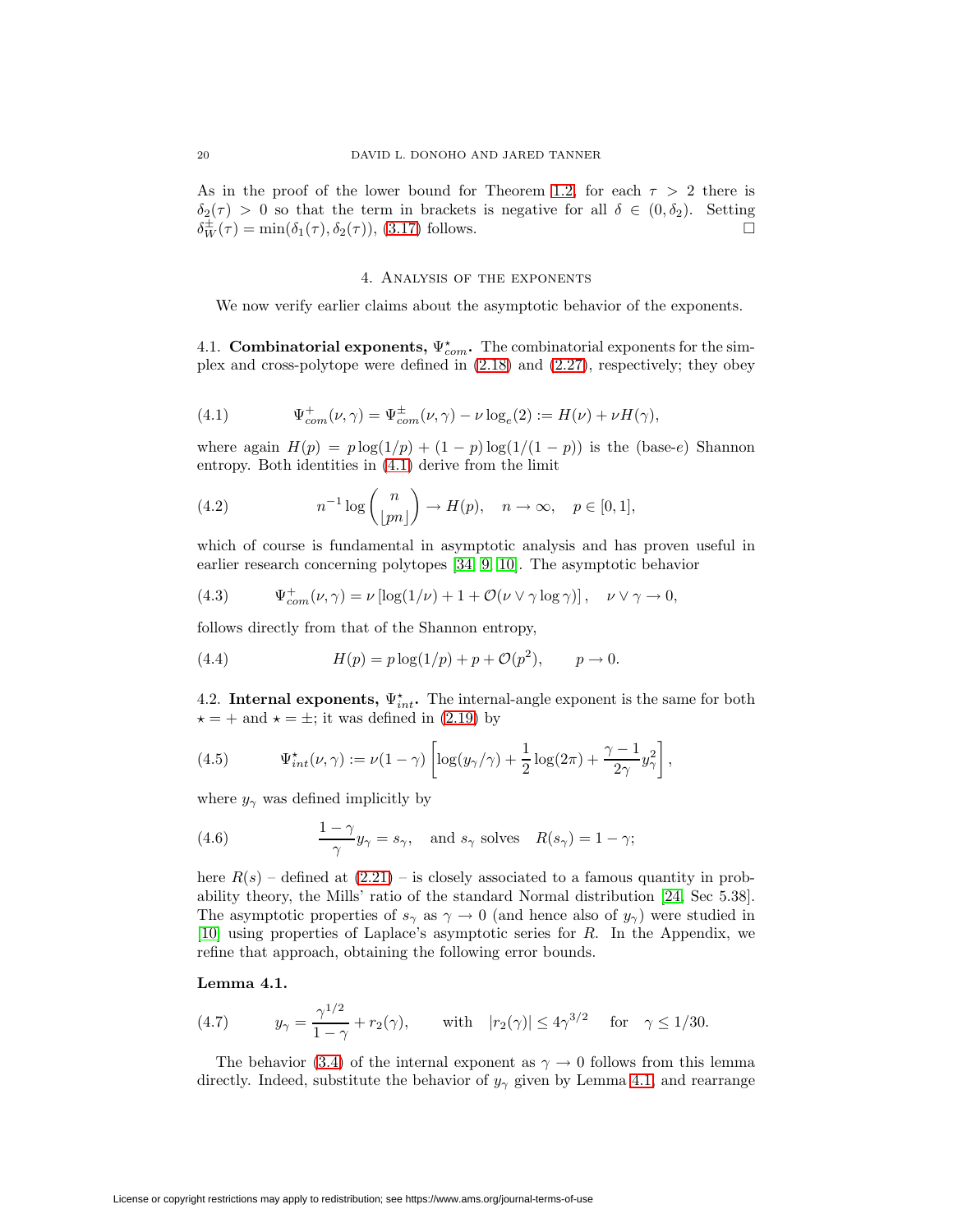As in the proof of the lower bound for Theorem 1.2, for each $\tau > 2$ there is $\delta_2(\tau) > 0$ so that the term in brackets is negative for all $\delta \in (0, \delta_2)$. Setting $\delta_W^{\pm}(\tau) = \min(\delta_1(\tau), \delta_2(\tau))$, (3.17) follows. □

## 4. Analysis of the exponents

We now verify earlier claims about the asymptotic behavior of the exponents.

### 4.1. Combinatorial exponents, $\Psi^{\star}_{com}$.

The combinatorial exponents for the simplex and cross-polytope were defined in (2.18) and (2.27), respectively; they obey

$$\Psi^{+}_{com}(\nu, \gamma) = \Psi^{\pm}_{com}(\nu, \gamma) - \nu \log_e(2) := H(\nu) + \nu H(\gamma), \tag{4.1}$$

where again $H(p) = p \log(1/p) + (1-p)\log(1/(1-p))$ is the (base-$e$) Shannon entropy. Both identities in (4.1) derive from the limit

$$n^{-1} \log \binom{n}{\lfloor pn \rfloor} \to H(p), \quad n \to \infty, \quad p \in [0,1], \tag{4.2}$$

which of course is fundamental in asymptotic analysis and has proven useful in earlier research concerning polytopes [34, 9, 10]. The asymptotic behavior

$$\Psi^{+}_{com}(\nu, \gamma) = \nu \left[\log(1/\nu) + 1 + \mathcal{O}(\nu \vee \gamma \log \gamma)\right], \quad \nu \vee \gamma \to 0, \tag{4.3}$$

follows directly from that of the Shannon entropy,

$$H(p) = p \log(1/p) + p + \mathcal{O}(p^2), \qquad p \to 0. \tag{4.4}$$

### 4.2. Internal exponents, $\Psi^{\star}_{int}$.

The internal-angle exponent is the same for both $\star = +$ and $\star = \pm$; it was defined in (2.19) by

$$\Psi^{\star}_{int}(\nu, \gamma) := \nu(1-\gamma)\left[\log(y_\gamma/\gamma) + \frac{1}{2}\log(2\pi) + \frac{\gamma - 1}{2\gamma} y_\gamma^2\right], \tag{4.5}$$

where $y_\gamma$ was defined implicitly by

$$\frac{1-\gamma}{\gamma} y_\gamma = s_\gamma, \quad \text{and } s_\gamma \text{ solves} \quad R(s_\gamma) = 1 - \gamma; \tag{4.6}$$

here $R(s)$ – defined at (2.21) – is closely associated to a famous quantity in probability theory, the Mills' ratio of the standard Normal distribution [24, Sec 5.38]. The asymptotic properties of $s_\gamma$ as $\gamma \to 0$ (and hence also of $y_\gamma$) were studied in [10] using properties of Laplace's asymptotic series for $R$. In the Appendix, we refine that approach, obtaining the following error bounds.

**Lemma 4.1.**

$$y_\gamma = \frac{\gamma^{1/2}}{1-\gamma} + r_2(\gamma), \qquad \text{with} \quad |r_2(\gamma)| \le 4\gamma^{3/2} \quad \text{for} \quad \gamma \le 1/30. \tag{4.7}$$

The behavior (3.4) of the internal exponent as $\gamma \to 0$ follows from this lemma directly. Indeed, substitute the behavior of $y_\gamma$ given by Lemma 4.1, and rearrange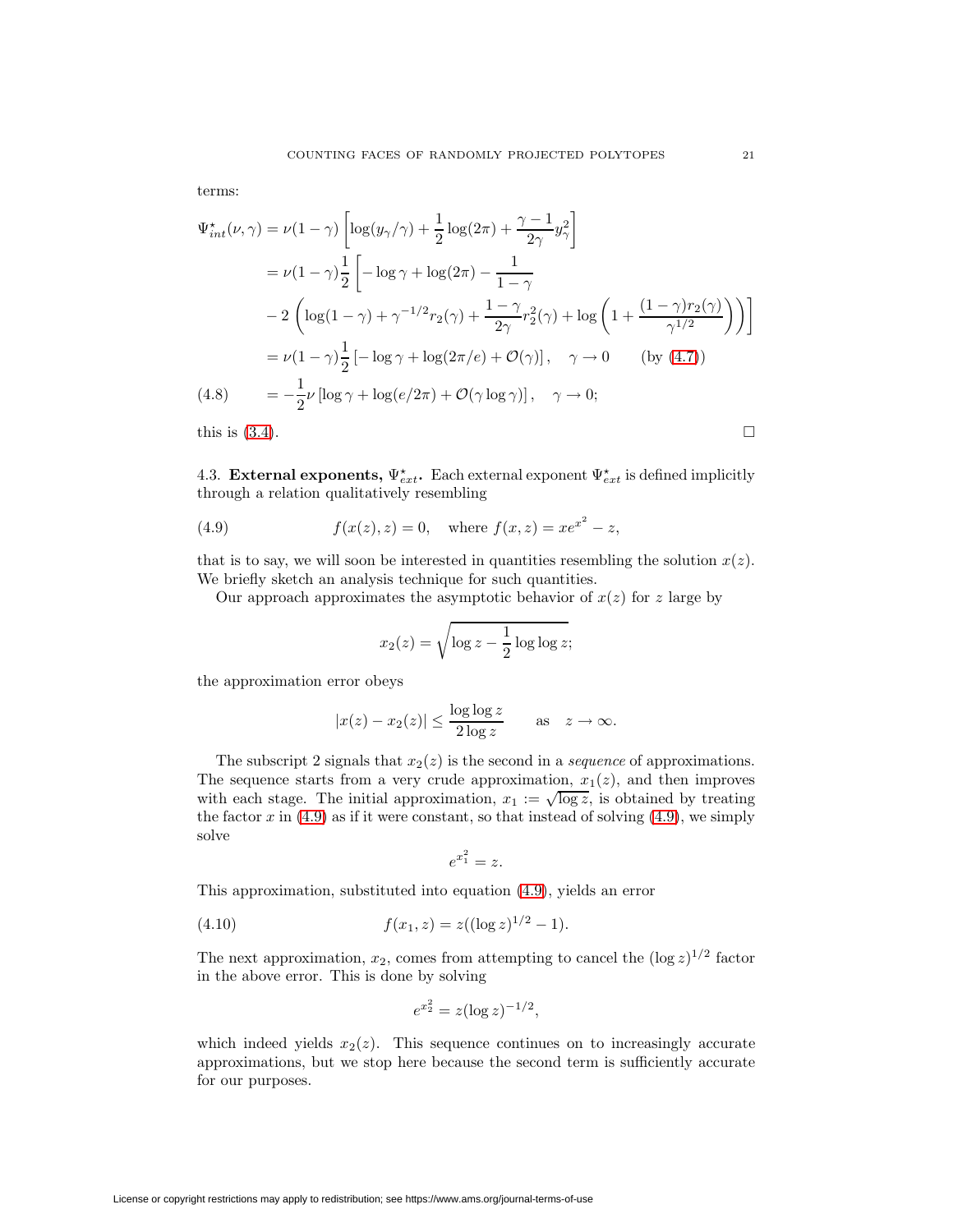terms:

$$
\begin{aligned}
\Psi^\star_{int}(\nu,\gamma) &= \nu(1-\gamma)\left[\log(y_\gamma/\gamma) + \frac{1}{2}\log(2\pi) + \frac{\gamma-1}{2\gamma}y_\gamma^2\right] \\
&= \nu(1-\gamma)\frac{1}{2}\left[-\log\gamma + \log(2\pi) - \frac{1}{1-\gamma}\right. \\
&\quad \left. - 2\left(\log(1-\gamma) + \gamma^{-1/2}r_2(\gamma) + \frac{1-\gamma}{2\gamma}r_2^2(\gamma) + \log\left(1 + \frac{(1-\gamma)r_2(\gamma)}{\gamma^{1/2}}\right)\right)\right] \\
&= \nu(1-\gamma)\frac{1}{2}\left[-\log\gamma + \log(2\pi/e) + \mathcal{O}(\gamma)\right], \quad \gamma \to 0 \qquad \text{(by (4.7))} \\
&= -\frac{1}{2}\nu\left[\log\gamma + \log(e/2\pi) + \mathcal{O}(\gamma\log\gamma)\right], \quad \gamma \to 0; \qquad (4.8)
\end{aligned}
$$

this is (3.4). ∎

### 4.3. External exponents, $\Psi^\star_{ext}$.

Each external exponent $\Psi^\star_{ext}$ is defined implicitly through a relation qualitatively resembling

$$
f(x(z),z) = 0, \quad \text{where } f(x,z) = xe^{x^2} - z, \qquad (4.9)
$$

that is to say, we will soon be interested in quantities resembling the solution $x(z)$. We briefly sketch an analysis technique for such quantities.

Our approach approximates the asymptotic behavior of $x(z)$ for $z$ large by

$$
x_2(z) = \sqrt{\log z - \frac{1}{2}\log\log z};
$$

the approximation error obeys

$$
|x(z) - x_2(z)| \le \frac{\log\log z}{2\log z} \qquad \text{as} \quad z \to \infty.
$$

The subscript 2 signals that $x_2(z)$ is the second in a *sequence* of approximations. The sequence starts from a very crude approximation, $x_1(z)$, and then improves with each stage. The initial approximation, $x_1 := \sqrt{\log z}$, is obtained by treating the factor $x$ in (4.9) as if it were constant, so that instead of solving (4.9), we simply solve

$$
e^{x_1^2} = z.
$$

This approximation, substituted into equation (4.9), yields an error

$$
f(x_1,z) = z((\log z)^{1/2} - 1). \qquad (4.10)
$$

The next approximation, $x_2$, comes from attempting to cancel the $(\log z)^{1/2}$ factor in the above error. This is done by solving

$$
e^{x_2^2} = z(\log z)^{-1/2},
$$

which indeed yields $x_2(z)$. This sequence continues on to increasingly accurate approximations, but we stop here because the second term is sufficiently accurate for our purposes.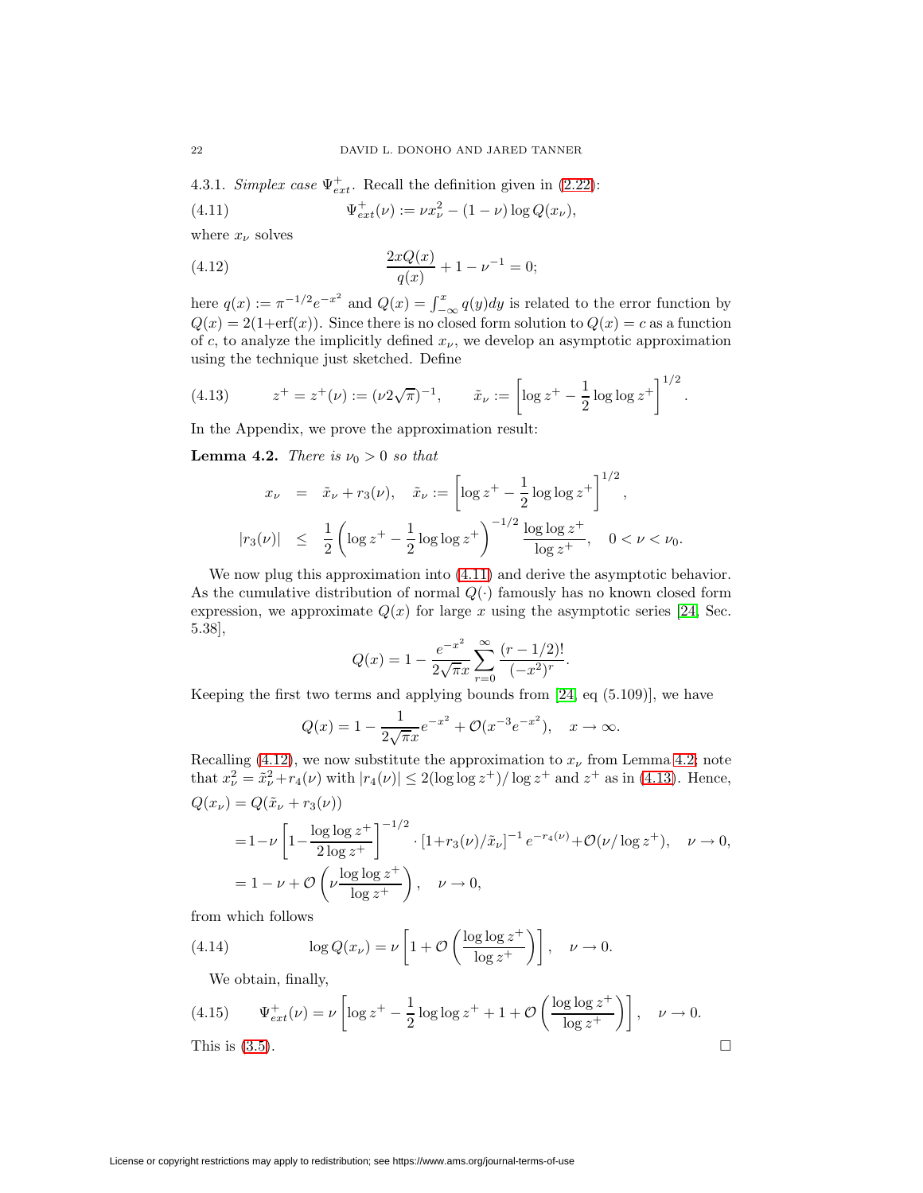4.3.1. *Simplex case* $\Psi^+_{ext}$. Recall the definition given in (2.22):

$$\Psi^+_{ext}(\nu) := \nu x_\nu^2 - (1-\nu)\log Q(x_\nu), \tag{4.11}$$

where $x_\nu$ solves

$$\frac{2xQ(x)}{q(x)} + 1 - \nu^{-1} = 0; \tag{4.12}$$

here $q(x) := \pi^{-1/2}e^{-x^2}$ and $Q(x) = \int_{-\infty}^x q(y)dy$ is related to the error function by $Q(x) = 2(1+\text{erf}(x))$. Since there is no closed form solution to $Q(x) = c$ as a function of $c$, to analyze the implicitly defined $x_\nu$, we develop an asymptotic approximation using the technique just sketched. Define

$$z^+ = z^+(\nu) := (\nu 2\sqrt{\pi})^{-1}, \qquad \tilde{x}_\nu := \left[\log z^+ - \frac{1}{2}\log\log z^+\right]^{1/2}. \tag{4.13}$$

In the Appendix, we prove the approximation result:

**Lemma 4.2.** *There is $\nu_0 > 0$ so that*

$$\begin{aligned}
x_\nu &= \tilde{x}_\nu + r_3(\nu), \quad \tilde{x}_\nu := \left[\log z^+ - \frac{1}{2}\log\log z^+\right]^{1/2}, \\
|r_3(\nu)| &\leq \frac{1}{2}\left(\log z^+ - \frac{1}{2}\log\log z^+\right)^{-1/2}\frac{\log\log z^+}{\log z^+}, \quad 0 < \nu < \nu_0.
\end{aligned}$$

We now plug this approximation into (4.11) and derive the asymptotic behavior. As the cumulative distribution of normal $Q(\cdot)$ famously has no known closed form expression, we approximate $Q(x)$ for large $x$ using the asymptotic series [24, Sec. 5.38],

$$Q(x) = 1 - \frac{e^{-x^2}}{2\sqrt{\pi}x}\sum_{r=0}^{\infty}\frac{(r-1/2)!}{(-x^2)^r}.$$

Keeping the first two terms and applying bounds from [24, eq (5.109)], we have

$$Q(x) = 1 - \frac{1}{2\sqrt{\pi}x}e^{-x^2} + \mathcal{O}(x^{-3}e^{-x^2}), \quad x \to \infty.$$

Recalling (4.12), we now substitute the approximation to $x_\nu$ from Lemma 4.2; note that $x_\nu^2 = \tilde{x}_\nu^2 + r_4(\nu)$ with $|r_4(\nu)| \leq 2(\log\log z^+)/\log z^+$ and $z^+$ as in (4.13). Hence,

$$\begin{aligned}
Q(x_\nu) &= Q(\tilde{x}_\nu + r_3(\nu)) \\
&= 1 - \nu\left[1 - \frac{\log\log z^+}{2\log z^+}\right]^{-1/2}\cdot\left[1 + r_3(\nu)/\tilde{x}_\nu\right]^{-1}e^{-r_4(\nu)} + \mathcal{O}(\nu/\log z^+), \quad \nu \to 0, \\
&= 1 - \nu + \mathcal{O}\left(\nu\frac{\log\log z^+}{\log z^+}\right), \quad \nu \to 0,
\end{aligned}$$

from which follows

$$\log Q(x_\nu) = \nu\left[1 + \mathcal{O}\left(\frac{\log\log z^+}{\log z^+}\right)\right], \quad \nu \to 0. \tag{4.14}$$

We obtain, finally,

$$\Psi^+_{ext}(\nu) = \nu\left[\log z^+ - \frac{1}{2}\log\log z^+ + 1 + \mathcal{O}\left(\frac{\log\log z^+}{\log z^+}\right)\right], \quad \nu \to 0. \tag{4.15}$$

This is (3.5). □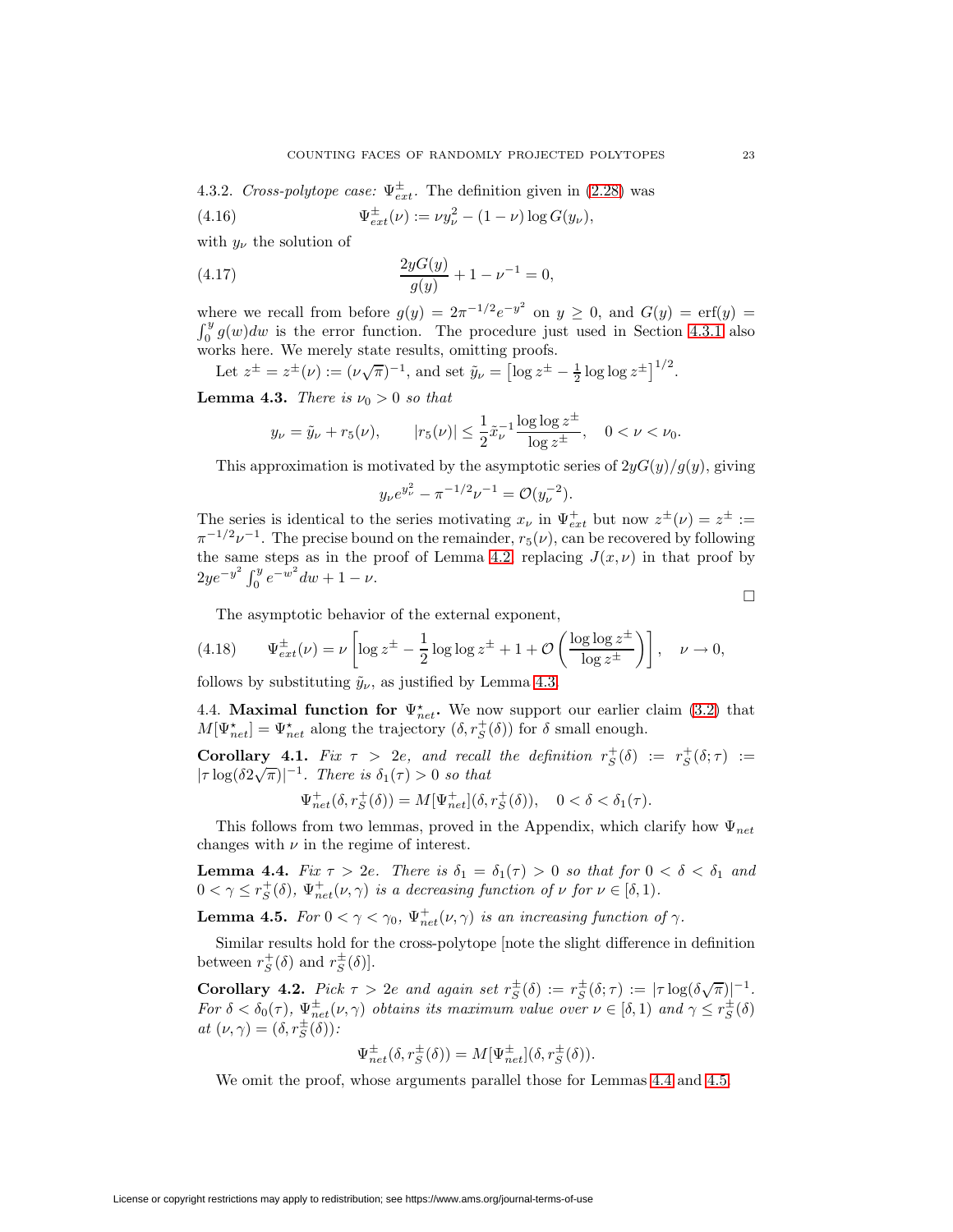4.3.2. *Cross-polytope case:* $\Psi^{\pm}_{ext}$. The definition given in (2.28) was

$$\Psi^{\pm}_{ext}(\nu) := \nu y_\nu^2 - (1-\nu)\log G(y_\nu), \tag{4.16}$$

with $y_\nu$ the solution of

$$\frac{2yG(y)}{g(y)} + 1 - \nu^{-1} = 0, \tag{4.17}$$

where we recall from before $g(y) = 2\pi^{-1/2}e^{-y^2}$ on $y \geq 0$, and $G(y) = \mathrm{erf}(y) = \int_0^y g(w)dw$ is the error function. The procedure just used in Section 4.3.1 also works here. We merely state results, omitting proofs.

Let $z^{\pm} = z^{\pm}(\nu) := (\nu\sqrt{\pi})^{-1}$, and set $\tilde{y}_\nu = \left[\log z^{\pm} - \frac{1}{2}\log\log z^{\pm}\right]^{1/2}$.

**Lemma 4.3.** *There is $\nu_0 > 0$ so that*

$$y_\nu = \tilde{y}_\nu + r_5(\nu), \qquad |r_5(\nu)| \leq \frac{1}{2}\tilde{x}_\nu^{-1}\frac{\log\log z^{\pm}}{\log z^{\pm}}, \quad 0 < \nu < \nu_0.$$

This approximation is motivated by the asymptotic series of $2yG(y)/g(y)$, giving

$$y_\nu e^{y_\nu^2} - \pi^{-1/2}\nu^{-1} = \mathcal{O}(y_\nu^{-2}).$$

The series is identical to the series motivating $x_\nu$ in $\Psi^{+}_{ext}$ but now $z^{\pm}(\nu) = z^{\pm} := \pi^{-1/2}\nu^{-1}$. The precise bound on the remainder, $r_5(\nu)$, can be recovered by following the same steps as in the proof of Lemma 4.2, replacing $J(x,\nu)$ in that proof by $2ye^{-y^2}\int_0^y e^{-w^2}dw + 1 - \nu$.

□

The asymptotic behavior of the external exponent,

$$\Psi^{\pm}_{ext}(\nu) = \nu\left[\log z^{\pm} - \frac{1}{2}\log\log z^{\pm} + 1 + \mathcal{O}\left(\frac{\log\log z^{\pm}}{\log z^{\pm}}\right)\right], \quad \nu \to 0, \tag{4.18}$$

follows by substituting $\tilde{y}_\nu$, as justified by Lemma 4.3.

4.4. **Maximal function for $\Psi^{\star}_{net}$.** We now support our earlier claim (3.2) that $M[\Psi^{\star}_{net}] = \Psi^{\star}_{net}$ along the trajectory $(\delta, r^{+}_S(\delta))$ for $\delta$ small enough.

**Corollary 4.1.** *Fix $\tau > 2e$, and recall the definition $r^{+}_S(\delta) := r^{+}_S(\delta;\tau) := |\tau\log(\delta 2\sqrt{\pi})|^{-1}$. There is $\delta_1(\tau) > 0$ so that*

$$\Psi^{+}_{net}(\delta, r^{+}_S(\delta)) = M[\Psi^{+}_{net}](\delta, r^{+}_S(\delta)), \quad 0 < \delta < \delta_1(\tau).$$

This follows from two lemmas, proved in the Appendix, which clarify how $\Psi_{net}$ changes with $\nu$ in the regime of interest.

**Lemma 4.4.** *Fix $\tau > 2e$. There is $\delta_1 = \delta_1(\tau) > 0$ so that for $0 < \delta < \delta_1$ and $0 < \gamma \leq r^{+}_S(\delta)$, $\Psi^{+}_{net}(\nu,\gamma)$ is a decreasing function of $\nu$ for $\nu \in [\delta, 1)$.*

**Lemma 4.5.** *For $0 < \gamma < \gamma_0$, $\Psi^{+}_{net}(\nu,\gamma)$ is an increasing function of $\gamma$.*

Similar results hold for the cross-polytope [note the slight difference in definition between $r^{+}_S(\delta)$ and $r^{\pm}_S(\delta)$].

**Corollary 4.2.** *Pick $\tau > 2e$ and again set $r^{\pm}_S(\delta) := r^{\pm}_S(\delta;\tau) := |\tau\log(\delta\sqrt{\pi})|^{-1}$. For $\delta < \delta_0(\tau)$, $\Psi^{\pm}_{net}(\nu,\gamma)$ obtains its maximum value over $\nu \in [\delta, 1)$ and $\gamma \leq r^{\pm}_S(\delta)$ at $(\nu,\gamma) = (\delta, r^{\pm}_S(\delta))$:*

$$\Psi^{\pm}_{net}(\delta, r^{\pm}_S(\delta)) = M[\Psi^{\pm}_{net}](\delta, r^{\pm}_S(\delta)).$$

We omit the proof, whose arguments parallel those for Lemmas 4.4 and 4.5.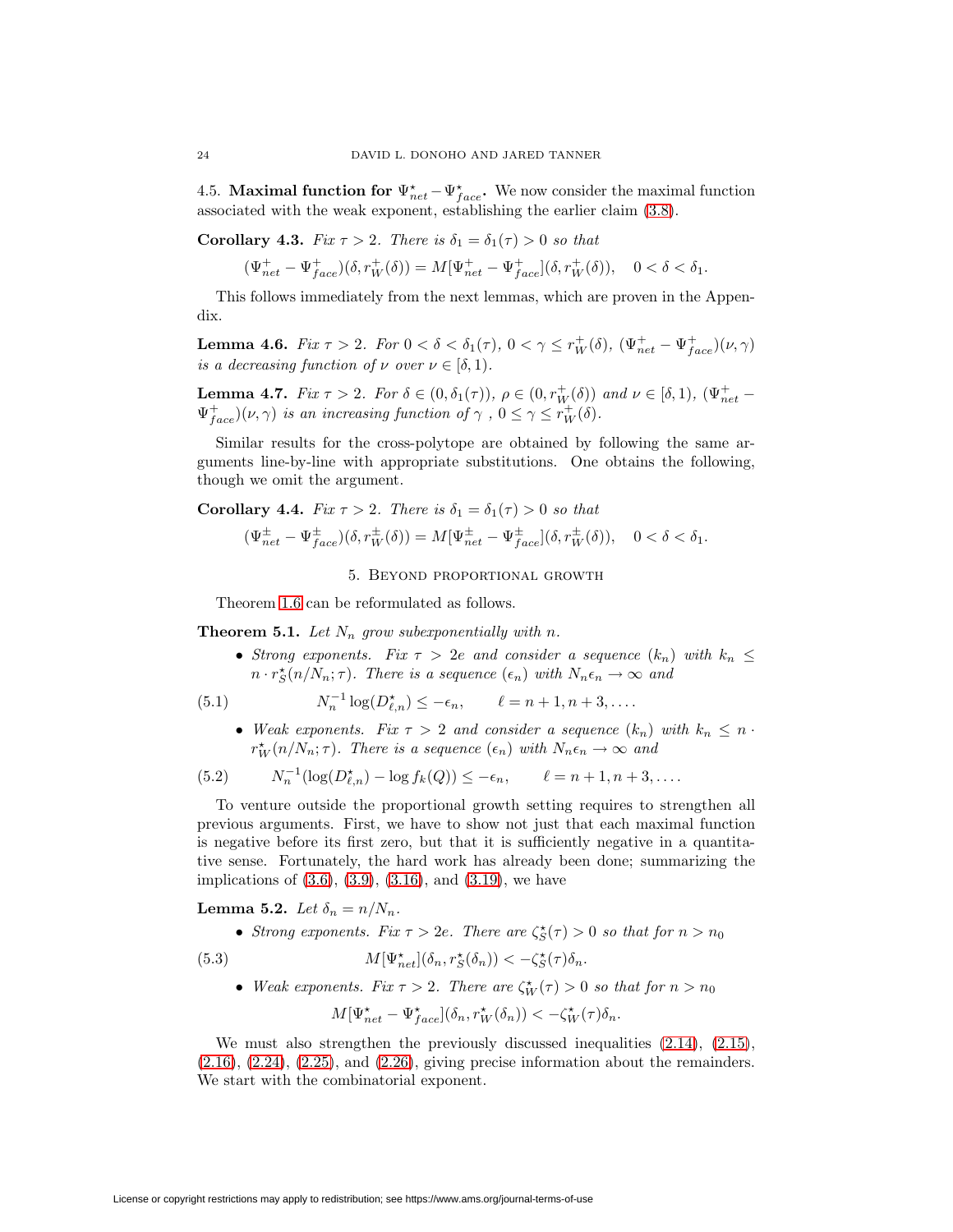4.5. **Maximal function for $\Psi^\star_{net} - \Psi^\star_{face}$.** We now consider the maximal function associated with the weak exponent, establishing the earlier claim (3.8).

**Corollary 4.3.** *Fix $\tau > 2$. There is $\delta_1 = \delta_1(\tau) > 0$ so that*

$$(\Psi^+_{net} - \Psi^+_{face})(\delta, r^+_W(\delta)) = M[\Psi^+_{net} - \Psi^+_{face}](\delta, r^+_W(\delta)), \quad 0 < \delta < \delta_1.$$

This follows immediately from the next lemmas, which are proven in the Appendix.

**Lemma 4.6.** *Fix $\tau > 2$. For $0 < \delta < \delta_1(\tau)$, $0 < \gamma \le r^+_W(\delta)$, $(\Psi^+_{net} - \Psi^+_{face})(\nu, \gamma)$ is a decreasing function of $\nu$ over $\nu \in [\delta, 1)$.*

**Lemma 4.7.** *Fix $\tau > 2$. For $\delta \in (0, \delta_1(\tau))$, $\rho \in (0, r^+_W(\delta))$ and $\nu \in [\delta, 1)$, $(\Psi^+_{net} - \Psi^+_{face})(\nu, \gamma)$ is an increasing function of $\gamma$ , $0 \le \gamma \le r^+_W(\delta)$.*

Similar results for the cross-polytope are obtained by following the same arguments line-by-line with appropriate substitutions. One obtains the following, though we omit the argument.

**Corollary 4.4.** *Fix $\tau > 2$. There is $\delta_1 = \delta_1(\tau) > 0$ so that*

$$(\Psi^\pm_{net} - \Psi^\pm_{face})(\delta, r^\pm_W(\delta)) = M[\Psi^\pm_{net} - \Psi^\pm_{face}](\delta, r^\pm_W(\delta)), \quad 0 < \delta < \delta_1.$$

## 5. Beyond proportional growth

Theorem 1.6 can be reformulated as follows.

**Theorem 5.1.** *Let $N_n$ grow subexponentially with $n$.*

- *Strong exponents. Fix $\tau > 2e$ and consider a sequence $(k_n)$ with $k_n \le n \cdot r^\star_S(n/N_n; \tau)$. There is a sequence $(\epsilon_n)$ with $N_n \epsilon_n \to \infty$ and*

$$N_n^{-1} \log(D^\star_{\ell,n}) \le -\epsilon_n, \qquad \ell = n+1, n+3, \ldots. \tag{5.1}$$

- *Weak exponents. Fix $\tau > 2$ and consider a sequence $(k_n)$ with $k_n \le n \cdot r^\star_W(n/N_n; \tau)$. There is a sequence $(\epsilon_n)$ with $N_n \epsilon_n \to \infty$ and*

$$N_n^{-1}(\log(D^\star_{\ell,n}) - \log f_k(Q)) \le -\epsilon_n, \qquad \ell = n+1, n+3, \ldots. \tag{5.2}$$

To venture outside the proportional growth setting requires to strengthen all previous arguments. First, we have to show not just that each maximal function is negative before its first zero, but that it is sufficiently negative in a quantitative sense. Fortunately, the hard work has already been done; summarizing the implications of (3.6), (3.9), (3.16), and (3.19), we have

**Lemma 5.2.** *Let $\delta_n = n/N_n$.*

- *Strong exponents. Fix $\tau > 2e$. There are $\zeta^\star_S(\tau) > 0$ so that for $n > n_0$*

$$M[\Psi^\star_{net}](\delta_n, r^\star_S(\delta_n)) < -\zeta^\star_S(\tau)\delta_n. \tag{5.3}$$

- *Weak exponents. Fix $\tau > 2$. There are $\zeta^\star_W(\tau) > 0$ so that for $n > n_0$*

$$M[\Psi^\star_{net} - \Psi^\star_{face}](\delta_n, r^\star_W(\delta_n)) < -\zeta^\star_W(\tau)\delta_n.$$

We must also strengthen the previously discussed inequalities (2.14), (2.15), (2.16), (2.24), (2.25), and (2.26), giving precise information about the remainders. We start with the combinatorial exponent.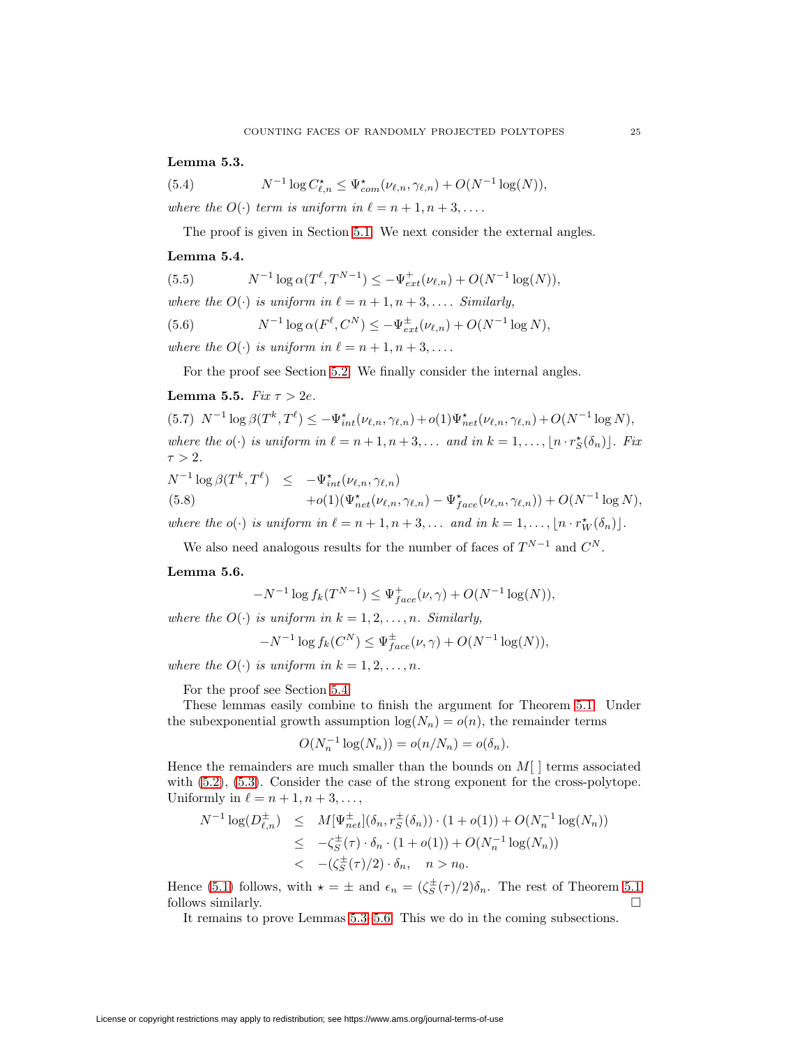**Lemma 5.3.**

$$N^{-1} \log C^{\star}_{\ell,n} \leq \Psi^{\star}_{com}(\nu_{\ell,n}, \gamma_{\ell,n}) + O(N^{-1}\log(N)), \tag{5.4}$$

*where the $O(\cdot)$ term is uniform in $\ell = n+1, n+3, \ldots$.*

The proof is given in Section 5.1. We next consider the external angles.

**Lemma 5.4.**

$$N^{-1} \log \alpha(T^{\ell}, T^{N-1}) \leq -\Psi^{+}_{ext}(\nu_{\ell,n}) + O(N^{-1}\log(N)), \tag{5.5}$$

*where the $O(\cdot)$ is uniform in $\ell = n+1, n+3, \ldots$. Similarly,*

$$N^{-1} \log \alpha(F^{\ell}, C^{N}) \leq -\Psi^{\pm}_{ext}(\nu_{\ell,n}) + O(N^{-1}\log N), \tag{5.6}$$

*where the $O(\cdot)$ is uniform in $\ell = n+1, n+3, \ldots$.*

For the proof see Section 5.2. We finally consider the internal angles.

**Lemma 5.5.** *Fix $\tau > 2e$.*

$$N^{-1} \log \beta(T^{k}, T^{\ell}) \leq -\Psi^{\star}_{int}(\nu_{\ell,n}, \gamma_{\ell,n}) + o(1)\Psi^{\star}_{net}(\nu_{\ell,n}, \gamma_{\ell,n}) + O(N^{-1}\log N), \tag{5.7}$$

*where the $o(\cdot)$ is uniform in $\ell = n+1, n+3, \ldots$ and in $k = 1, \ldots, \lfloor n \cdot r^{\star}_{S}(\delta_n) \rfloor$. Fix $\tau > 2$.*

$$\begin{aligned} N^{-1} \log \beta(T^{k}, T^{\ell}) \leq\ & -\Psi^{\star}_{int}(\nu_{\ell,n}, \gamma_{\ell,n}) \\ & + o(1)(\Psi^{\star}_{net}(\nu_{\ell,n}, \gamma_{\ell,n}) - \Psi^{\star}_{face}(\nu_{\ell,n}, \gamma_{\ell,n})) + O(N^{-1}\log N), \end{aligned} \tag{5.8}$$

*where the $o(\cdot)$ is uniform in $\ell = n+1, n+3, \ldots$ and in $k = 1, \ldots, \lfloor n \cdot r^{\star}_{W}(\delta_n) \rfloor$.*

We also need analogous results for the number of faces of $T^{N-1}$ and $C^{N}$.

**Lemma 5.6.**

$$-N^{-1} \log f_k(T^{N-1}) \leq \Psi^{+}_{face}(\nu, \gamma) + O(N^{-1}\log(N)),$$

*where the $O(\cdot)$ is uniform in $k = 1, 2, \ldots, n$. Similarly,*

$$-N^{-1} \log f_k(C^{N}) \leq \Psi^{\pm}_{face}(\nu, \gamma) + O(N^{-1}\log(N)),$$

*where the $O(\cdot)$ is uniform in $k = 1, 2, \ldots, n$.*

For the proof see Section 5.4.

These lemmas easily combine to finish the argument for Theorem 5.1. Under the subexponential growth assumption $\log(N_n) = o(n)$, the remainder terms

$$O(N_n^{-1}\log(N_n)) = o(n/N_n) = o(\delta_n).$$

Hence the remainders are much smaller than the bounds on $M[\ ]$ terms associated with (5.2), (5.3). Consider the case of the strong exponent for the cross-polytope. Uniformly in $\ell = n+1, n+3, \ldots$,

$$\begin{aligned} N^{-1}\log(D^{\pm}_{\ell,n}) &\leq M[\Psi^{\pm}_{net}](\delta_n, r^{\pm}_{S}(\delta_n)) \cdot (1 + o(1)) + O(N_n^{-1}\log(N_n)) \\ &\leq -\zeta^{\pm}_{S}(\tau) \cdot \delta_n \cdot (1 + o(1)) + O(N_n^{-1}\log(N_n)) \\ &< -(\zeta^{\pm}_{S}(\tau)/2) \cdot \delta_n, \quad n > n_0. \end{aligned}$$

Hence (5.1) follows, with $\star = \pm$ and $\epsilon_n = (\zeta^{\pm}_{S}(\tau)/2)\delta_n$. The rest of Theorem 5.1 follows similarly. $\square$

It remains to prove Lemmas 5.3–5.6. This we do in the coming subsections.

License or copyright restrictions may apply to redistribution; see https://www.ams.org/journal-terms-of-use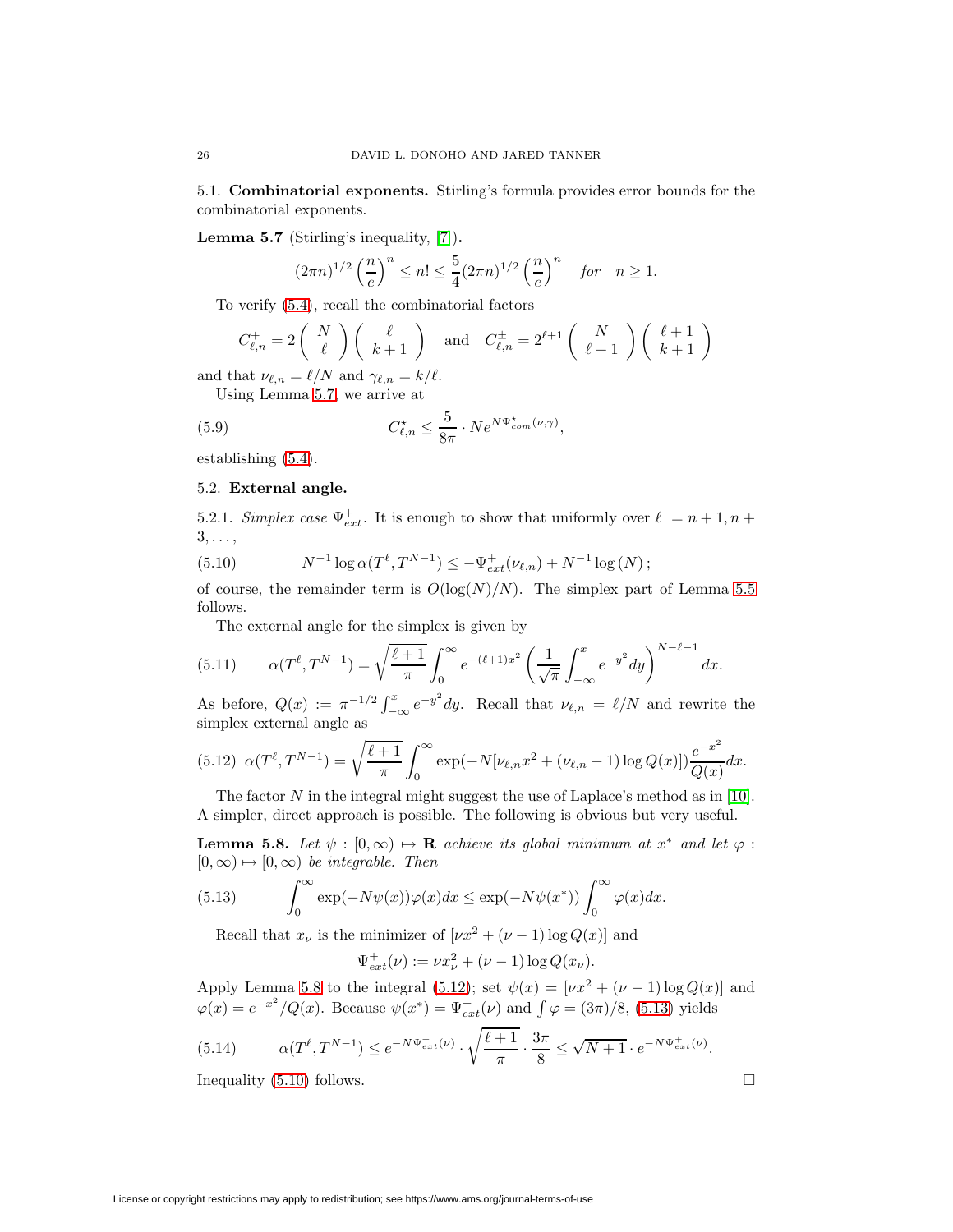### 5.1. **Combinatorial exponents.**

Stirling's formula provides error bounds for the combinatorial exponents.

**Lemma 5.7** (Stirling's inequality, [7])**.**

$$(2\pi n)^{1/2}\left(\frac{n}{e}\right)^n \le n! \le \frac{5}{4}(2\pi n)^{1/2}\left(\frac{n}{e}\right)^n \quad \text{for} \quad n \ge 1.$$

To verify (5.4), recall the combinatorial factors

$$C^{+}_{\ell,n} = 2\binom{N}{\ell}\binom{\ell}{k+1} \quad \text{and} \quad C^{\pm}_{\ell,n} = 2^{\ell+1}\binom{N}{\ell+1}\binom{\ell+1}{k+1}$$

and that $\nu_{\ell,n} = \ell/N$ and $\gamma_{\ell,n} = k/\ell$.

Using Lemma 5.7, we arrive at

$$C^{\star}_{\ell,n} \le \frac{5}{8\pi}\cdot N e^{N\Psi^{\star}_{com}(\nu,\gamma)}, \tag{5.9}$$

establishing (5.4).

### 5.2. **External angle.**

5.2.1. *Simplex case $\Psi^{+}_{ext}$.* It is enough to show that uniformly over $\ell = n+1, n+3, \dots,$

$$N^{-1}\log\alpha(T^{\ell},T^{N-1}) \le -\Psi^{+}_{ext}(\nu_{\ell,n}) + N^{-1}\log(N); \tag{5.10}$$

of course, the remainder term is $O(\log(N)/N)$. The simplex part of Lemma 5.5 follows.

The external angle for the simplex is given by

$$\alpha(T^{\ell},T^{N-1}) = \sqrt{\frac{\ell+1}{\pi}}\int_0^\infty e^{-(\ell+1)x^2}\left(\frac{1}{\sqrt{\pi}}\int_{-\infty}^{x} e^{-y^2}dy\right)^{N-\ell-1}dx. \tag{5.11}$$

As before, $Q(x) := \pi^{-1/2}\int_{-\infty}^{x} e^{-y^2}dy$. Recall that $\nu_{\ell,n} = \ell/N$ and rewrite the simplex external angle as

$$\alpha(T^{\ell},T^{N-1}) = \sqrt{\frac{\ell+1}{\pi}}\int_0^\infty \exp(-N[\nu_{\ell,n}x^2 + (\nu_{\ell,n}-1)\log Q(x)])\frac{e^{-x^2}}{Q(x)}dx. \tag{5.12}$$

The factor $N$ in the integral might suggest the use of Laplace's method as in [10]. A simpler, direct approach is possible. The following is obvious but very useful.

**Lemma 5.8.** *Let $\psi : [0,\infty) \mapsto \mathbf{R}$ achieve its global minimum at $x^*$ and let $\varphi : [0,\infty) \mapsto [0,\infty)$ be integrable. Then*

$$\int_0^\infty \exp(-N\psi(x))\varphi(x)dx \le \exp(-N\psi(x^*))\int_0^\infty \varphi(x)dx. \tag{5.13}$$

Recall that $x_\nu$ is the minimizer of $[\nu x^2 + (\nu-1)\log Q(x)]$ and

$$\Psi^{+}_{ext}(\nu) := \nu x_\nu^2 + (\nu-1)\log Q(x_\nu).$$

Apply Lemma 5.8 to the integral (5.12); set $\psi(x) = [\nu x^2 + (\nu-1)\log Q(x)]$ and $\varphi(x) = e^{-x^2}/Q(x)$. Because $\psi(x^*) = \Psi^{+}_{ext}(\nu)$ and $\int\varphi = (3\pi)/8$, (5.13) yields

$$\alpha(T^{\ell},T^{N-1}) \le e^{-N\Psi^{+}_{ext}(\nu)}\cdot\sqrt{\frac{\ell+1}{\pi}}\cdot\frac{3\pi}{8} \le \sqrt{N+1}\cdot e^{-N\Psi^{+}_{ext}(\nu)}. \tag{5.14}$$

Inequality (5.10) follows. □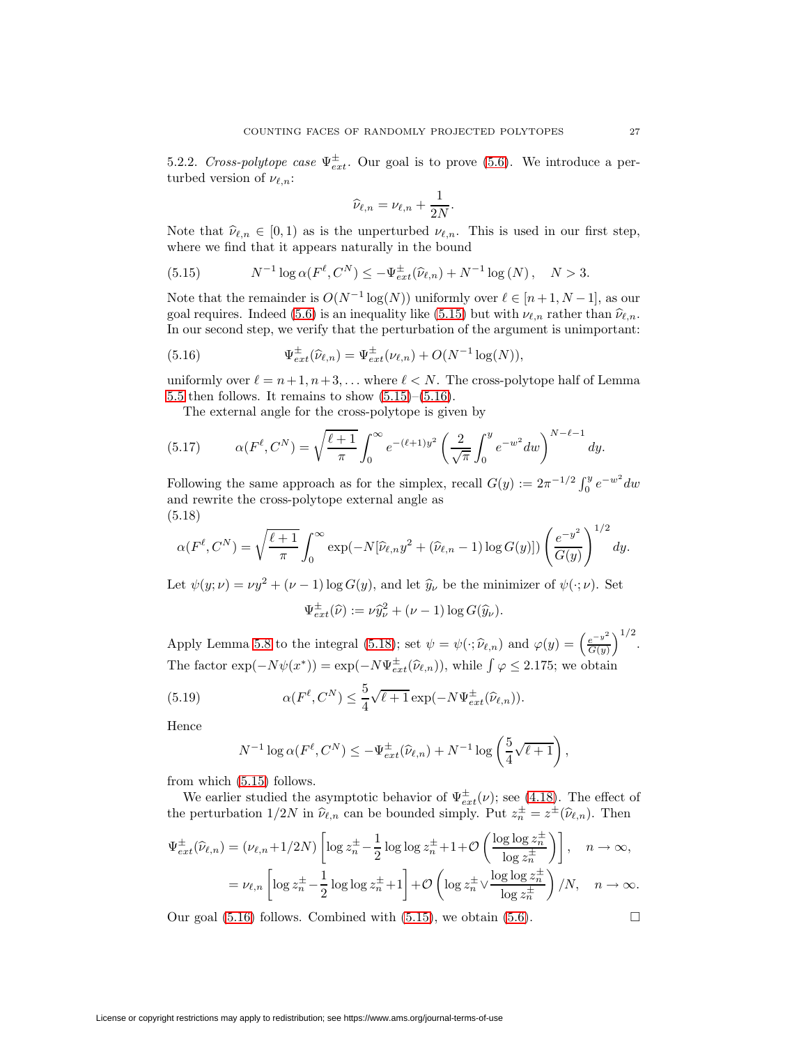5.2.2. *Cross-polytope case* $\Psi^{\pm}_{ext}$. Our goal is to prove (5.6). We introduce a perturbed version of $\nu_{\ell,n}$:

$$\widehat{\nu}_{\ell,n} = \nu_{\ell,n} + \frac{1}{2N}.$$

Note that $\widehat{\nu}_{\ell,n} \in [0,1)$ as is the unperturbed $\nu_{\ell,n}$. This is used in our first step, where we find that it appears naturally in the bound

$$N^{-1}\log\alpha(F^\ell, C^N) \le -\Psi^{\pm}_{ext}(\widehat{\nu}_{\ell,n}) + N^{-1}\log(N), \quad N > 3. \tag{5.15}$$

Note that the remainder is $O(N^{-1}\log(N))$ uniformly over $\ell \in [n+1, N-1]$, as our goal requires. Indeed (5.6) is an inequality like (5.15) but with $\nu_{\ell,n}$ rather than $\widehat{\nu}_{\ell,n}$. In our second step, we verify that the perturbation of the argument is unimportant:

$$\Psi^{\pm}_{ext}(\widehat{\nu}_{\ell,n}) = \Psi^{\pm}_{ext}(\nu_{\ell,n}) + O(N^{-1}\log(N)), \tag{5.16}$$

uniformly over $\ell = n+1, n+3, \ldots$ where $\ell < N$. The cross-polytope half of Lemma 5.5 then follows. It remains to show (5.15)–(5.16).

The external angle for the cross-polytope is given by

$$\alpha(F^\ell, C^N) = \sqrt{\frac{\ell+1}{\pi}}\int_0^\infty e^{-(\ell+1)y^2}\left(\frac{2}{\sqrt{\pi}}\int_0^y e^{-w^2}dw\right)^{N-\ell-1}dy. \tag{5.17}$$

Following the same approach as for the simplex, recall $G(y) := 2\pi^{-1/2}\int_0^y e^{-w^2}dw$ and rewrite the cross-polytope external angle as

$$\alpha(F^\ell, C^N) = \sqrt{\frac{\ell+1}{\pi}}\int_0^\infty \exp(-N[\widehat{\nu}_{\ell,n}y^2 + (\widehat{\nu}_{\ell,n}-1)\log G(y)])\left(\frac{e^{-y^2}}{G(y)}\right)^{1/2}dy. \tag{5.18}$$

Let $\psi(y;\nu) = \nu y^2 + (\nu - 1)\log G(y)$, and let $\widehat{y}_\nu$ be the minimizer of $\psi(\cdot;\nu)$. Set

$$\Psi^{\pm}_{ext}(\widehat{\nu}) := \nu\widehat{y}_\nu^2 + (\nu-1)\log G(\widehat{y}_\nu).$$

Apply Lemma 5.8 to the integral (5.18); set $\psi = \psi(\cdot;\widehat{\nu}_{\ell,n})$ and $\varphi(y) = \left(\frac{e^{-y^2}}{G(y)}\right)^{1/2}$. The factor $\exp(-N\psi(x^*)) = \exp(-N\Psi^{\pm}_{ext}(\widehat{\nu}_{\ell,n}))$, while $\int\varphi \le 2.175$; we obtain

$$\alpha(F^\ell, C^N) \le \frac{5}{4}\sqrt{\ell+1}\exp(-N\Psi^{\pm}_{ext}(\widehat{\nu}_{\ell,n})). \tag{5.19}$$

Hence

$$N^{-1}\log\alpha(F^\ell, C^N) \le -\Psi^{\pm}_{ext}(\widehat{\nu}_{\ell,n}) + N^{-1}\log\left(\frac{5}{4}\sqrt{\ell+1}\right),$$

from which (5.15) follows.

We earlier studied the asymptotic behavior of $\Psi^{\pm}_{ext}(\nu)$; see (4.18). The effect of the perturbation $1/2N$ in $\widehat{\nu}_{\ell,n}$ can be bounded simply. Put $z_n^{\pm} = z^{\pm}(\widehat{\nu}_{\ell,n})$. Then

$$\begin{aligned}
\Psi^{\pm}_{ext}(\widehat{\nu}_{\ell,n}) &= (\nu_{\ell,n}+1/2N)\left[\log z_n^{\pm} - \frac{1}{2}\log\log z_n^{\pm} + 1 + \mathcal{O}\left(\frac{\log\log z_n^{\pm}}{\log z_n^{\pm}}\right)\right], \quad n\to\infty,\\
&= \nu_{\ell,n}\left[\log z_n^{\pm} - \frac{1}{2}\log\log z_n^{\pm} + 1\right] + \mathcal{O}\left(\log z_n^{\pm} \vee \frac{\log\log z_n^{\pm}}{\log z_n^{\pm}}\right)/N, \quad n\to\infty.
\end{aligned}$$

Our goal (5.16) follows. Combined with (5.15), we obtain (5.6). $\square$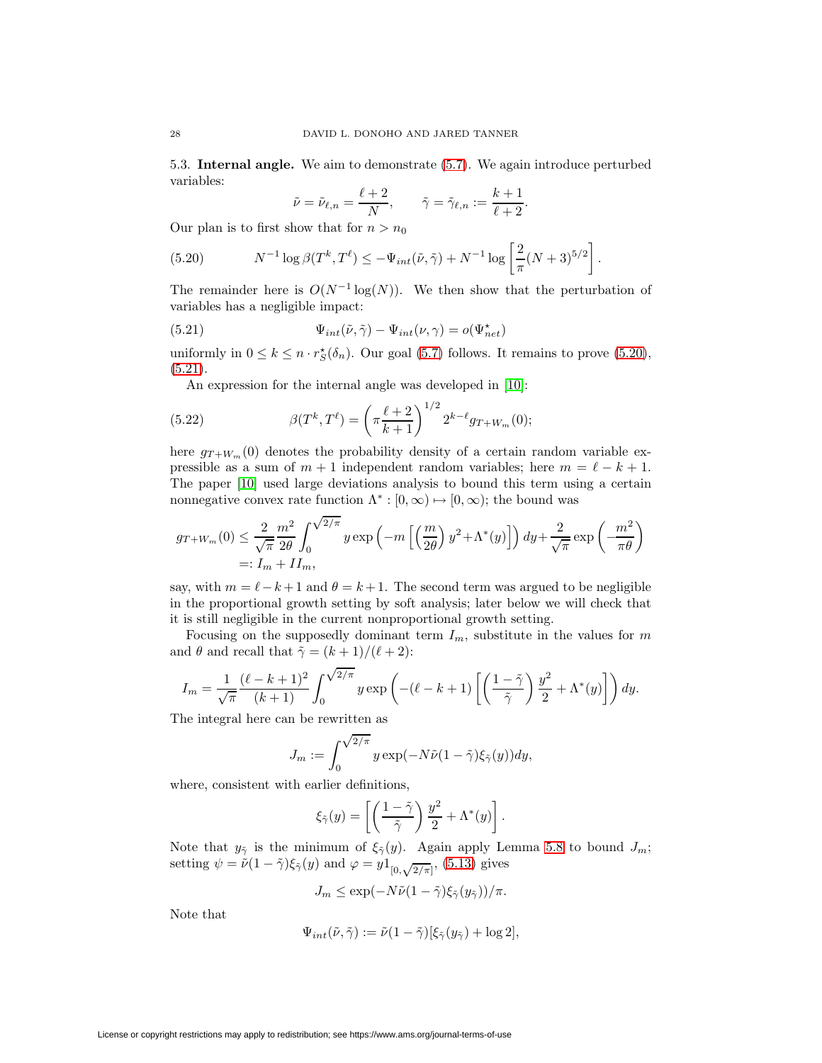5.3. **Internal angle.** We aim to demonstrate (5.7). We again introduce perturbed variables:

$$\tilde{\nu} = \tilde{\nu}_{\ell,n} = \frac{\ell+2}{N}, \qquad \tilde{\gamma} = \tilde{\gamma}_{\ell,n} := \frac{k+1}{\ell+2}.$$

Our plan is to first show that for $n > n_0$

$$N^{-1} \log \beta(T^k, T^\ell) \leq -\Psi_{int}(\tilde{\nu}, \tilde{\gamma}) + N^{-1} \log \left[ \frac{2}{\pi} (N+3)^{5/2} \right]. \tag{5.20}$$

The remainder here is $O(N^{-1}\log(N))$. We then show that the perturbation of variables has a negligible impact:

$$\Psi_{int}(\tilde{\nu}, \tilde{\gamma}) - \Psi_{int}(\nu, \gamma) = o(\Psi^\star_{net}) \tag{5.21}$$

uniformly in $0 \leq k \leq n \cdot r^\star_S(\delta_n)$. Our goal (5.7) follows. It remains to prove (5.20), (5.21).

An expression for the internal angle was developed in [10]:

$$\beta(T^k, T^\ell) = \left( \pi \frac{\ell+2}{k+1} \right)^{1/2} 2^{k-\ell} g_{T+W_m}(0); \tag{5.22}$$

here $g_{T+W_m}(0)$ denotes the probability density of a certain random variable expressible as a sum of $m+1$ independent random variables; here $m = \ell - k + 1$. The paper [10] used large deviations analysis to bound this term using a certain nonnegative convex rate function $\Lambda^* : [0, \infty) \mapsto [0, \infty)$; the bound was

$$\begin{aligned} g_{T+W_m}(0) &\leq \frac{2}{\sqrt{\pi}} \frac{m^2}{2\theta} \int_0^{\sqrt{2/\pi}} y \exp\left( -m \left[ \left( \frac{m}{2\theta} \right) y^2 + \Lambda^*(y) \right] \right) dy + \frac{2}{\sqrt{\pi}} \exp\left( -\frac{m^2}{\pi \theta} \right) \\ &=: I_m + II_m, \end{aligned}$$

say, with $m = \ell - k + 1$ and $\theta = k + 1$. The second term was argued to be negligible in the proportional growth setting by soft analysis; later below we will check that it is still negligible in the current nonproportional growth setting.

Focusing on the supposedly dominant term $I_m$, substitute in the values for $m$ and $\theta$ and recall that $\tilde{\gamma} = (k+1)/(\ell+2)$:

$$I_m = \frac{1}{\sqrt{\pi}} \frac{(\ell - k + 1)^2}{(k+1)} \int_0^{\sqrt{2/\pi}} y \exp\left( -(\ell - k + 1) \left[ \left( \frac{1 - \tilde{\gamma}}{\tilde{\gamma}} \right) \frac{y^2}{2} + \Lambda^*(y) \right] \right) dy.$$

The integral here can be rewritten as

$$J_m := \int_0^{\sqrt{2/\pi}} y \exp(-N\tilde{\nu}(1-\tilde{\gamma})\xi_{\tilde{\gamma}}(y)) dy,$$

where, consistent with earlier definitions,

$$\xi_{\tilde{\gamma}}(y) = \left[ \left( \frac{1-\tilde{\gamma}}{\tilde{\gamma}} \right) \frac{y^2}{2} + \Lambda^*(y) \right].$$

Note that $y_{\tilde{\gamma}}$ is the minimum of $\xi_{\tilde{\gamma}}(y)$. Again apply Lemma 5.8 to bound $J_m$; setting $\psi = \tilde{\nu}(1-\tilde{\gamma})\xi_{\tilde{\gamma}}(y)$ and $\varphi = y 1_{[0, \sqrt{2/\pi}]}$, (5.13) gives

$$J_m \leq \exp(-N\tilde{\nu}(1-\tilde{\gamma})\xi_{\tilde{\gamma}}(y_{\tilde{\gamma}}))/\pi.$$

Note that

$$\Psi_{int}(\tilde{\nu}, \tilde{\gamma}) := \tilde{\nu}(1-\tilde{\gamma})[\xi_{\tilde{\gamma}}(y_{\tilde{\gamma}}) + \log 2],$$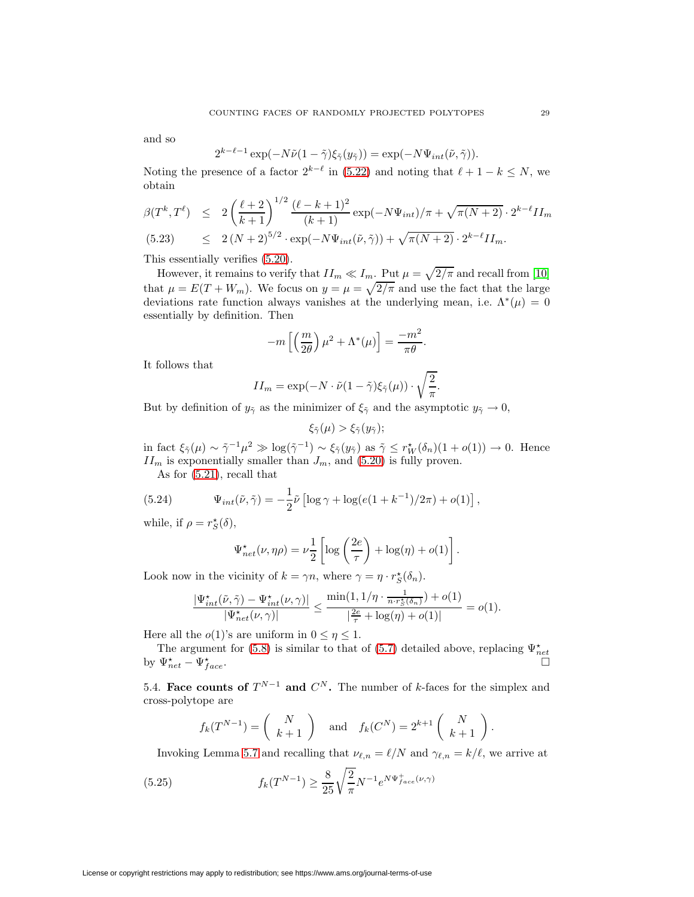and so

$$2^{k-\ell-1}\exp(-N\tilde{\nu}(1-\tilde{\gamma})\xi_{\tilde{\gamma}}(y_{\tilde{\gamma}})) = \exp(-N\Psi_{int}(\tilde{\nu},\tilde{\gamma})).$$

Noting the presence of a factor $2^{k-\ell}$ in (5.22) and noting that $\ell+1-k \leq N$, we obtain

$$\begin{aligned}
\beta(T^k, T^\ell) &\leq 2\left(\frac{\ell+2}{k+1}\right)^{1/2} \frac{(\ell-k+1)^2}{(k+1)} \exp(-N\Psi_{int})/\pi + \sqrt{\pi(N+2)} \cdot 2^{k-\ell} II_m \\
&\leq 2\,(N+2)^{5/2} \cdot \exp(-N\Psi_{int}(\tilde{\nu},\tilde{\gamma})) + \sqrt{\pi(N+2)} \cdot 2^{k-\ell} II_m.
\end{aligned} \tag{5.23}$$

This essentially verifies (5.20).

However, it remains to verify that $II_m \ll I_m$. Put $\mu = \sqrt{2/\pi}$ and recall from [10] that $\mu = E(T + W_m)$. We focus on $y = \mu = \sqrt{2/\pi}$ and use the fact that the large deviations rate function always vanishes at the underlying mean, i.e. $\Lambda^*(\mu) = 0$ essentially by definition. Then

$$-m\left[\left(\frac{m}{2\theta}\right)\mu^2 + \Lambda^*(\mu)\right] = \frac{-m^2}{\pi\theta}.$$

It follows that

$$II_m = \exp(-N \cdot \tilde{\nu}(1-\tilde{\gamma})\xi_{\tilde{\gamma}}(\mu)) \cdot \sqrt{\frac{2}{\pi}}.$$

But by definition of $y_{\tilde{\gamma}}$ as the minimizer of $\xi_{\tilde{\gamma}}$ and the asymptotic $y_{\tilde{\gamma}} \to 0$,

$$\xi_{\tilde{\gamma}}(\mu) > \xi_{\tilde{\gamma}}(y_{\tilde{\gamma}});$$

in fact $\xi_{\tilde{\gamma}}(\mu) \sim \tilde{\gamma}^{-1}\mu^2 \gg \log(\tilde{\gamma}^{-1}) \sim \xi_{\tilde{\gamma}}(y_{\tilde{\gamma}})$ as $\tilde{\gamma} \leq r_W^\star(\delta_n)(1+o(1)) \to 0$. Hence $II_m$ is exponentially smaller than $J_m$, and (5.20) is fully proven.

As for (5.21), recall that

$$\Psi_{int}(\tilde{\nu},\tilde{\gamma}) = -\frac{1}{2}\tilde{\nu}\left[\log\gamma + \log(e(1+k^{-1})/2\pi) + o(1)\right], \tag{5.24}$$

while, if $\rho = r_S^\star(\delta)$,

$$\Psi_{net}^\star(\nu, \eta\rho) = \nu\frac{1}{2}\left[\log\left(\frac{2e}{\tau}\right) + \log(\eta) + o(1)\right].$$

Look now in the vicinity of $k = \gamma n$, where $\gamma = \eta \cdot r_S^\star(\delta_n)$.

$$\frac{|\Psi_{int}^\star(\tilde{\nu},\tilde{\gamma}) - \Psi_{int}^\star(\nu,\gamma)|}{|\Psi_{net}^\star(\nu,\gamma)|} \leq \frac{\min(1, 1/\eta \cdot \frac{1}{n \cdot r_S^\star(\delta_n)}) + o(1)}{|\frac{2e}{\tau} + \log(\eta) + o(1)|} = o(1).$$

Here all the $o(1)$'s are uniform in $0 \leq \eta \leq 1$.

The argument for (5.8) is similar to that of (5.7) detailed above, replacing $\Psi_{net}^\star$ by $\Psi_{net}^\star - \Psi_{face}^\star$. $\square$

### 5.4. Face counts of $T^{N-1}$ and $C^N$.

The number of $k$-faces for the simplex and cross-polytope are

$$f_k(T^{N-1}) = \binom{N}{k+1} \quad \text{and} \quad f_k(C^N) = 2^{k+1}\binom{N}{k+1}.$$

Invoking Lemma 5.7 and recalling that $\nu_{\ell,n} = \ell/N$ and $\gamma_{\ell,n} = k/\ell$, we arrive at

$$f_k(T^{N-1}) \geq \frac{8}{25}\sqrt{\frac{2}{\pi}}N^{-1}e^{N\Psi_{face}^+(\nu,\gamma)} \tag{5.25}$$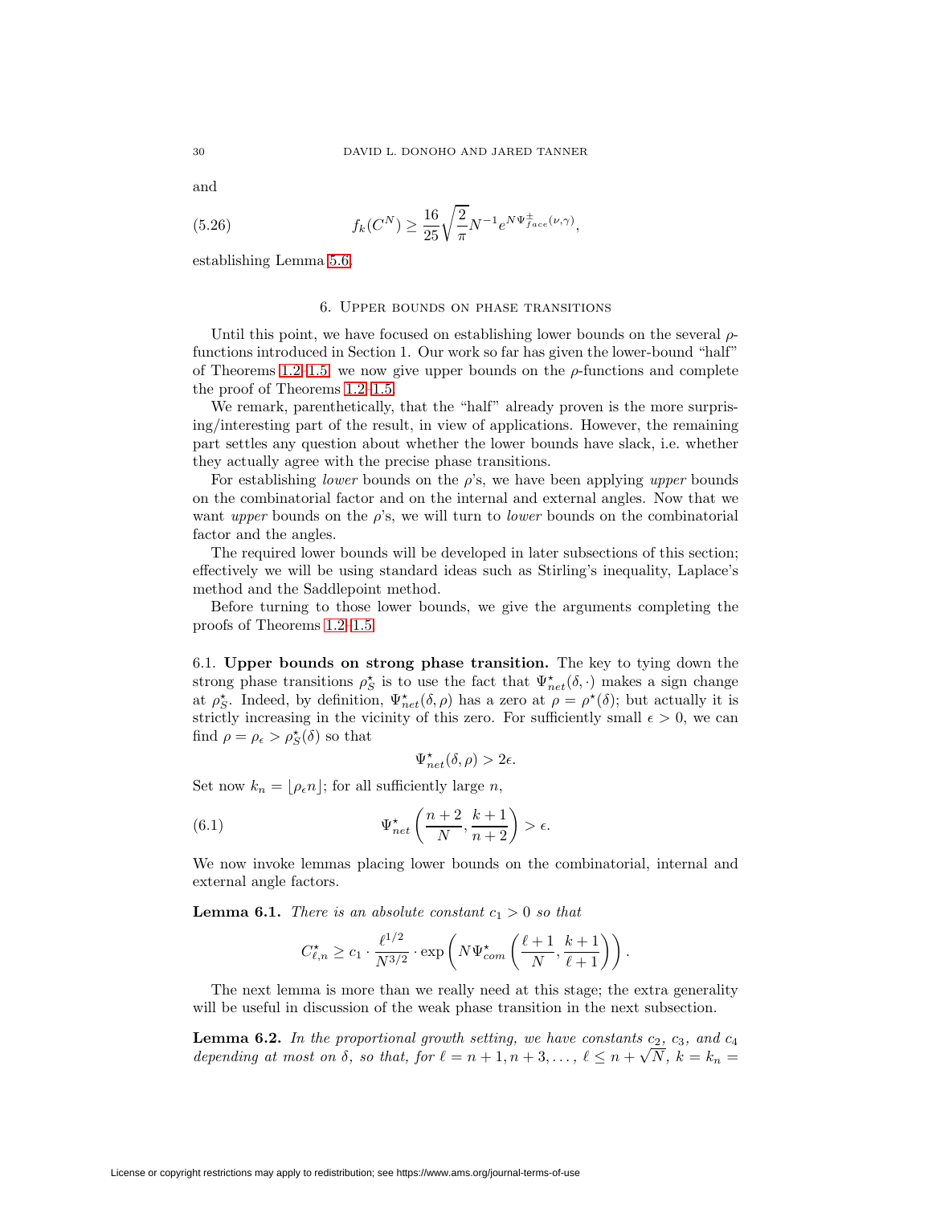and

$$f_k(C^N) \geq \frac{16}{25}\sqrt{\frac{2}{\pi}} N^{-1} e^{N\Psi^{\pm}_{face}(\nu,\gamma)}, \tag{5.26}$$

establishing Lemma 5.6.

## 6. Upper bounds on phase transitions

Until this point, we have focused on establishing lower bounds on the several $\rho$-functions introduced in Section 1. Our work so far has given the lower-bound "half" of Theorems 1.2–1.5; we now give upper bounds on the $\rho$-functions and complete the proof of Theorems 1.2–1.5.

We remark, parenthetically, that the "half" already proven is the more surprising/interesting part of the result, in view of applications. However, the remaining part settles any question about whether the lower bounds have slack, i.e. whether they actually agree with the precise phase transitions.

For establishing *lower* bounds on the $\rho$'s, we have been applying *upper* bounds on the combinatorial factor and on the internal and external angles. Now that we want *upper* bounds on the $\rho$'s, we will turn to *lower* bounds on the combinatorial factor and the angles.

The required lower bounds will be developed in later subsections of this section; effectively we will be using standard ideas such as Stirling's inequality, Laplace's method and the Saddlepoint method.

Before turning to those lower bounds, we give the arguments completing the proofs of Theorems 1.2–1.5.

### 6.1. Upper bounds on strong phase transition.

The key to tying down the strong phase transitions $\rho^\star_S$ is to use the fact that $\Psi^\star_{net}(\delta,\cdot)$ makes a sign change at $\rho^\star_S$. Indeed, by definition, $\Psi^\star_{net}(\delta,\rho)$ has a zero at $\rho = \rho^\star(\delta)$; but actually it is strictly increasing in the vicinity of this zero. For sufficiently small $\epsilon > 0$, we can find $\rho = \rho_\epsilon > \rho^\star_S(\delta)$ so that

$$\Psi^\star_{net}(\delta,\rho) > 2\epsilon.$$

Set now $k_n = \lfloor \rho_\epsilon n \rfloor$; for all sufficiently large $n$,

$$\Psi^\star_{net}\left(\frac{n+2}{N}, \frac{k+1}{n+2}\right) > \epsilon. \tag{6.1}$$

We now invoke lemmas placing lower bounds on the combinatorial, internal and external angle factors.

**Lemma 6.1.** *There is an absolute constant $c_1 > 0$ so that*

$$C^\star_{\ell,n} \geq c_1 \cdot \frac{\ell^{1/2}}{N^{3/2}} \cdot \exp\left(N\Psi^\star_{com}\left(\frac{\ell+1}{N}, \frac{k+1}{\ell+1}\right)\right).$$

The next lemma is more than we really need at this stage; the extra generality will be useful in discussion of the weak phase transition in the next subsection.

**Lemma 6.2.** *In the proportional growth setting, we have constants $c_2$, $c_3$, and $c_4$ depending at most on $\delta$, so that, for $\ell = n+1, n+3, \ldots$, $\ell \leq n + \sqrt{N}$, $k = k_n =$*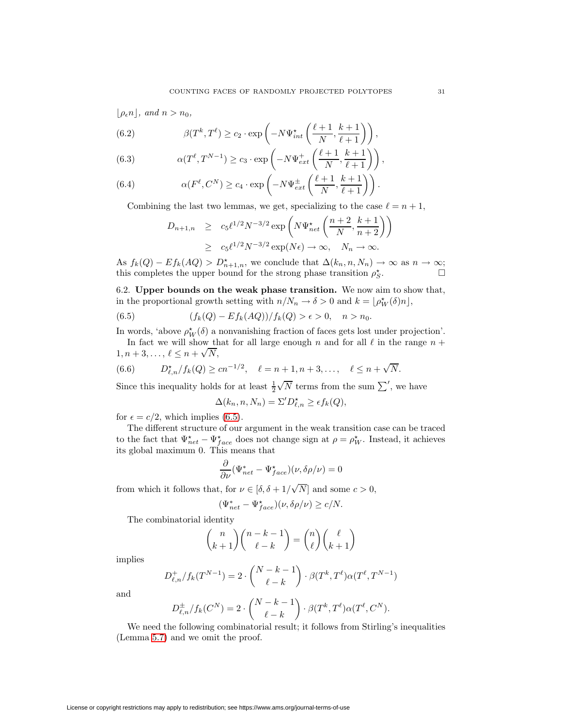$\lfloor \rho_\epsilon n \rfloor$, *and* $n > n_0$,

$$\beta(T^k, T^\ell) \geq c_2 \cdot \exp\left(-N\Psi^\star_{int}\left(\frac{\ell+1}{N}, \frac{k+1}{\ell+1}\right)\right), \tag{6.2}$$

$$\alpha(T^\ell, T^{N-1}) \geq c_3 \cdot \exp\left(-N\Psi^+_{ext}\left(\frac{\ell+1}{N}, \frac{k+1}{\ell+1}\right)\right), \tag{6.3}$$

$$\alpha(F^\ell, C^N) \geq c_4 \cdot \exp\left(-N\Psi^\pm_{ext}\left(\frac{\ell+1}{N}, \frac{k+1}{\ell+1}\right)\right). \tag{6.4}$$

Combining the last two lemmas, we get, specializing to the case $\ell = n+1$,

$$\begin{aligned} D_{n+1,n} &\geq c_5 \ell^{1/2} N^{-3/2} \exp\left(N\Psi^\star_{net}\left(\frac{n+2}{N}, \frac{k+1}{n+2}\right)\right) \\ &\geq c_5 \ell^{1/2} N^{-3/2} \exp(N\epsilon) \to \infty, \quad N_n \to \infty. \end{aligned}$$

As $f_k(Q) - Ef_k(AQ) > D^\star_{n+1,n}$, we conclude that $\Delta(k_n, n, N_n) \to \infty$ as $n \to \infty$; this completes the upper bound for the strong phase transition $\rho^\star_S$. □

6.2. **Upper bounds on the weak phase transition.** We now aim to show that, in the proportional growth setting with $n/N_n \to \delta > 0$ and $k = \lfloor \rho^\star_W(\delta) n \rfloor$,

$$(f_k(Q) - Ef_k(AQ))/f_k(Q) > \epsilon > 0, \quad n > n_0. \tag{6.5}$$

In words, 'above $\rho^\star_W(\delta)$ a nonvanishing fraction of faces gets lost under projection'.

In fact we will show that for all large enough $n$ and for all $\ell$ in the range $n + 1, n+3, \ldots, \ell \leq n + \sqrt{N}$,

$$D^\star_{\ell,n}/f_k(Q) \geq cn^{-1/2}, \quad \ell = n+1, n+3, \ldots, \quad \ell \leq n + \sqrt{N}. \tag{6.6}$$

Since this inequality holds for at least $\frac{1}{2}\sqrt{N}$ terms from the sum $\sum'$, we have

$$\Delta(k_n, n, N_n) = \Sigma' D^\star_{\ell,n} \geq \epsilon f_k(Q),$$

for $\epsilon = c/2$, which implies (6.5).

The different structure of our argument in the weak transition case can be traced to the fact that $\Psi^\star_{net} - \Psi^\star_{face}$ does not change sign at $\rho = \rho^\star_W$. Instead, it achieves its global maximum 0. This means that

$$\frac{\partial}{\partial \nu}(\Psi^*_{net} - \Psi^\star_{face})(\nu, \delta\rho/\nu) = 0$$

from which it follows that, for $\nu \in [\delta, \delta + 1/\sqrt{N}]$ and some $c > 0$,

$$(\Psi^*_{net} - \Psi^\star_{face})(\nu, \delta\rho/\nu) \geq c/N.$$

The combinatorial identity

$$\binom{n}{k+1}\binom{n-k-1}{\ell-k} = \binom{n}{\ell}\binom{\ell}{k+1}$$

implies

$$D^+_{\ell,n}/f_k(T^{N-1}) = 2 \cdot \binom{N-k-1}{\ell-k} \cdot \beta(T^k, T^\ell)\alpha(T^\ell, T^{N-1})$$

and

$$D^\pm_{\ell,n}/f_k(C^N) = 2 \cdot \binom{N-k-1}{\ell-k} \cdot \beta(T^k, T^\ell)\alpha(T^\ell, C^N).$$

We need the following combinatorial result; it follows from Stirling's inequalities (Lemma 5.7) and we omit the proof.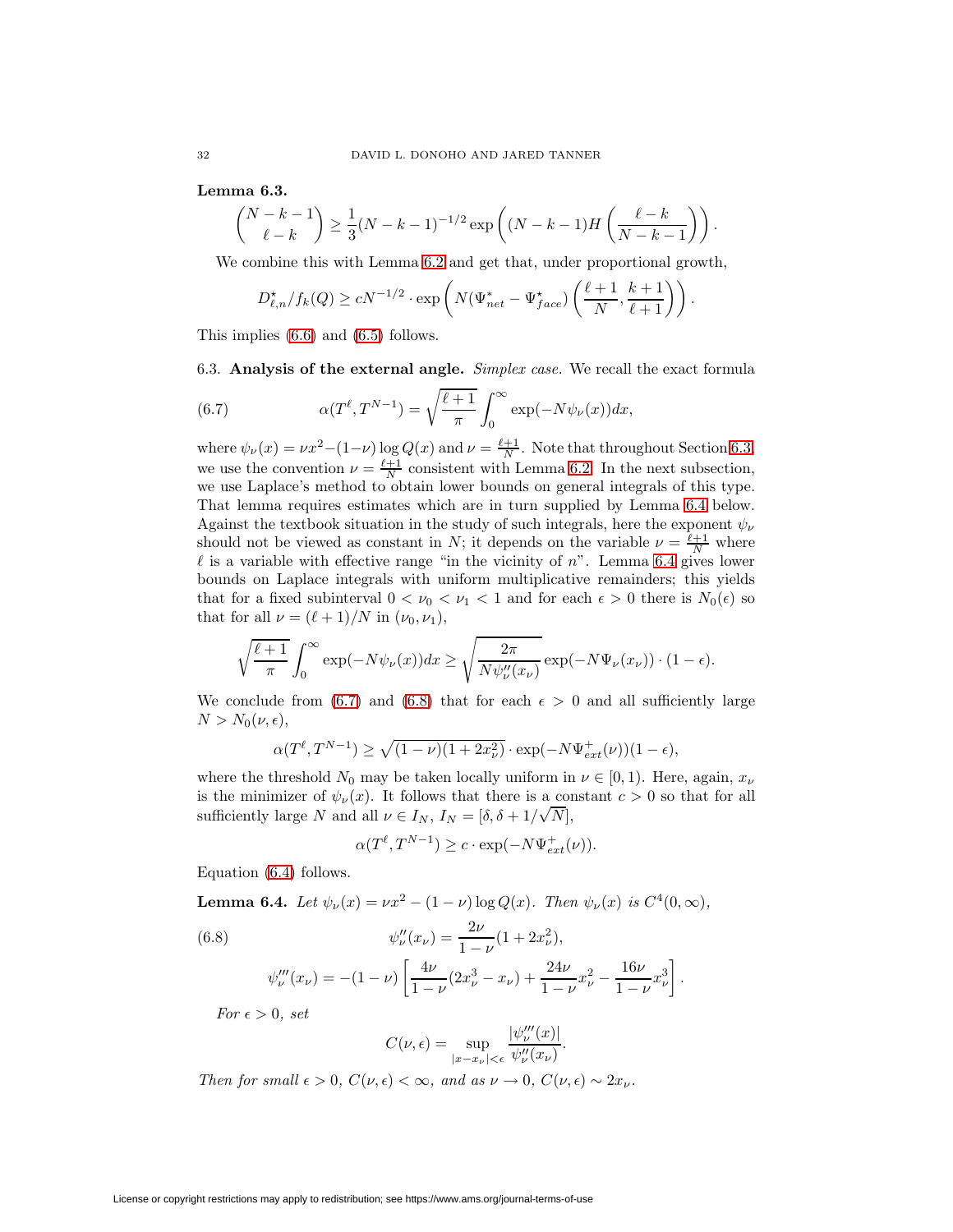**Lemma 6.3.**

$$\binom{N-k-1}{\ell-k} \geq \frac{1}{3}(N-k-1)^{-1/2} \exp\left((N-k-1)H\left(\frac{\ell-k}{N-k-1}\right)\right).$$

We combine this with Lemma 6.2 and get that, under proportional growth,

$$D^{\star}_{\ell,n}/f_k(Q) \geq cN^{-1/2} \cdot \exp\left(N(\Psi^{*}_{net} - \Psi^{\star}_{face})\left(\frac{\ell+1}{N}, \frac{k+1}{\ell+1}\right)\right).$$

This implies (6.6) and (6.5) follows.

6.3. **Analysis of the external angle.** *Simplex case.* We recall the exact formula

$$\alpha(T^{\ell}, T^{N-1}) = \sqrt{\frac{\ell+1}{\pi}} \int_0^{\infty} \exp(-N\psi_\nu(x))dx, \tag{6.7}$$

where $\psi_\nu(x) = \nu x^2 - (1-\nu)\log Q(x)$ and $\nu = \frac{\ell+1}{N}$. Note that throughout Section 6.3, we use the convention $\nu = \frac{\ell+1}{N}$ consistent with Lemma 6.2. In the next subsection, we use Laplace's method to obtain lower bounds on general integrals of this type. That lemma requires estimates which are in turn supplied by Lemma 6.4 below. Against the textbook situation in the study of such integrals, here the exponent $\psi_\nu$ should not be viewed as constant in $N$; it depends on the variable $\nu = \frac{\ell+1}{N}$ where $\ell$ is a variable with effective range "in the vicinity of $n$". Lemma 6.4 gives lower bounds on Laplace integrals with uniform multiplicative remainders; this yields that for a fixed subinterval $0 < \nu_0 < \nu_1 < 1$ and for each $\epsilon > 0$ there is $N_0(\epsilon)$ so that for all $\nu = (\ell+1)/N$ in $(\nu_0, \nu_1)$,

$$\sqrt{\frac{\ell+1}{\pi}} \int_0^{\infty} \exp(-N\psi_\nu(x))dx \geq \sqrt{\frac{2\pi}{N\psi''_\nu(x_\nu)}} \exp(-N\Psi_\nu(x_\nu)) \cdot (1-\epsilon).$$

We conclude from (6.7) and (6.8) that for each $\epsilon > 0$ and all sufficiently large $N > N_0(\nu, \epsilon)$,

$$\alpha(T^{\ell}, T^{N-1}) \geq \sqrt{(1-\nu)(1+2x_\nu^2)} \cdot \exp(-N\Psi^{+}_{ext}(\nu))(1-\epsilon),$$

where the threshold $N_0$ may be taken locally uniform in $\nu \in [0,1)$. Here, again, $x_\nu$ is the minimizer of $\psi_\nu(x)$. It follows that there is a constant $c > 0$ so that for all sufficiently large $N$ and all $\nu \in I_N$, $I_N = [\delta, \delta + 1/\sqrt{N}]$,

$$\alpha(T^{\ell}, T^{N-1}) \geq c \cdot \exp(-N\Psi^{+}_{ext}(\nu)).$$

Equation (6.4) follows.

**Lemma 6.4.** *Let $\psi_\nu(x) = \nu x^2 - (1-\nu)\log Q(x)$. Then $\psi_\nu(x)$ is $C^4(0,\infty)$,*

$$\psi''_\nu(x_\nu) = \frac{2\nu}{1-\nu}(1+2x_\nu^2), \tag{6.8}$$

$$\psi'''_\nu(x_\nu) = -(1-\nu)\left[\frac{4\nu}{1-\nu}(2x_\nu^3 - x_\nu) + \frac{24\nu}{1-\nu}x_\nu^2 - \frac{16\nu}{1-\nu}x_\nu^3\right].$$

*For $\epsilon > 0$, set*

$$C(\nu, \epsilon) = \sup_{|x-x_\nu|<\epsilon} \frac{|\psi'''_\nu(x)|}{\psi''_\nu(x_\nu)}.$$

*Then for small $\epsilon > 0$, $C(\nu,\epsilon) < \infty$, and as $\nu \to 0$, $C(\nu,\epsilon) \sim 2x_\nu$.*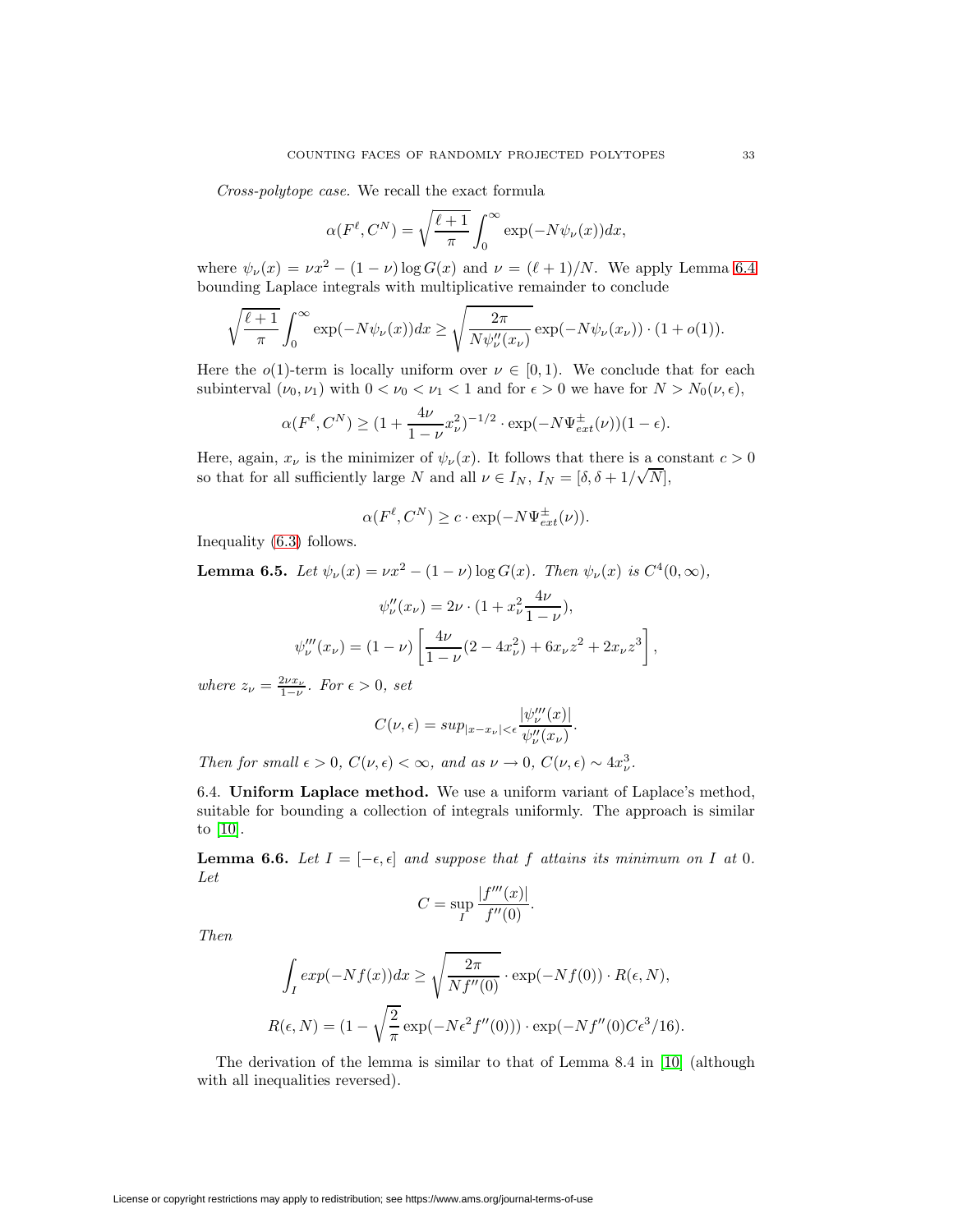*Cross-polytope case.* We recall the exact formula

$$\alpha(F^\ell, C^N) = \sqrt{\frac{\ell+1}{\pi}} \int_0^\infty \exp(-N\psi_\nu(x))dx,$$

where $\psi_\nu(x) = \nu x^2 - (1-\nu)\log G(x)$ and $\nu = (\ell+1)/N$. We apply Lemma 6.4 bounding Laplace integrals with multiplicative remainder to conclude

$$\sqrt{\frac{\ell+1}{\pi}} \int_0^\infty \exp(-N\psi_\nu(x))dx \geq \sqrt{\frac{2\pi}{N\psi_\nu''(x_\nu)}} \exp(-N\psi_\nu(x_\nu)) \cdot (1+o(1)).$$

Here the $o(1)$-term is locally uniform over $\nu \in [0,1)$. We conclude that for each subinterval $(\nu_0, \nu_1)$ with $0 < \nu_0 < \nu_1 < 1$ and for $\epsilon > 0$ we have for $N > N_0(\nu, \epsilon)$,

$$\alpha(F^\ell, C^N) \geq (1 + \frac{4\nu}{1-\nu} x_\nu^2)^{-1/2} \cdot \exp(-N\Psi_{ext}^{\pm}(\nu))(1-\epsilon).$$

Here, again, $x_\nu$ is the minimizer of $\psi_\nu(x)$. It follows that there is a constant $c > 0$ so that for all sufficiently large $N$ and all $\nu \in I_N$, $I_N = [\delta, \delta + 1/\sqrt{N}]$,

$$\alpha(F^\ell, C^N) \geq c \cdot \exp(-N\Psi_{ext}^{\pm}(\nu)).$$

Inequality (6.3) follows.

**Lemma 6.5.** *Let $\psi_\nu(x) = \nu x^2 - (1-\nu)\log G(x)$. Then $\psi_\nu(x)$ is $C^4(0,\infty)$,*

$$\psi_\nu''(x_\nu) = 2\nu \cdot (1 + x_\nu^2 \frac{4\nu}{1-\nu}),$$

$$\psi_\nu'''(x_\nu) = (1-\nu)\left[\frac{4\nu}{1-\nu}(2 - 4x_\nu^2) + 6x_\nu z^2 + 2x_\nu z^3\right],$$

*where $z_\nu = \frac{2\nu x_\nu}{1-\nu}$. For $\epsilon > 0$, set*

$$C(\nu, \epsilon) = sup_{|x-x_\nu|<\epsilon} \frac{|\psi_\nu'''(x)|}{\psi_\nu''(x_\nu)}.$$

*Then for small $\epsilon > 0$, $C(\nu, \epsilon) < \infty$, and as $\nu \to 0$, $C(\nu, \epsilon) \sim 4x_\nu^3$.*

6.4. **Uniform Laplace method.** We use a uniform variant of Laplace's method, suitable for bounding a collection of integrals uniformly. The approach is similar to [10].

**Lemma 6.6.** *Let $I = [-\epsilon, \epsilon]$ and suppose that $f$ attains its minimum on $I$ at 0. Let*

$$C = \sup_I \frac{|f'''(x)|}{f''(0)}.$$

*Then*

$$\int_I exp(-Nf(x))dx \geq \sqrt{\frac{2\pi}{Nf''(0)}} \cdot \exp(-Nf(0)) \cdot R(\epsilon, N),$$

$$R(\epsilon, N) = (1 - \sqrt{\frac{2}{\pi}} \exp(-N\epsilon^2 f''(0))) \cdot \exp(-Nf''(0)C\epsilon^3/16).$$

The derivation of the lemma is similar to that of Lemma 8.4 in [10] (although with all inequalities reversed).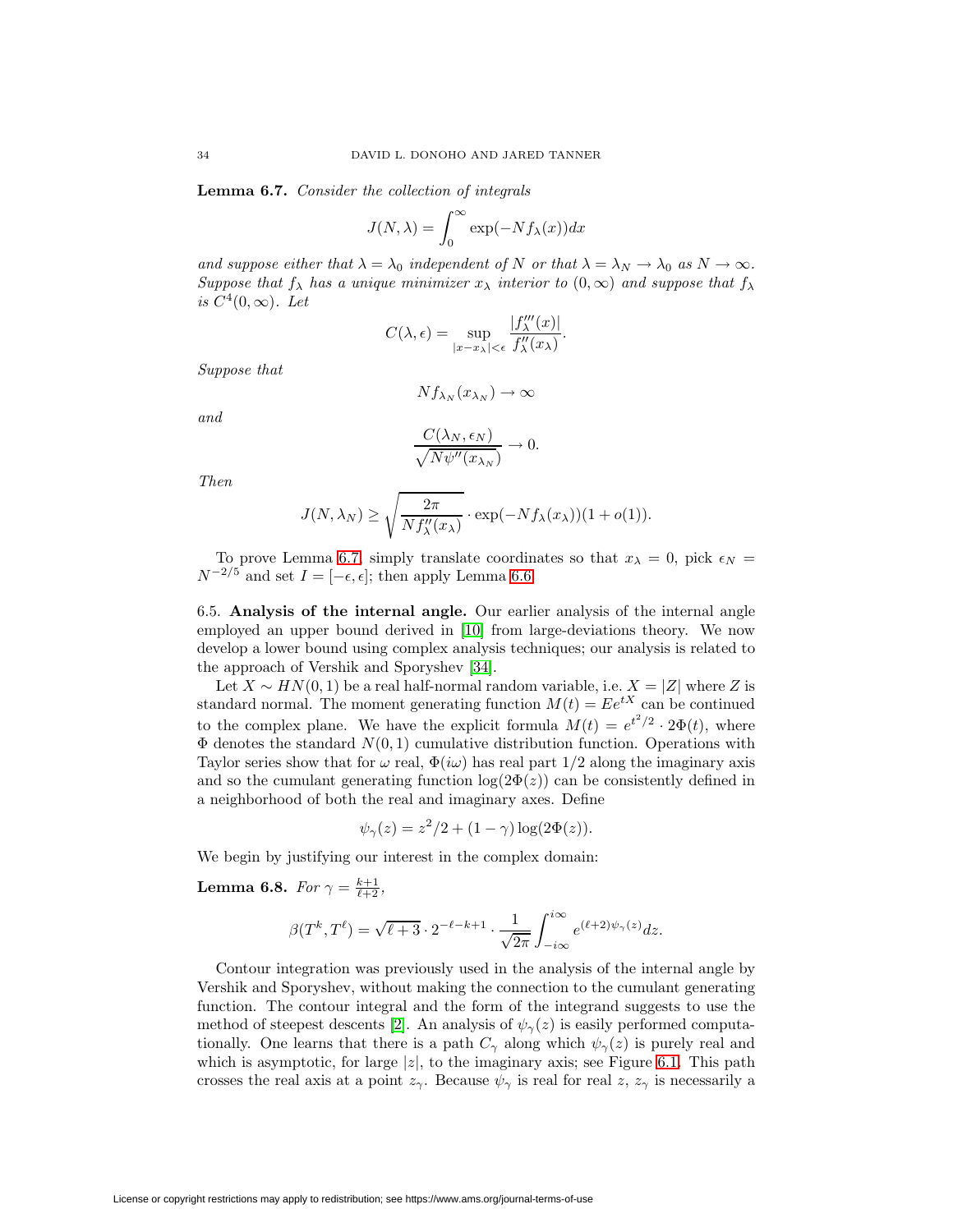**Lemma 6.7.** *Consider the collection of integrals*

$$J(N, \lambda) = \int_0^\infty \exp(-N f_\lambda(x)) dx$$

*and suppose either that $\lambda = \lambda_0$ independent of $N$ or that $\lambda = \lambda_N \to \lambda_0$ as $N \to \infty$. Suppose that $f_\lambda$ has a unique minimizer $x_\lambda$ interior to $(0, \infty)$ and suppose that $f_\lambda$ is $C^4(0, \infty)$. Let*

$$C(\lambda, \epsilon) = \sup_{|x - x_\lambda| < \epsilon} \frac{|f_\lambda'''(x)|}{f_\lambda''(x_\lambda)}.$$

*Suppose that*

$$N f_{\lambda_N}(x_{\lambda_N}) \to \infty$$

*and*

$$\frac{C(\lambda_N, \epsilon_N)}{\sqrt{N \psi''(x_{\lambda_N})}} \to 0.$$

*Then*

$$J(N, \lambda_N) \geq \sqrt{\frac{2\pi}{N f_\lambda''(x_\lambda)}} \cdot \exp(-N f_\lambda(x_\lambda))(1 + o(1)).$$

To prove Lemma 6.7, simply translate coordinates so that $x_\lambda = 0$, pick $\epsilon_N = N^{-2/5}$ and set $I = [-\epsilon, \epsilon]$; then apply Lemma 6.6.

## 6.5. Analysis of the internal angle.

Our earlier analysis of the internal angle employed an upper bound derived in [10] from large-deviations theory. We now develop a lower bound using complex analysis techniques; our analysis is related to the approach of Vershik and Sporyshev [34].

Let $X \sim HN(0, 1)$ be a real half-normal random variable, i.e. $X = |Z|$ where $Z$ is standard normal. The moment generating function $M(t) = Ee^{tX}$ can be continued to the complex plane. We have the explicit formula $M(t) = e^{t^2/2} \cdot 2\Phi(t)$, where $\Phi$ denotes the standard $N(0, 1)$ cumulative distribution function. Operations with Taylor series show that for $\omega$ real, $\Phi(i\omega)$ has real part $1/2$ along the imaginary axis and so the cumulant generating function $\log(2\Phi(z))$ can be consistently defined in a neighborhood of both the real and imaginary axes. Define

$$\psi_\gamma(z) = z^2/2 + (1 - \gamma) \log(2\Phi(z)).$$

We begin by justifying our interest in the complex domain:

**Lemma 6.8.** *For $\gamma = \frac{k+1}{\ell+2}$,*

$$\beta(T^k, T^\ell) = \sqrt{\ell + 3} \cdot 2^{-\ell-k+1} \cdot \frac{1}{\sqrt{2\pi}} \int_{-i\infty}^{i\infty} e^{(\ell+2)\psi_\gamma(z)} dz.$$

Contour integration was previously used in the analysis of the internal angle by Vershik and Sporyshev, without making the connection to the cumulant generating function. The contour integral and the form of the integrand suggests to use the method of steepest descents [2]. An analysis of $\psi_\gamma(z)$ is easily performed computationally. One learns that there is a path $C_\gamma$ along which $\psi_\gamma(z)$ is purely real and which is asymptotic, for large $|z|$, to the imaginary axis; see Figure 6.1. This path crosses the real axis at a point $z_\gamma$. Because $\psi_\gamma$ is real for real $z$, $z_\gamma$ is necessarily a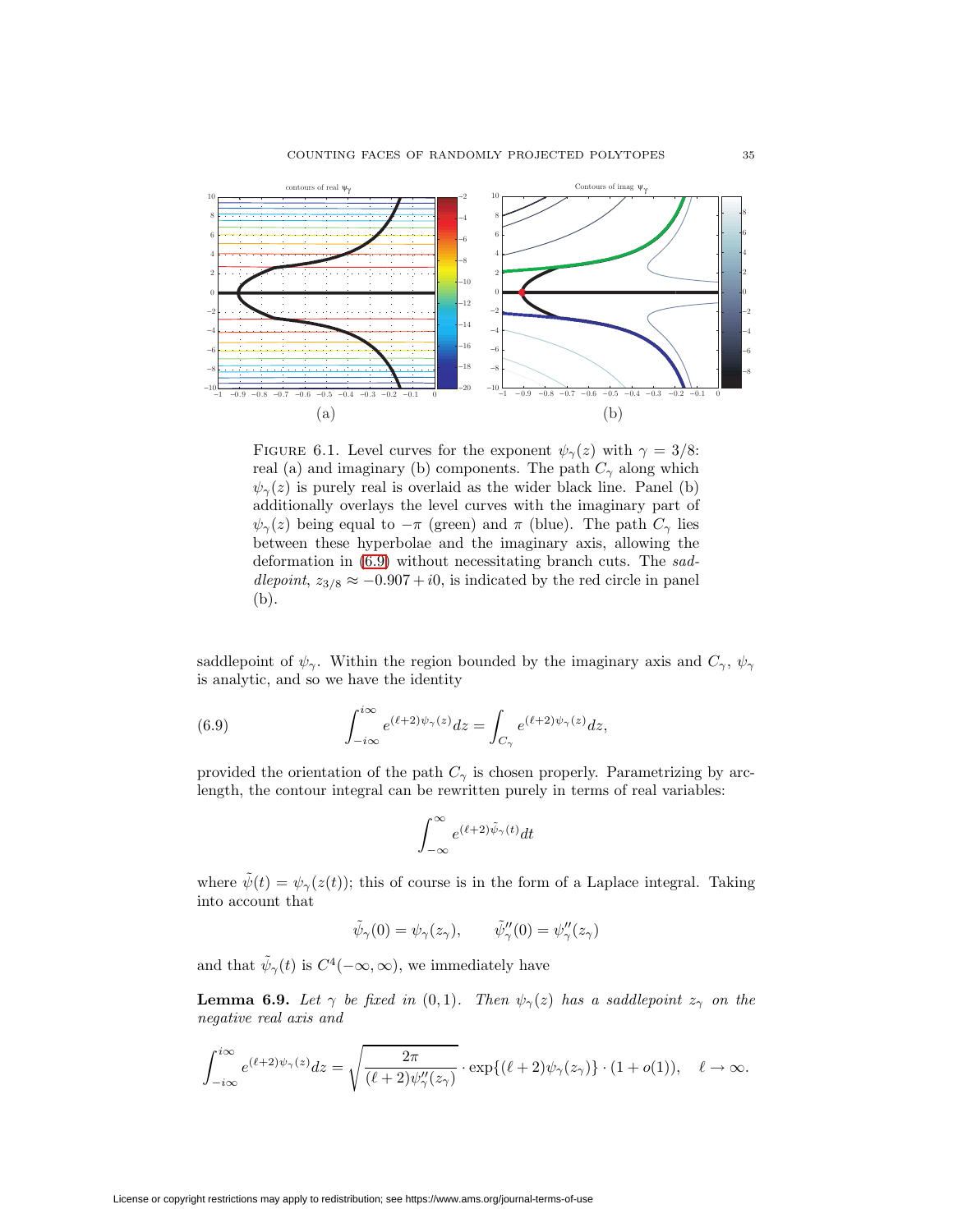FIGURE 6.1. Level curves for the exponent $\psi_\gamma(z)$ with $\gamma = 3/8$: real (a) and imaginary (b) components. The path $C_\gamma$ along which $\psi_\gamma(z)$ is purely real is overlaid as the wider black line. Panel (b) additionally overlays the level curves with the imaginary part of $\psi_\gamma(z)$ being equal to $-\pi$ (green) and $\pi$ (blue). The path $C_\gamma$ lies between these hyperbolae and the imaginary axis, allowing the deformation in (6.9) without necessitating branch cuts. The *saddlepoint*, $z_{3/8} \approx -0.907 + i0$, is indicated by the red circle in panel (b).

saddlepoint of $\psi_\gamma$. Within the region bounded by the imaginary axis and $C_\gamma$, $\psi_\gamma$ is analytic, and so we have the identity

$$\int_{-i\infty}^{i\infty} e^{(\ell+2)\psi_\gamma(z)} dz = \int_{C_\gamma} e^{(\ell+2)\psi_\gamma(z)} dz, \tag{6.9}$$

provided the orientation of the path $C_\gamma$ is chosen properly. Parametrizing by arc-length, the contour integral can be rewritten purely in terms of real variables:

$$\int_{-\infty}^{\infty} e^{(\ell+2)\tilde{\psi}_\gamma(t)} dt$$

where $\tilde{\psi}(t) = \psi_\gamma(z(t))$; this of course is in the form of a Laplace integral. Taking into account that

$$\tilde{\psi}_\gamma(0) = \psi_\gamma(z_\gamma), \qquad \tilde{\psi}_\gamma''(0) = \psi_\gamma''(z_\gamma)$$

and that $\tilde{\psi}_\gamma(t)$ is $C^4(-\infty, \infty)$, we immediately have

**Lemma 6.9.** *Let $\gamma$ be fixed in $(0, 1)$. Then $\psi_\gamma(z)$ has a saddlepoint $z_\gamma$ on the negative real axis and*

$$\int_{-i\infty}^{i\infty} e^{(\ell+2)\psi_\gamma(z)} dz = \sqrt{\frac{2\pi}{(\ell+2)\psi_\gamma''(z_\gamma)}} \cdot \exp\{(\ell+2)\psi_\gamma(z_\gamma)\} \cdot (1 + o(1)), \quad \ell \to \infty.$$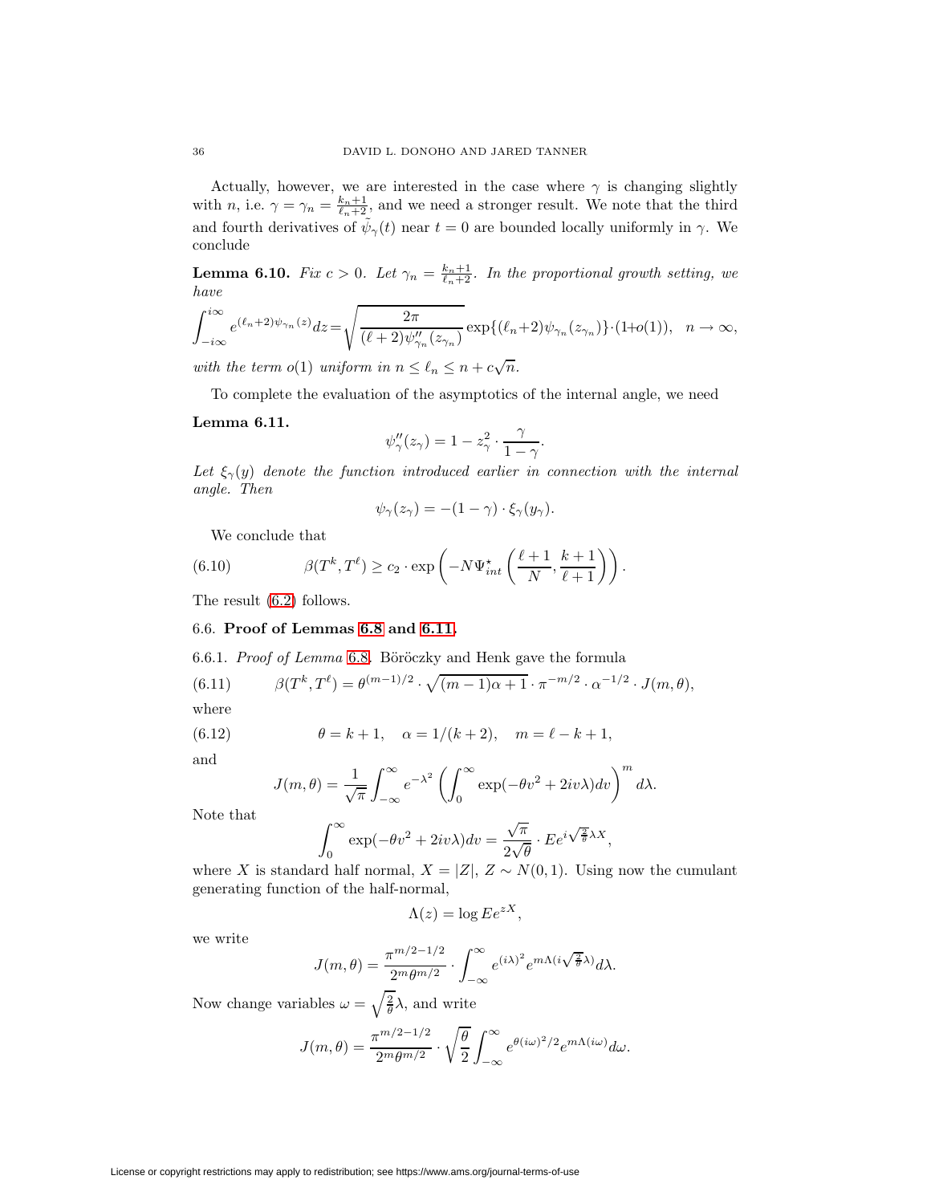Actually, however, we are interested in the case where $\gamma$ is changing slightly with $n$, i.e. $\gamma = \gamma_n = \frac{k_n+1}{\ell_n+2}$, and we need a stronger result. We note that the third and fourth derivatives of $\tilde{\psi}_\gamma(t)$ near $t=0$ are bounded locally uniformly in $\gamma$. We conclude

**Lemma 6.10.** *Fix $c > 0$. Let $\gamma_n = \frac{k_n+1}{\ell_n+2}$. In the proportional growth setting, we have*

$$\int_{-i\infty}^{i\infty} e^{(\ell_n+2)\psi_{\gamma_n}(z)} dz = \sqrt{\frac{2\pi}{(\ell+2)\psi''_{\gamma_n}(z_{\gamma_n})}} \exp\{(\ell_n+2)\psi_{\gamma_n}(z_{\gamma_n})\} \cdot (1+o(1)), \quad n \to \infty,$$

*with the term $o(1)$ uniform in $n \le \ell_n \le n + c\sqrt{n}$.*

To complete the evaluation of the asymptotics of the internal angle, we need

**Lemma 6.11.**

$$\psi''_\gamma(z_\gamma) = 1 - z_\gamma^2 \cdot \frac{\gamma}{1-\gamma}.$$

*Let $\xi_\gamma(y)$ denote the function introduced earlier in connection with the internal angle. Then*

$$\psi_\gamma(z_\gamma) = -(1-\gamma) \cdot \xi_\gamma(y_\gamma).$$

We conclude that

$$\beta(T^k, T^\ell) \ge c_2 \cdot \exp\left(-N \Psi^\star_{int}\left(\frac{\ell+1}{N}, \frac{k+1}{\ell+1}\right)\right). \tag{6.10}$$

The result (6.2) follows.

### 6.6. Proof of Lemmas 6.8 and 6.11.

6.6.1. *Proof of Lemma* 6.8. Böröczky and Henk gave the formula

$$\beta(T^k, T^\ell) = \theta^{(m-1)/2} \cdot \sqrt{(m-1)\alpha + 1} \cdot \pi^{-m/2} \cdot \alpha^{-1/2} \cdot J(m, \theta), \tag{6.11}$$

where

$$\theta = k+1, \quad \alpha = 1/(k+2), \quad m = \ell - k + 1, \tag{6.12}$$

and

$$J(m,\theta) = \frac{1}{\sqrt{\pi}} \int_{-\infty}^{\infty} e^{-\lambda^2} \left( \int_0^\infty \exp(-\theta v^2 + 2iv\lambda) dv \right)^m d\lambda.$$

Note that

$$\int_0^\infty \exp(-\theta v^2 + 2iv\lambda) dv = \frac{\sqrt{\pi}}{2\sqrt{\theta}} \cdot E e^{i\sqrt{\frac{2}{\theta}}\lambda X},$$

where $X$ is standard half normal, $X = |Z|$, $Z \sim N(0,1)$. Using now the cumulant generating function of the half-normal,

$$\Lambda(z) = \log E e^{zX},$$

we write

$$J(m,\theta) = \frac{\pi^{m/2-1/2}}{2^m \theta^{m/2}} \cdot \int_{-\infty}^{\infty} e^{(i\lambda)^2} e^{m\Lambda(i\sqrt{\frac{2}{\theta}}\lambda)} d\lambda.$$

Now change variables $\omega = \sqrt{\frac{2}{\theta}}\lambda$, and write

$$J(m,\theta) = \frac{\pi^{m/2-1/2}}{2^m \theta^{m/2}} \cdot \sqrt{\frac{\theta}{2}} \int_{-\infty}^{\infty} e^{\theta(i\omega)^2/2} e^{m\Lambda(i\omega)} d\omega.$$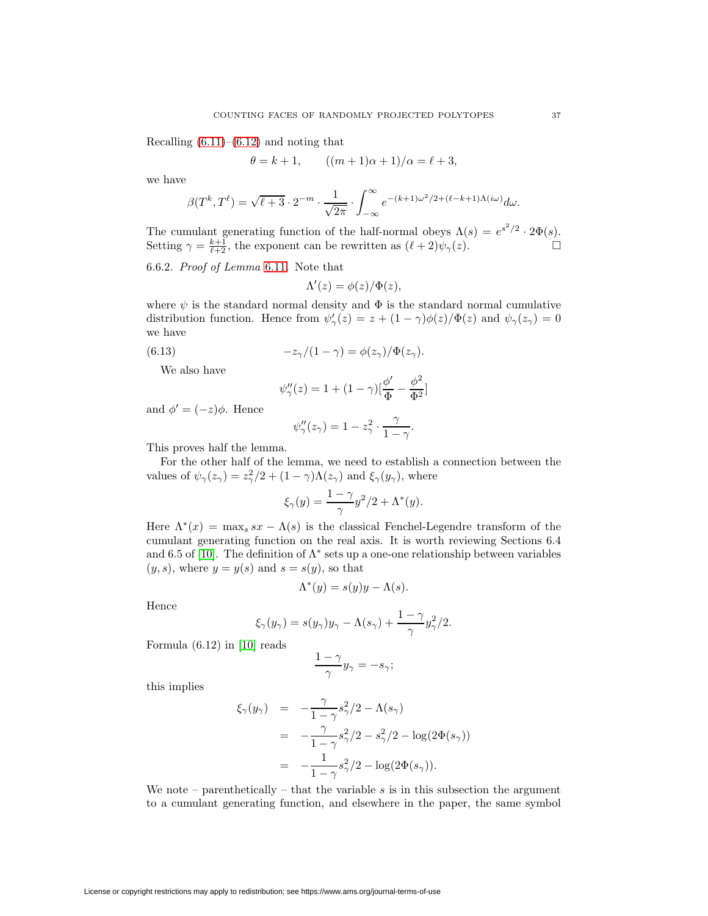Recalling (6.11)–(6.12) and noting that

$$\theta = k+1, \qquad ((m+1)\alpha+1)/\alpha = \ell+3,$$

we have

$$\beta(T^k, T^\ell) = \sqrt{\ell+3} \cdot 2^{-m} \cdot \frac{1}{\sqrt{2\pi}} \cdot \int_{-\infty}^{\infty} e^{-(k+1)\omega^2/2 + (\ell-k+1)\Lambda(i\omega)} d\omega.$$

The cumulant generating function of the half-normal obeys $\Lambda(s) = e^{s^2/2} \cdot 2\Phi(s)$. Setting $\gamma = \frac{k+1}{\ell+2}$, the exponent can be rewritten as $(\ell+2)\psi_\gamma(z)$. □

6.6.2. *Proof of Lemma* 6.11. Note that

$$\Lambda'(z) = \phi(z)/\Phi(z),$$

where $\psi$ is the standard normal density and $\Phi$ is the standard normal cumulative distribution function. Hence from $\psi_\gamma'(z) = z + (1-\gamma)\phi(z)/\Phi(z)$ and $\psi_\gamma(z_\gamma) = 0$ we have

$$-z_\gamma/(1-\gamma) = \phi(z_\gamma)/\Phi(z_\gamma). \tag{6.13}$$

We also have

$$\psi_\gamma''(z) = 1 + (1-\gamma)[\frac{\phi'}{\Phi} - \frac{\phi^2}{\Phi^2}]$$

and $\phi' = (-z)\phi$. Hence

$$\psi_\gamma''(z_\gamma) = 1 - z_\gamma^2 \cdot \frac{\gamma}{1-\gamma}.$$

This proves half the lemma.

For the other half of the lemma, we need to establish a connection between the values of $\psi_\gamma(z_\gamma) = z_\gamma^2/2 + (1-\gamma)\Lambda(z_\gamma)$ and $\xi_\gamma(y_\gamma)$, where

$$\xi_\gamma(y) = \frac{1-\gamma}{\gamma} y^2/2 + \Lambda^*(y).$$

Here $\Lambda^*(x) = \max_s sx - \Lambda(s)$ is the classical Fenchel-Legendre transform of the cumulant generating function on the real axis. It is worth reviewing Sections 6.4 and 6.5 of [10]. The definition of $\Lambda^*$ sets up a one-one relationship between variables $(y, s)$, where $y = y(s)$ and $s = s(y)$, so that

$$\Lambda^*(y) = s(y)y - \Lambda(s).$$

Hence

$$\xi_\gamma(y_\gamma) = s(y_\gamma)y_\gamma - \Lambda(s_\gamma) + \frac{1-\gamma}{\gamma} y_\gamma^2/2.$$

Formula (6.12) in [10] reads

$$\frac{1-\gamma}{\gamma} y_\gamma = -s_\gamma;$$

this implies

$$\begin{aligned}
\xi_\gamma(y_\gamma) &= -\frac{\gamma}{1-\gamma} s_\gamma^2/2 - \Lambda(s_\gamma) \\
&= -\frac{\gamma}{1-\gamma} s_\gamma^2/2 - s_\gamma^2/2 - \log(2\Phi(s_\gamma)) \\
&= -\frac{1}{1-\gamma} s_\gamma^2/2 - \log(2\Phi(s_\gamma)).
\end{aligned}$$

We note – parenthetically – that the variable $s$ is in this subsection the argument to a cumulant generating function, and elsewhere in the paper, the same symbol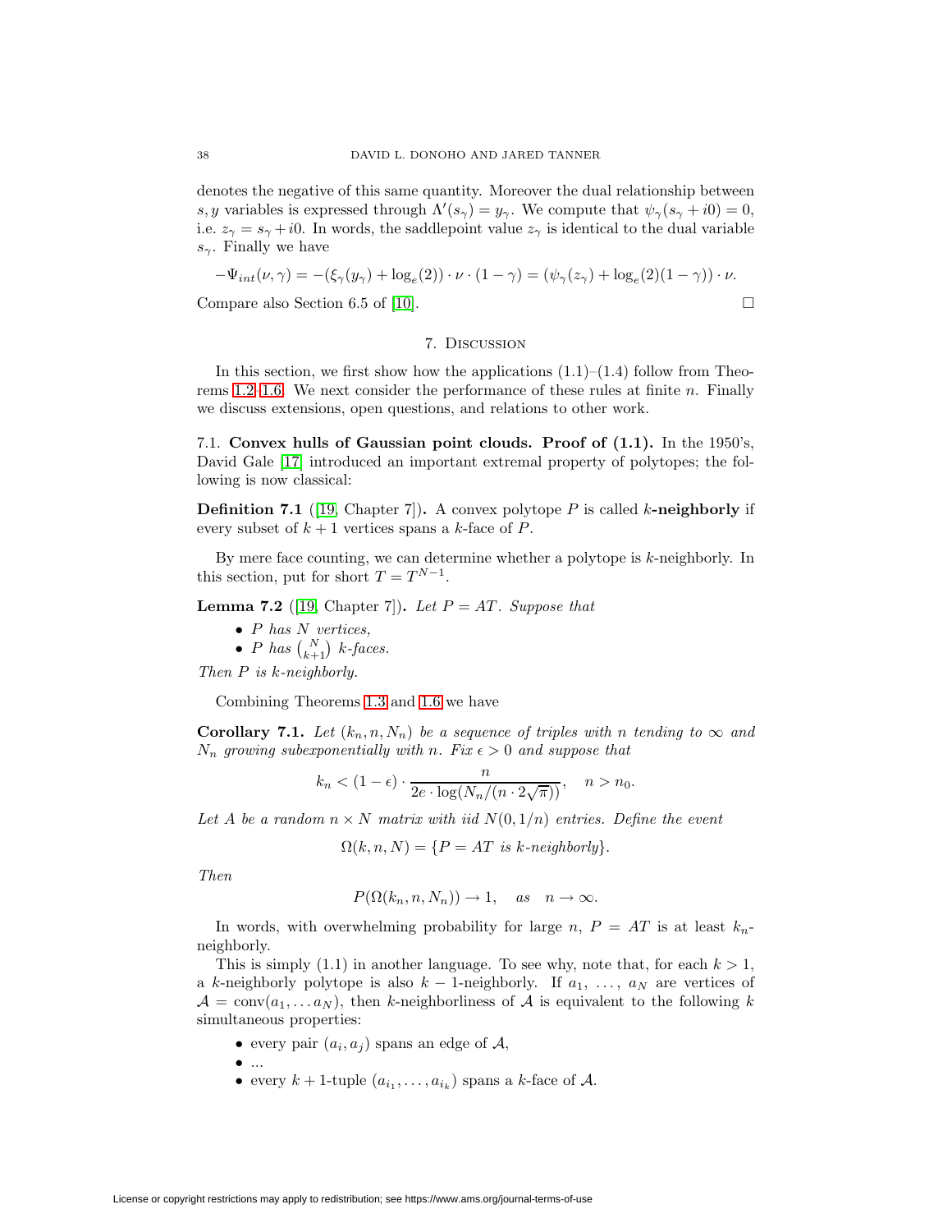denotes the negative of this same quantity. Moreover the dual relationship between $s, y$ variables is expressed through $\Lambda'(s_\gamma) = y_\gamma$. We compute that $\psi_\gamma(s_\gamma + i0) = 0$, i.e. $z_\gamma = s_\gamma + i0$. In words, the saddlepoint value $z_\gamma$ is identical to the dual variable $s_\gamma$. Finally we have

$$-\Psi_{int}(\nu, \gamma) = -(\xi_\gamma(y_\gamma) + \log_e(2)) \cdot \nu \cdot (1 - \gamma) = (\psi_\gamma(z_\gamma) + \log_e(2)(1 - \gamma)) \cdot \nu.$$

Compare also Section 6.5 of [10]. □

## 7. Discussion

In this section, we first show how the applications (1.1)–(1.4) follow from Theorems 1.2–1.6. We next consider the performance of these rules at finite $n$. Finally we discuss extensions, open questions, and relations to other work.

### 7.1. Convex hulls of Gaussian point clouds. Proof of (1.1).

In the 1950's, David Gale [17] introduced an important extremal property of polytopes; the following is now classical:

**Definition 7.1** ([19, Chapter 7]). A convex polytope $P$ is called $k$-**neighborly** if every subset of $k + 1$ vertices spans a $k$-face of $P$.

By mere face counting, we can determine whether a polytope is $k$-neighborly. In this section, put for short $T = T^{N-1}$.

**Lemma 7.2** ([19, Chapter 7]). *Let $P = AT$. Suppose that*

- *$P$ has $N$ vertices,*
- *$P$ has $\binom{N}{k+1}$ $k$-faces.*

*Then $P$ is $k$-neighborly.*

Combining Theorems 1.3 and 1.6 we have

**Corollary 7.1.** *Let $(k_n, n, N_n)$ be a sequence of triples with $n$ tending to $\infty$ and $N_n$ growing subexponentially with $n$. Fix $\epsilon > 0$ and suppose that*

$$k_n < (1 - \epsilon) \cdot \frac{n}{2e \cdot \log(N_n/(n \cdot 2\sqrt{\pi}))}, \quad n > n_0.$$

*Let $A$ be a random $n \times N$ matrix with iid $N(0, 1/n)$ entries. Define the event*

$$\Omega(k, n, N) = \{P = AT \text{ is } k\text{-neighborly}\}.$$

*Then*

$$P(\Omega(k_n, n, N_n)) \to 1, \quad as \quad n \to \infty.$$

In words, with overwhelming probability for large $n$, $P = AT$ is at least $k_n$-neighborly.

This is simply (1.1) in another language. To see why, note that, for each $k > 1$, a $k$-neighborly polytope is also $k - 1$-neighborly. If $a_1, \ldots, a_N$ are vertices of $\mathcal{A} = \text{conv}(a_1, \ldots a_N)$, then $k$-neighborliness of $\mathcal{A}$ is equivalent to the following $k$ simultaneous properties:

- every pair $(a_i, a_j)$ spans an edge of $\mathcal{A}$,
- ...
- every $k + 1$-tuple $(a_{i_1}, \ldots, a_{i_k})$ spans a $k$-face of $\mathcal{A}$.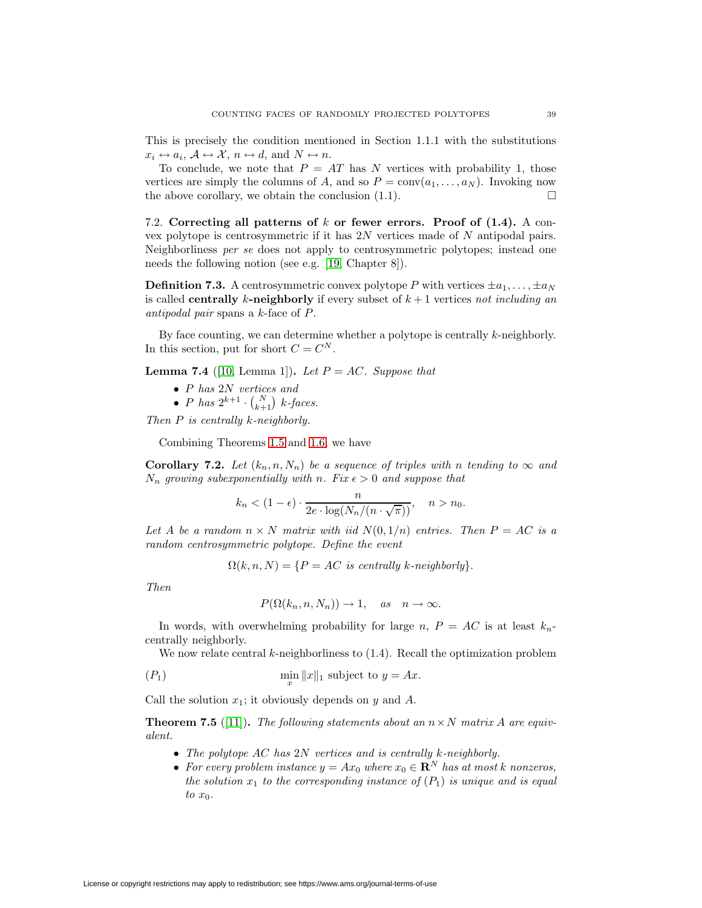This is precisely the condition mentioned in Section 1.1.1 with the substitutions $x_i \leftrightarrow a_i$, $\mathcal{A} \leftrightarrow \mathcal{X}$, $n \leftrightarrow d$, and $N \leftrightarrow n$.

To conclude, we note that $P = AT$ has $N$ vertices with probability 1, those vertices are simply the columns of $A$, and so $P = \text{conv}(a_1, \dots, a_N)$. Invoking now the above corollary, we obtain the conclusion (1.1). $\square$

7.2. **Correcting all patterns of $k$ or fewer errors. Proof of (1.4).** A convex polytope is centrosymmetric if it has $2N$ vertices made of $N$ antipodal pairs. Neighborliness *per se* does not apply to centrosymmetric polytopes; instead one needs the following notion (see e.g. [19, Chapter 8]).

**Definition 7.3.** A centrosymmetric convex polytope $P$ with vertices $\pm a_1, \dots, \pm a_N$ is called **centrally $k$-neighborly** if every subset of $k+1$ vertices *not including an antipodal pair* spans a $k$-face of $P$.

By face counting, we can determine whether a polytope is centrally $k$-neighborly. In this section, put for short $C = C^N$.

**Lemma 7.4** ([10, Lemma 1]). *Let $P = AC$. Suppose that*

- *$P$ has $2N$ vertices and*
- *$P$ has $2^{k+1} \cdot \binom{N}{k+1}$ $k$-faces.*

*Then $P$ is centrally $k$-neighborly.*

Combining Theorems 1.5 and 1.6, we have

**Corollary 7.2.** *Let $(k_n, n, N_n)$ be a sequence of triples with $n$ tending to $\infty$ and $N_n$ growing subexponentially with $n$. Fix $\epsilon > 0$ and suppose that*

$$k_n < (1-\epsilon) \cdot \frac{n}{2e \cdot \log(N_n/(n \cdot \sqrt{\pi}))}, \quad n > n_0.$$

*Let $A$ be a random $n \times N$ matrix with iid $N(0, 1/n)$ entries. Then $P = AC$ is a random centrosymmetric polytope. Define the event*

$$\Omega(k, n, N) = \{P = AC \text{ is centrally } k\text{-neighborly}\}.$$

*Then*

$$P(\Omega(k_n, n, N_n)) \to 1, \quad \text{as} \quad n \to \infty.$$

In words, with overwhelming probability for large $n$, $P = AC$ is at least $k_n$-centrally neighborly.

We now relate central $k$-neighborliness to (1.4). Recall the optimization problem

$$(P_1) \qquad \min_x \|x\|_1 \text{ subject to } y = Ax.$$

Call the solution $x_1$; it obviously depends on $y$ and $A$.

**Theorem 7.5** ([11]). *The following statements about an $n \times N$ matrix $A$ are equivalent.*

- *The polytope $AC$ has $2N$ vertices and is centrally $k$-neighborly.*
- *For every problem instance $y = Ax_0$ where $x_0 \in \mathbf{R}^N$ has at most $k$ nonzeros, the solution $x_1$ to the corresponding instance of $(P_1)$ is unique and is equal to $x_0$.*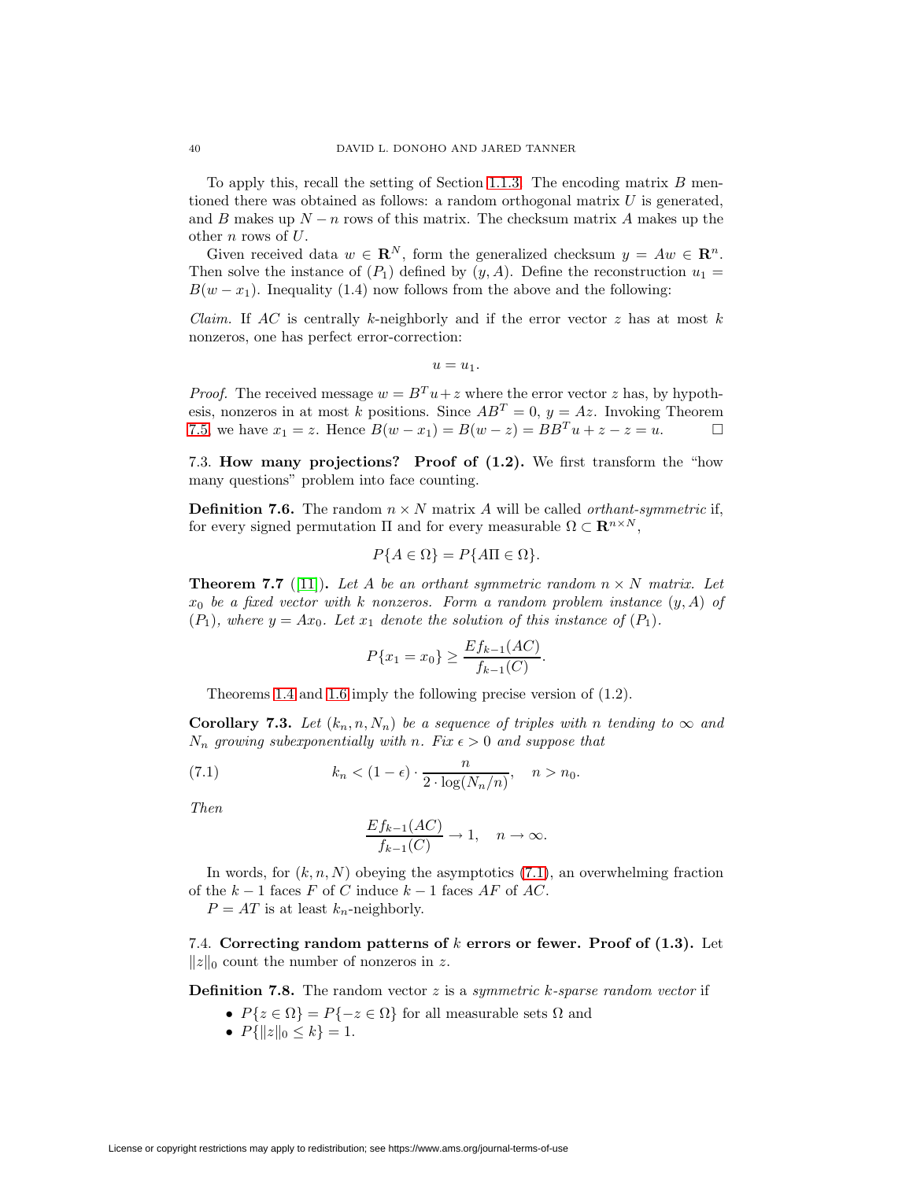To apply this, recall the setting of Section 1.1.3. The encoding matrix $B$ mentioned there was obtained as follows: a random orthogonal matrix $U$ is generated, and $B$ makes up $N - n$ rows of this matrix. The checksum matrix $A$ makes up the other $n$ rows of $U$.

Given received data $w \in \mathbf{R}^N$, form the generalized checksum $y = Aw \in \mathbf{R}^n$. Then solve the instance of $(P_1)$ defined by $(y, A)$. Define the reconstruction $u_1 = B(w - x_1)$. Inequality (1.4) now follows from the above and the following:

*Claim.* If $AC$ is centrally $k$-neighborly and if the error vector $z$ has at most $k$ nonzeros, one has perfect error-correction:

$$u = u_1.$$

*Proof.* The received message $w = B^T u + z$ where the error vector $z$ has, by hypothesis, nonzeros in at most $k$ positions. Since $AB^T = 0$, $y = Az$. Invoking Theorem 7.5 we have $x_1 = z$. Hence $B(w - x_1) = B(w - z) = BB^T u + z - z = u$. $\square$

### 7.3. How many projections? Proof of (1.2).

We first transform the "how many questions" problem into face counting.

**Definition 7.6.** The random $n \times N$ matrix $A$ will be called *orthant-symmetric* if, for every signed permutation $\Pi$ and for every measurable $\Omega \subset \mathbf{R}^{n \times N}$,

$$P\{A \in \Omega\} = P\{A\Pi \in \Omega\}.$$

**Theorem 7.7** ([11]). *Let $A$ be an orthant symmetric random $n \times N$ matrix. Let $x_0$ be a fixed vector with $k$ nonzeros. Form a random problem instance $(y, A)$ of $(P_1)$, where $y = Ax_0$. Let $x_1$ denote the solution of this instance of $(P_1)$.*

$$P\{x_1 = x_0\} \geq \frac{Ef_{k-1}(AC)}{f_{k-1}(C)}.$$

Theorems 1.4 and 1.6 imply the following precise version of (1.2).

**Corollary 7.3.** *Let $(k_n, n, N_n)$ be a sequence of triples with $n$ tending to $\infty$ and $N_n$ growing subexponentially with $n$. Fix $\epsilon > 0$ and suppose that*

$$k_n < (1 - \epsilon) \cdot \frac{n}{2 \cdot \log(N_n/n)}, \quad n > n_0. \tag{7.1}$$

*Then*

$$\frac{Ef_{k-1}(AC)}{f_{k-1}(C)} \to 1, \quad n \to \infty.$$

In words, for $(k, n, N)$ obeying the asymptotics (7.1), an overwhelming fraction of the $k - 1$ faces $F$ of $C$ induce $k - 1$ faces $AF$ of $AC$.

$P = AT$ is at least $k_n$-neighborly.

### 7.4. Correcting random patterns of $k$ errors or fewer. Proof of (1.3).

Let $\|z\|_0$ count the number of nonzeros in $z$.

**Definition 7.8.** The random vector $z$ is a *symmetric $k$-sparse random vector* if

- $P\{z \in \Omega\} = P\{-z \in \Omega\}$ for all measurable sets $\Omega$ and
- $P\{\|z\|_0 \leq k\} = 1$.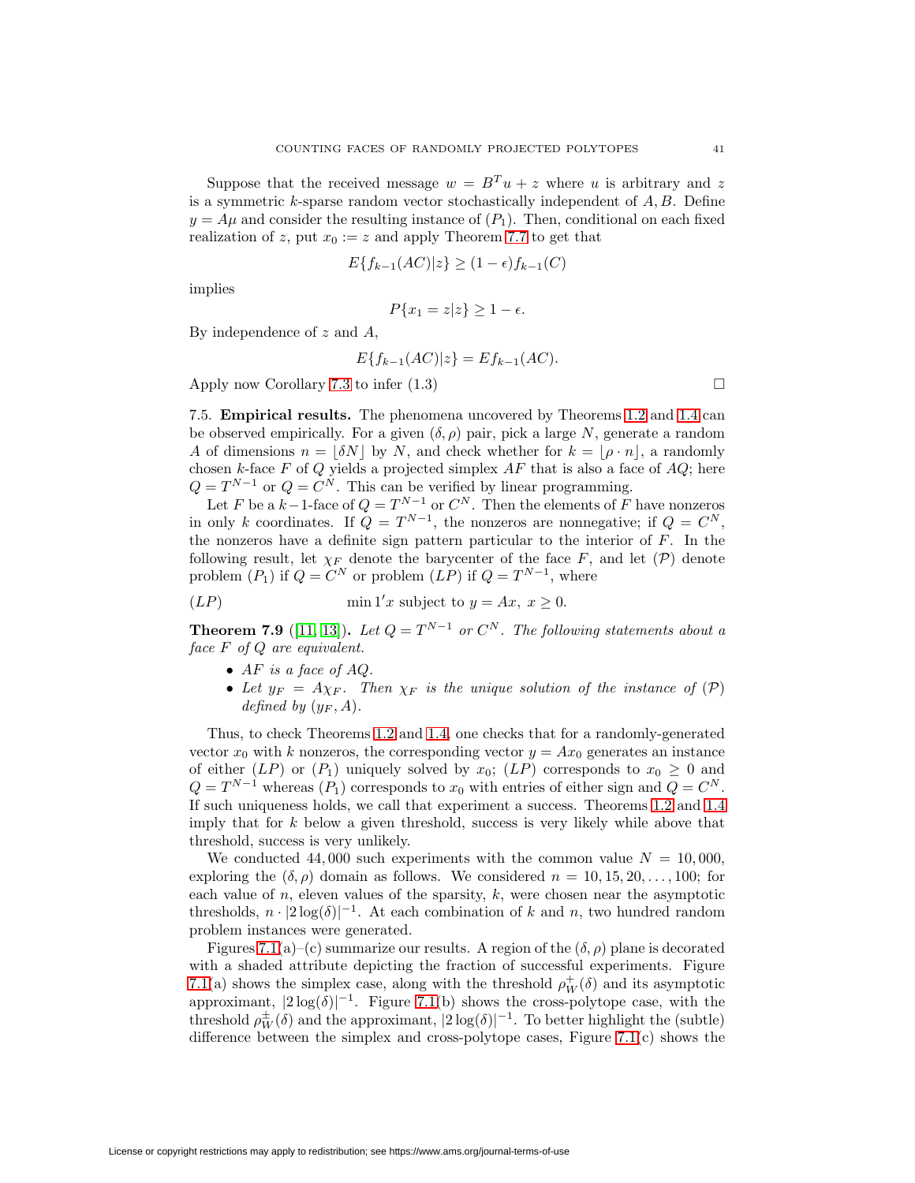Suppose that the received message $w = B^T u + z$ where $u$ is arbitrary and $z$ is a symmetric $k$-sparse random vector stochastically independent of $A, B$. Define $y = A\mu$ and consider the resulting instance of $(P_1)$. Then, conditional on each fixed realization of $z$, put $x_0 := z$ and apply Theorem 7.7 to get that

$$E\{f_{k-1}(AC)|z\} \geq (1-\epsilon) f_{k-1}(C)$$

implies

$$P\{x_1 = z|z\} \geq 1 - \epsilon.$$

By independence of $z$ and $A$,

$$E\{f_{k-1}(AC)|z\} = Ef_{k-1}(AC).$$

Apply now Corollary 7.3 to infer (1.3) □

7.5. **Empirical results.** The phenomena uncovered by Theorems 1.2 and 1.4 can be observed empirically. For a given $(\delta, \rho)$ pair, pick a large $N$, generate a random $A$ of dimensions $n = \lfloor \delta N \rfloor$ by $N$, and check whether for $k = \lfloor \rho \cdot n \rfloor$, a randomly chosen $k$-face $F$ of $Q$ yields a projected simplex $AF$ that is also a face of $AQ$; here $Q = T^{N-1}$ or $Q = C^N$. This can be verified by linear programming.

Let $F$ be a $k-1$-face of $Q = T^{N-1}$ or $C^N$. Then the elements of $F$ have nonzeros in only $k$ coordinates. If $Q = T^{N-1}$, the nonzeros are nonnegative; if $Q = C^N$, the nonzeros have a definite sign pattern particular to the interior of $F$. In the following result, let $\chi_F$ denote the barycenter of the face $F$, and let $(\mathcal{P})$ denote problem $(P_1)$ if $Q = C^N$ or problem $(LP)$ if $Q = T^{N-1}$, where

$$(LP) \qquad\qquad \min 1'x \text{ subject to } y = Ax,\ x \geq 0.$$

**Theorem 7.9** ([11, 13])**.** *Let $Q = T^{N-1}$ or $C^N$. The following statements about a face $F$ of $Q$ are equivalent.*

- *$AF$ is a face of $AQ$.*
- *Let $y_F = A\chi_F$. Then $\chi_F$ is the unique solution of the instance of $(\mathcal{P})$ defined by $(y_F, A)$.*

Thus, to check Theorems 1.2 and 1.4, one checks that for a randomly-generated vector $x_0$ with $k$ nonzeros, the corresponding vector $y = Ax_0$ generates an instance of either $(LP)$ or $(P_1)$ uniquely solved by $x_0$; $(LP)$ corresponds to $x_0 \geq 0$ and $Q = T^{N-1}$ whereas $(P_1)$ corresponds to $x_0$ with entries of either sign and $Q = C^N$. If such uniqueness holds, we call that experiment a success. Theorems 1.2 and 1.4 imply that for $k$ below a given threshold, success is very likely while above that threshold, success is very unlikely.

We conducted 44,000 such experiments with the common value $N = 10,000$, exploring the $(\delta, \rho)$ domain as follows. We considered $n = 10, 15, 20, \ldots, 100$; for each value of $n$, eleven values of the sparsity, $k$, were chosen near the asymptotic thresholds, $n \cdot |2\log(\delta)|^{-1}$. At each combination of $k$ and $n$, two hundred random problem instances were generated.

Figures 7.1(a)–(c) summarize our results. A region of the $(\delta, \rho)$ plane is decorated with a shaded attribute depicting the fraction of successful experiments. Figure 7.1(a) shows the simplex case, along with the threshold $\rho_W^+(\delta)$ and its asymptotic approximant, $|2\log(\delta)|^{-1}$. Figure 7.1(b) shows the cross-polytope case, with the threshold $\rho_W^\pm(\delta)$ and the approximant, $|2\log(\delta)|^{-1}$. To better highlight the (subtle) difference between the simplex and cross-polytope cases, Figure 7.1(c) shows the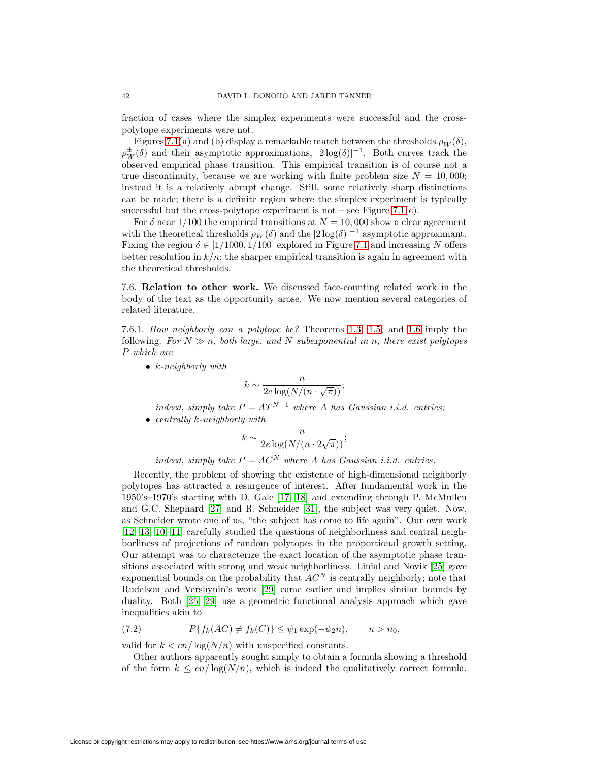fraction of cases where the simplex experiments were successful and the cross-polytope experiments were not.

Figures 7.1(a) and (b) display a remarkable match between the thresholds $\rho_W^+(\delta)$, $\rho_W^\pm(\delta)$ and their asymptotic approximations, $|2\log(\delta)|^{-1}$. Both curves track the observed empirical phase transition. This empirical transition is of course not a true discontinuity, because we are working with finite problem size $N = 10,000$; instead it is a relatively abrupt change. Still, some relatively sharp distinctions can be made; there is a definite region where the simplex experiment is typically successful but the cross-polytope experiment is not – see Figure 7.1(c).

For $\delta$ near $1/100$ the empirical transitions at $N = 10,000$ show a clear agreement with the theoretical thresholds $\rho_W(\delta)$ and the $|2\log(\delta)|^{-1}$ asymptotic approximant. Fixing the region $\delta \in [1/1000, 1/100]$ explored in Figure 7.1 and increasing $N$ offers better resolution in $k/n$; the sharper empirical transition is again in agreement with the theoretical thresholds.

7.6. **Relation to other work.** We discussed face-counting related work in the body of the text as the opportunity arose. We now mention several categories of related literature.

7.6.1. *How neighborly can a polytope be?* Theorems 1.3, 1.5, and 1.6 imply the following. *For $N \gg n$, both large, and $N$ subexponential in $n$, there exist polytopes $P$ which are*

- *$k$-neighborly with*

$$k \sim \frac{n}{2e\log(N/(n\cdot\sqrt{\pi}))};$$

  *indeed, simply take $P = AT^{N-1}$ where $A$ has Gaussian i.i.d. entries;*
- *centrally $k$-neighborly with*

$$k \sim \frac{n}{2e\log(N/(n\cdot 2\sqrt{\pi}))};$$

  *indeed, simply take $P = AC^N$ where $A$ has Gaussian i.i.d. entries.*

Recently, the problem of showing the existence of high-dimensional neighborly polytopes has attracted a resurgence of interest. After fundamental work in the 1950's–1970's starting with D. Gale [17, 18] and extending through P. McMullen and G.C. Shephard [27] and R. Schneider [31], the subject was very quiet. Now, as Schneider wrote one of us, "the subject has come to life again". Our own work [12, 13, 10, 11] carefully studied the questions of neighborliness and central neighborliness of projections of random polytopes in the proportional growth setting. Our attempt was to characterize the exact location of the asymptotic phase transitions associated with strong and weak neighborliness. Linial and Novik [25] gave exponential bounds on the probability that $AC^N$ is centrally neighborly; note that Rudelson and Vershynin's work [29] came earlier and implies similar bounds by duality. Both [25, 29] use a geometric functional analysis approach which gave inequalities akin to

$$P\{f_k(AC) \neq f_k(C)\} \leq \psi_1 \exp(-\psi_2 n), \qquad n > n_0, \tag{7.2}$$

valid for $k < cn/\log(N/n)$ with unspecified constants.

Other authors apparently sought simply to obtain a formula showing a threshold of the form $k \leq cn/\log(N/n)$, which is indeed the qualitatively correct formula.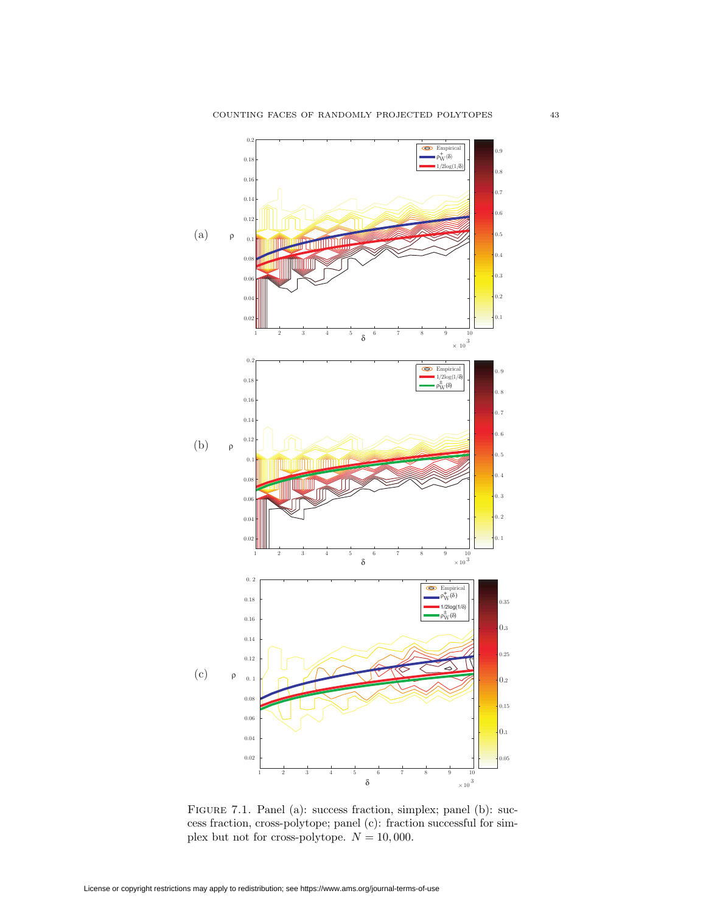Figure 7.1. Panel (a): success fraction, simplex; panel (b): success fraction, cross-polytope; panel (c): fraction successful for simplex but not for cross-polytope. $N = 10,000$.

License or copyright restrictions may apply to redistribution; see https://www.ams.org/journal-terms-of-use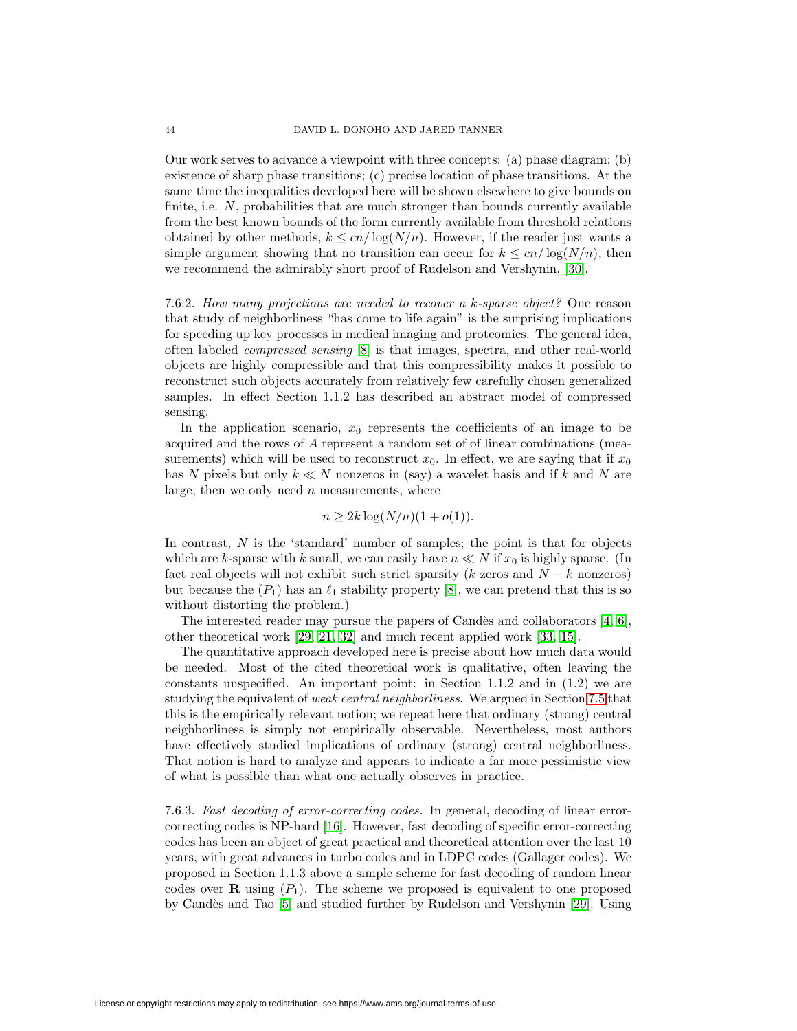Our work serves to advance a viewpoint with three concepts: (a) phase diagram; (b) existence of sharp phase transitions; (c) precise location of phase transitions. At the same time the inequalities developed here will be shown elsewhere to give bounds on finite, i.e. $N$, probabilities that are much stronger than bounds currently available from the best known bounds of the form currently available from threshold relations obtained by other methods, $k \leq cn/\log(N/n)$. However, if the reader just wants a simple argument showing that no transition can occur for $k \leq cn/\log(N/n)$, then we recommend the admirably short proof of Rudelson and Vershynin, [30].

7.6.2. *How many projections are needed to recover a $k$-sparse object?* One reason that study of neighborliness "has come to life again" is the surprising implications for speeding up key processes in medical imaging and proteomics. The general idea, often labeled *compressed sensing* [8] is that images, spectra, and other real-world objects are highly compressible and that this compressibility makes it possible to reconstruct such objects accurately from relatively few carefully chosen generalized samples. In effect Section 1.1.2 has described an abstract model of compressed sensing.

In the application scenario, $x_0$ represents the coefficients of an image to be acquired and the rows of $A$ represent a random set of of linear combinations (measurements) which will be used to reconstruct $x_0$. In effect, we are saying that if $x_0$ has $N$ pixels but only $k \ll N$ nonzeros in (say) a wavelet basis and if $k$ and $N$ are large, then we only need $n$ measurements, where

$$n \geq 2k\log(N/n)(1 + o(1)).$$

In contrast, $N$ is the 'standard' number of samples; the point is that for objects which are $k$-sparse with $k$ small, we can easily have $n \ll N$ if $x_0$ is highly sparse. (In fact real objects will not exhibit such strict sparsity ($k$ zeros and $N - k$ nonzeros) but because the $(P_1)$ has an $\ell_1$ stability property [8], we can pretend that this is so without distorting the problem.)

The interested reader may pursue the papers of Candès and collaborators [4, 6], other theoretical work [29, 21, 32] and much recent applied work [33, 15].

The quantitative approach developed here is precise about how much data would be needed. Most of the cited theoretical work is qualitative, often leaving the constants unspecified. An important point: in Section 1.1.2 and in (1.2) we are studying the equivalent of *weak central neighborliness*. We argued in Section 7.5 that this is the empirically relevant notion; we repeat here that ordinary (strong) central neighborliness is simply not empirically observable. Nevertheless, most authors have effectively studied implications of ordinary (strong) central neighborliness. That notion is hard to analyze and appears to indicate a far more pessimistic view of what is possible than what one actually observes in practice.

7.6.3. *Fast decoding of error-correcting codes.* In general, decoding of linear error-correcting codes is NP-hard [16]. However, fast decoding of specific error-correcting codes has been an object of great practical and theoretical attention over the last 10 years, with great advances in turbo codes and in LDPC codes (Gallager codes). We proposed in Section 1.1.3 above a simple scheme for fast decoding of random linear codes over $\mathbf{R}$ using $(P_1)$. The scheme we proposed is equivalent to one proposed by Candès and Tao [5] and studied further by Rudelson and Vershynin [29]. Using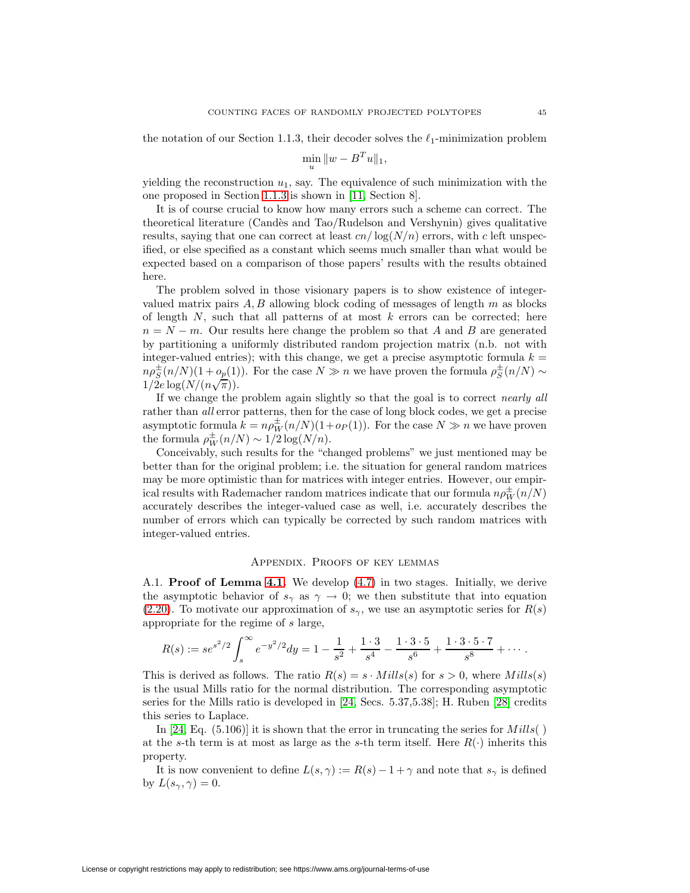the notation of our Section 1.1.3, their decoder solves the $\ell_1$-minimization problem

$$\min_u \|w - B^T u\|_1,$$

yielding the reconstruction $u_1$, say. The equivalence of such minimization with the one proposed in Section 1.1.3 is shown in [11, Section 8].

It is of course crucial to know how many errors such a scheme can correct. The theoretical literature (Candès and Tao/Rudelson and Vershynin) gives qualitative results, saying that one can correct at least $cn/\log(N/n)$ errors, with $c$ left unspecified, or else specified as a constant which seems much smaller than what would be expected based on a comparison of those papers' results with the results obtained here.

The problem solved in those visionary papers is to show existence of integer-valued matrix pairs $A, B$ allowing block coding of messages of length $m$ as blocks of length $N$, such that all patterns of at most $k$ errors can be corrected; here $n = N - m$. Our results here change the problem so that $A$ and $B$ are generated by partitioning a uniformly distributed random projection matrix (n.b. not with integer-valued entries); with this change, we get a precise asymptotic formula $k = n\rho_S^{\pm}(n/N)(1 + o_p(1))$. For the case $N \gg n$ we have proven the formula $\rho_S^{\pm}(n/N) \sim 1/2e\log(N/(n\sqrt{\pi}))$.

If we change the problem again slightly so that the goal is to correct *nearly all* rather than *all* error patterns, then for the case of long block codes, we get a precise asymptotic formula $k = n\rho_W^{\pm}(n/N)(1+o_P(1))$. For the case $N \gg n$ we have proven the formula $\rho_W^{\pm}(n/N) \sim 1/2\log(N/n)$.

Conceivably, such results for the "changed problems" we just mentioned may be better than for the original problem; i.e. the situation for general random matrices may be more optimistic than for matrices with integer entries. However, our empirical results with Rademacher random matrices indicate that our formula $n\rho_W^{\pm}(n/N)$ accurately describes the integer-valued case as well, i.e. accurately describes the number of errors which can typically be corrected by such random matrices with integer-valued entries.

## Appendix. Proofs of key lemmas

A.1. **Proof of Lemma 4.1.** We develop (4.7) in two stages. Initially, we derive the asymptotic behavior of $s_\gamma$ as $\gamma \to 0$; we then substitute that into equation (2.20). To motivate our approximation of $s_\gamma$, we use an asymptotic series for $R(s)$ appropriate for the regime of $s$ large,

$$R(s) := se^{s^2/2}\int_s^\infty e^{-y^2/2}dy = 1 - \frac{1}{s^2} + \frac{1\cdot 3}{s^4} - \frac{1\cdot 3\cdot 5}{s^6} + \frac{1\cdot 3\cdot 5\cdot 7}{s^8} + \cdots.$$

This is derived as follows. The ratio $R(s) = s\cdot Mills(s)$ for $s > 0$, where $Mills(s)$ is the usual Mills ratio for the normal distribution. The corresponding asymptotic series for the Mills ratio is developed in [24, Secs. 5.37,5.38]; H. Ruben [28] credits this series to Laplace.

In [24, Eq. (5.106)] it is shown that the error in truncating the series for $Mills(\,)$ at the $s$-th term is at most as large as the $s$-th term itself. Here $R(\cdot)$ inherits this property.

It is now convenient to define $L(s,\gamma) := R(s) - 1 + \gamma$ and note that $s_\gamma$ is defined by $L(s_\gamma, \gamma) = 0$.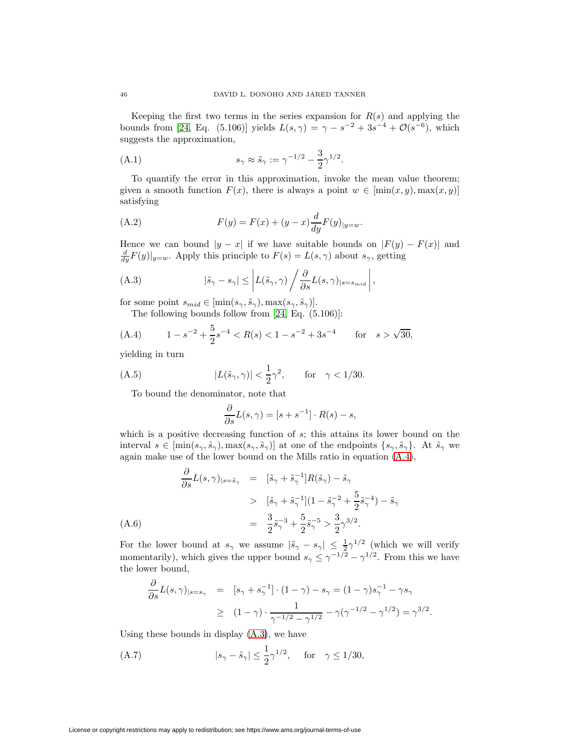Keeping the first two terms in the series expansion for $R(s)$ and applying the bounds from [24, Eq. (5.106)] yields $L(s,\gamma) = \gamma - s^{-2} + 3s^{-4} + \mathcal{O}(s^{-6})$, which suggests the approximation,

$$s_\gamma \approx \tilde{s}_\gamma := \gamma^{-1/2} - \frac{3}{2}\gamma^{1/2}. \tag{A.1}$$

To quantify the error in this approximation, invoke the mean value theorem; given a smooth function $F(x)$, there is always a point $w \in [\min(x,y), \max(x,y)]$ satisfying

$$F(y) = F(x) + (y-x)\frac{d}{dy}F(y)_{|y=w}. \tag{A.2}$$

Hence we can bound $|y-x|$ if we have suitable bounds on $|F(y) - F(x)|$ and $\frac{d}{dy}F(y)|_{y=w}$. Apply this principle to $F(s) = L(s,\gamma)$ about $s_\gamma$, getting

$$|\tilde{s}_\gamma - s_\gamma| \le \left| L(\tilde{s}_\gamma, \gamma) \Big/ \frac{\partial}{\partial s} L(s,\gamma)_{|s=s_{mid}} \right|, \tag{A.3}$$

for some point $s_{mid} \in [\min(s_\gamma, \tilde{s}_\gamma), \max(s_\gamma, \tilde{s}_\gamma)]$.

The following bounds follow from [24, Eq. (5.106)]:

$$1 - s^{-2} + \frac{5}{2}s^{-4} < R(s) < 1 - s^{-2} + 3s^{-4} \qquad \text{for} \quad s > \sqrt{30}, \tag{A.4}$$

yielding in turn

$$|L(\tilde{s}_\gamma, \gamma)| < \frac{1}{2}\gamma^2, \qquad \text{for} \quad \gamma < 1/30. \tag{A.5}$$

To bound the denominator, note that

$$\frac{\partial}{\partial s} L(s,\gamma) = [s + s^{-1}] \cdot R(s) - s,$$

which is a positive decreasing function of $s$; this attains its lower bound on the interval $s \in [\min(s_\gamma, \tilde{s}_\gamma), \max(s_\gamma, \tilde{s}_\gamma)]$ at one of the endpoints $\{s_\gamma, \tilde{s}_\gamma\}$. At $\tilde{s}_\gamma$ we again make use of the lower bound on the Mills ratio in equation (A.4),

$$\begin{aligned}
\frac{\partial}{\partial s} L(s,\gamma)_{|s=\tilde{s}_\gamma} &= [\tilde{s}_\gamma + \tilde{s}_\gamma^{-1}] R(\tilde{s}_\gamma) - \tilde{s}_\gamma \\
&> [\tilde{s}_\gamma + \tilde{s}_\gamma^{-1}](1 - \tilde{s}_\gamma^{-2} + \frac{5}{2}\tilde{s}_\gamma^{-4}) - \tilde{s}_\gamma \\
&= \frac{3}{2}\tilde{s}_\gamma^{-3} + \frac{5}{2}\tilde{s}_\gamma^{-5} > \frac{3}{2}\gamma^{3/2}.
\end{aligned} \tag{A.6}$$

For the lower bound at $s_\gamma$ we assume $|\tilde{s}_\gamma - s_\gamma| \le \frac{1}{2}\gamma^{1/2}$ (which we will verify momentarily), which gives the upper bound $s_\gamma \le \gamma^{-1/2} - \gamma^{1/2}$. From this we have the lower bound,

$$\begin{aligned}
\frac{\partial}{\partial s} L(s,\gamma)_{|s=s_\gamma} &= [s_\gamma + s_\gamma^{-1}] \cdot (1-\gamma) - s_\gamma = (1-\gamma)s_\gamma^{-1} - \gamma s_\gamma \\
&\ge (1-\gamma) \cdot \frac{1}{\gamma^{-1/2} - \gamma^{1/2}} - \gamma(\gamma^{-1/2} - \gamma^{1/2}) = \gamma^{3/2}.
\end{aligned}$$

Using these bounds in display (A.3), we have

$$|s_\gamma - \tilde{s}_\gamma| \le \frac{1}{2}\gamma^{1/2}, \quad \text{for} \quad \gamma \le 1/30, \tag{A.7}$$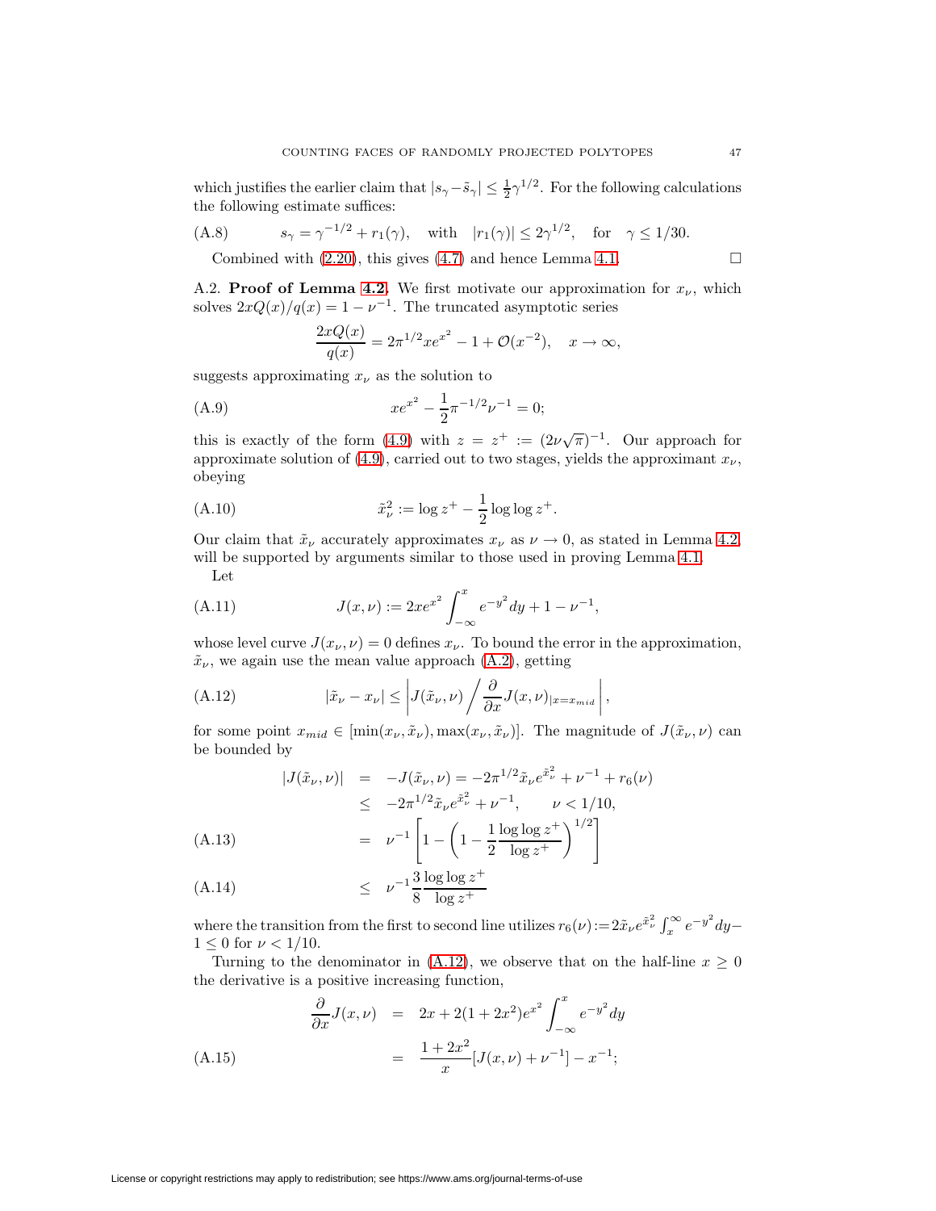which justifies the earlier claim that $|s_\gamma - \tilde{s}_\gamma| \leq \frac{1}{2}\gamma^{1/2}$. For the following calculations the following estimate suffices:

$$s_\gamma = \gamma^{-1/2} + r_1(\gamma), \quad \text{with} \quad |r_1(\gamma)| \leq 2\gamma^{1/2}, \quad \text{for} \quad \gamma \leq 1/30. \tag{A.8}$$

Combined with (2.20), this gives (4.7) and hence Lemma 4.1. $\square$

A.2. **Proof of Lemma 4.2.** We first motivate our approximation for $x_\nu$, which solves $2xQ(x)/q(x) = 1 - \nu^{-1}$. The truncated asymptotic series

$$\frac{2xQ(x)}{q(x)} = 2\pi^{1/2} x e^{x^2} - 1 + \mathcal{O}(x^{-2}), \quad x \to \infty,$$

suggests approximating $x_\nu$ as the solution to

$$x e^{x^2} - \frac{1}{2}\pi^{-1/2}\nu^{-1} = 0; \tag{A.9}$$

this is exactly of the form (4.9) with $z = z^+ := (2\nu\sqrt{\pi})^{-1}$. Our approach for approximate solution of (4.9), carried out to two stages, yields the approximant $x_\nu$, obeying

$$\tilde{x}_\nu^2 := \log z^+ - \frac{1}{2}\log\log z^+. \tag{A.10}$$

Our claim that $\tilde{x}_\nu$ accurately approximates $x_\nu$ as $\nu \to 0$, as stated in Lemma 4.2, will be supported by arguments similar to those used in proving Lemma 4.1.

Let

$$J(x,\nu) := 2xe^{x^2}\int_{-\infty}^{x} e^{-y^2}dy + 1 - \nu^{-1}, \tag{A.11}$$

whose level curve $J(x_\nu, \nu) = 0$ defines $x_\nu$. To bound the error in the approximation, $\tilde{x}_\nu$, we again use the mean value approach (A.2), getting

$$|\tilde{x}_\nu - x_\nu| \leq \left| J(\tilde{x}_\nu, \nu) \Big/ \frac{\partial}{\partial x} J(x,\nu)_{|x = x_{mid}} \right|, \tag{A.12}$$

for some point $x_{mid} \in [\min(x_\nu, \tilde{x}_\nu), \max(x_\nu, \tilde{x}_\nu)]$. The magnitude of $J(\tilde{x}_\nu, \nu)$ can be bounded by

$$\begin{aligned}
|J(\tilde{x}_\nu, \nu)| &= -J(\tilde{x}_\nu, \nu) = -2\pi^{1/2}\tilde{x}_\nu e^{\tilde{x}_\nu^2} + \nu^{-1} + r_6(\nu) \\
&\leq -2\pi^{1/2}\tilde{x}_\nu e^{\tilde{x}_\nu^2} + \nu^{-1}, \qquad \nu < 1/10, \\
&= \nu^{-1}\left[1 - \left(1 - \frac{1}{2}\frac{\log\log z^+}{\log z^+}\right)^{1/2}\right] \qquad \text{(A.13)} \\
&\leq \nu^{-1}\frac{3}{8}\frac{\log\log z^+}{\log z^+} \qquad \text{(A.14)}
\end{aligned}$$

where the transition from the first to second line utilizes $r_6(\nu) := 2\tilde{x}_\nu e^{\tilde{x}_\nu^2}\int_x^\infty e^{-y^2}dy - 1 \leq 0$ for $\nu < 1/10$.

Turning to the denominator in (A.12), we observe that on the half-line $x \geq 0$ the derivative is a positive increasing function,

$$\begin{aligned}
\frac{\partial}{\partial x}J(x,\nu) &= 2x + 2(1+2x^2)e^{x^2}\int_{-\infty}^{x} e^{-y^2}dy \\
&= \frac{1+2x^2}{x}[J(x,\nu) + \nu^{-1}] - x^{-1}; \qquad \text{(A.15)}
\end{aligned}$$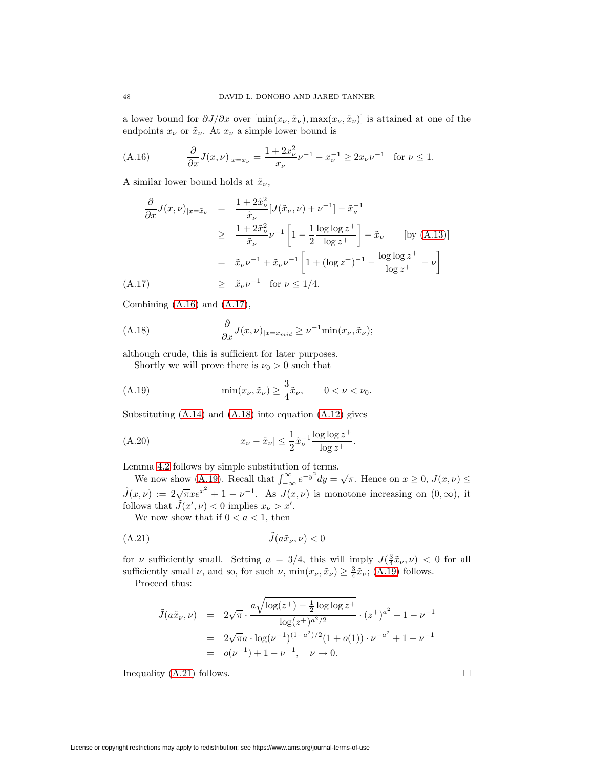a lower bound for $\partial J/\partial x$ over $[\min(x_\nu, \tilde{x}_\nu), \max(x_\nu, \tilde{x}_\nu)]$ is attained at one of the endpoints $x_\nu$ or $\tilde{x}_\nu$. At $x_\nu$ a simple lower bound is

$$\frac{\partial}{\partial x} J(x,\nu)_{|x=x_\nu} = \frac{1+2x_\nu^2}{x_\nu}\nu^{-1} - x_\nu^{-1} \geq 2x_\nu \nu^{-1} \quad \text{for } \nu \leq 1. \tag{A.16}$$

A similar lower bound holds at $\tilde{x}_\nu$,

$$\begin{aligned}
\frac{\partial}{\partial x} J(x,\nu)_{|x=\tilde{x}_\nu} &= \frac{1+2\tilde{x}_\nu^2}{\tilde{x}_\nu}[J(\tilde{x}_\nu,\nu) + \nu^{-1}] - \tilde{x}_\nu^{-1} \\
&\geq \frac{1+2\tilde{x}_\nu^2}{\tilde{x}_\nu}\nu^{-1}\left[1 - \frac{1}{2}\frac{\log\log z^+}{\log z^+}\right] - \tilde{x}_\nu \qquad \text{[by (A.13)]} \\
&= \tilde{x}_\nu \nu^{-1} + \tilde{x}_\nu \nu^{-1}\left[1 + (\log z^+)^{-1} - \frac{\log\log z^+}{\log z^+} - \nu\right] \\
&\geq \tilde{x}_\nu \nu^{-1} \quad \text{for } \nu \leq 1/4.
\end{aligned} \tag{A.17}$$

Combining (A.16) and (A.17),

$$\frac{\partial}{\partial x} J(x,\nu)_{|x=x_{mid}} \geq \nu^{-1} \min(x_\nu, \tilde{x}_\nu); \tag{A.18}$$

although crude, this is sufficient for later purposes.

Shortly we will prove there is $\nu_0 > 0$ such that

$$\min(x_\nu, \tilde{x}_\nu) \geq \frac{3}{4}\tilde{x}_\nu, \qquad 0 < \nu < \nu_0. \tag{A.19}$$

Substituting (A.14) and (A.18) into equation (A.12) gives

$$|x_\nu - \tilde{x}_\nu| \leq \frac{1}{2}\tilde{x}_\nu^{-1}\frac{\log\log z^+}{\log z^+}. \tag{A.20}$$

Lemma 4.2 follows by simple substitution of terms.

We now show (A.19). Recall that $\int_{-\infty}^{\infty} e^{-y^2}dy = \sqrt{\pi}$. Hence on $x \geq 0$, $J(x,\nu) \leq \tilde{J}(x,\nu) := 2\sqrt{\pi}xe^{x^2} + 1 - \nu^{-1}$. As $J(x,\nu)$ is monotone increasing on $(0,\infty)$, it follows that $\tilde{J}(x',\nu) < 0$ implies $x_\nu > x'$.

We now show that if $0 < a < 1$, then

$$\tilde{J}(a\tilde{x}_\nu, \nu) < 0 \tag{A.21}$$

for $\nu$ sufficiently small. Setting $a = 3/4$, this will imply $J(\frac{3}{4}\tilde{x}_\nu, \nu) < 0$ for all sufficiently small $\nu$, and so, for such $\nu$, $\min(x_\nu, \tilde{x}_\nu) \geq \frac{3}{4}\tilde{x}_\nu$; (A.19) follows.

Proceed thus:

$$\begin{aligned}
\tilde{J}(a\tilde{x}_\nu, \nu) &= 2\sqrt{\pi} \cdot \frac{a\sqrt{\log(z^+) - \frac{1}{2}\log\log z^+}}{\log(z^+)^{a^2/2}} \cdot (z^+)^{a^2} + 1 - \nu^{-1} \\
&= 2\sqrt{\pi}a \cdot \log(\nu^{-1})^{(1-a^2)/2}(1+o(1)) \cdot \nu^{-a^2} + 1 - \nu^{-1} \\
&= o(\nu^{-1}) + 1 - \nu^{-1}, \quad \nu \to 0.
\end{aligned}$$

Inequality (A.21) follows. $\square$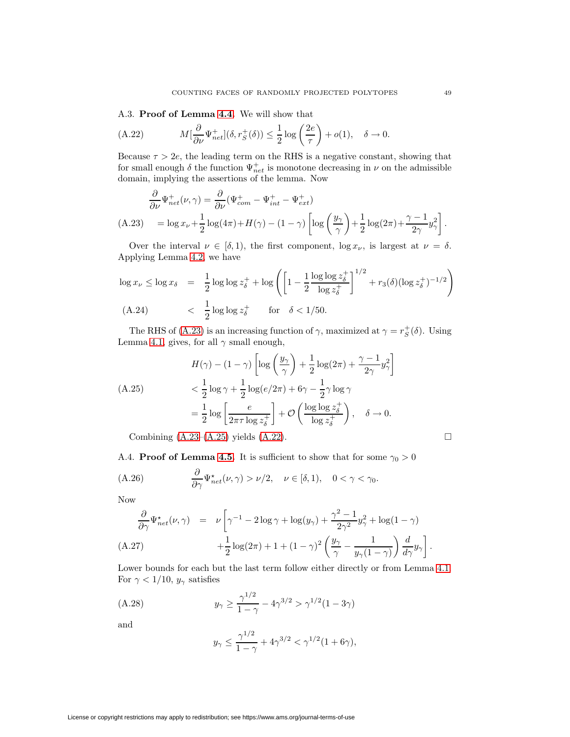A.3. **Proof of Lemma 4.4**. We will show that

$$M[\frac{\partial}{\partial \nu}\Psi^+_{net}](\delta, r^+_S(\delta)) \leq \frac{1}{2}\log\left(\frac{2e}{\tau}\right) + o(1), \quad \delta \to 0. \tag{A.22}$$

Because $\tau > 2e$, the leading term on the RHS is a negative constant, showing that for small enough $\delta$ the function $\Psi^+_{net}$ is monotone decreasing in $\nu$ on the admissible domain, implying the assertions of the lemma. Now

$$\frac{\partial}{\partial \nu}\Psi^+_{net}(\nu,\gamma) = \frac{\partial}{\partial \nu}(\Psi^+_{com} - \Psi^+_{int} - \Psi^+_{ext})$$

$$= \log x_\nu + \frac{1}{2}\log(4\pi) + H(\gamma) - (1-\gamma)\left[\log\left(\frac{y_\gamma}{\gamma}\right) + \frac{1}{2}\log(2\pi) + \frac{\gamma-1}{2\gamma}y_\gamma^2\right]. \tag{A.23}$$

Over the interval $\nu \in [\delta, 1)$, the first component, $\log x_\nu$, is largest at $\nu = \delta$. Applying Lemma 4.2, we have

$$\log x_\nu \leq \log x_\delta = \frac{1}{2}\log\log z^+_\delta + \log\left(\left[1 - \frac{1}{2}\frac{\log\log z^+_\delta}{\log z^+_\delta}\right]^{1/2} + r_3(\delta)(\log z^+_\delta)^{-1/2}\right)$$

$$< \frac{1}{2}\log\log z^+_\delta \qquad \text{for} \quad \delta < 1/50. \tag{A.24}$$

The RHS of (A.23) is an increasing function of $\gamma$, maximized at $\gamma = r^+_S(\delta)$. Using Lemma 4.1, gives, for all $\gamma$ small enough,

$$\begin{aligned} &H(\gamma) - (1-\gamma)\left[\log\left(\frac{y_\gamma}{\gamma}\right) + \frac{1}{2}\log(2\pi) + \frac{\gamma-1}{2\gamma}y_\gamma^2\right] \\ &< \frac{1}{2}\log\gamma + \frac{1}{2}\log(e/2\pi) + 6\gamma - \frac{1}{2}\gamma\log\gamma \\ &= \frac{1}{2}\log\left[\frac{e}{2\pi\tau\log z^+_\delta}\right] + \mathcal{O}\left(\frac{\log\log z^+_\delta}{\log z^+_\delta}\right), \quad \delta \to 0. \end{aligned} \tag{A.25}$$

Combining (A.23)–(A.25) yields (A.22). $\square$

A.4. **Proof of Lemma 4.5**. It is sufficient to show that for some $\gamma_0 > 0$

$$\frac{\partial}{\partial \gamma}\Psi^\star_{net}(\nu,\gamma) > \nu/2, \quad \nu \in [\delta, 1), \quad 0 < \gamma < \gamma_0. \tag{A.26}$$

Now

$$\begin{aligned} \frac{\partial}{\partial \gamma}\Psi^\star_{net}(\nu,\gamma) = \nu\Bigg[&\gamma^{-1} - 2\log\gamma + \log(y_\gamma) + \frac{\gamma^2-1}{2\gamma^2}y_\gamma^2 + \log(1-\gamma) \\ &+ \frac{1}{2}\log(2\pi) + 1 + (1-\gamma)^2\left(\frac{y_\gamma}{\gamma} - \frac{1}{y_\gamma(1-\gamma)}\right)\frac{d}{d\gamma}y_\gamma\Bigg]. \end{aligned} \tag{A.27}$$

Lower bounds for each but the last term follow either directly or from Lemma 4.1. For $\gamma < 1/10$, $y_\gamma$ satisfies

$$y_\gamma \geq \frac{\gamma^{1/2}}{1-\gamma} - 4\gamma^{3/2} > \gamma^{1/2}(1-3\gamma) \tag{A.28}$$

and

$$y_\gamma \leq \frac{\gamma^{1/2}}{1-\gamma} + 4\gamma^{3/2} < \gamma^{1/2}(1+6\gamma),$$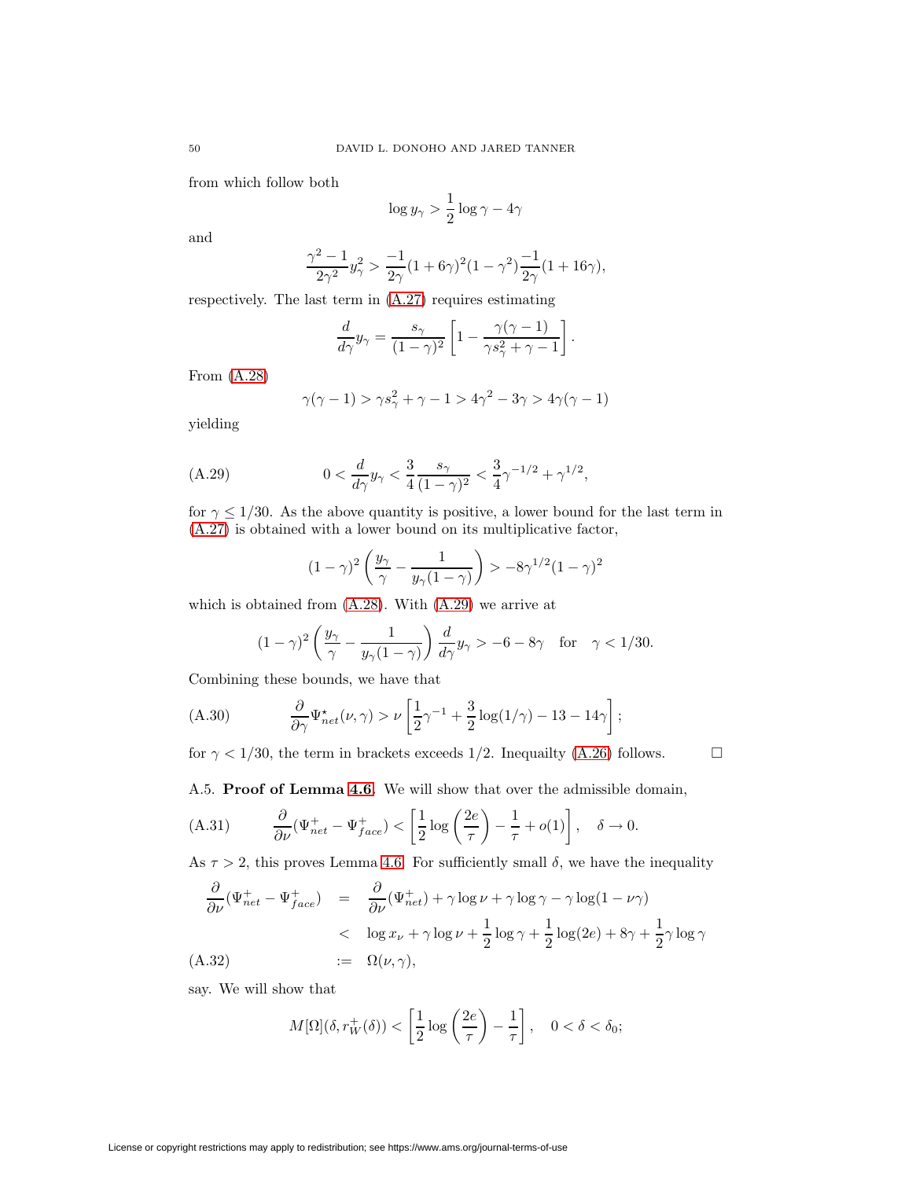from which follow both

$$\log y_\gamma > \frac{1}{2}\log\gamma - 4\gamma$$

and

$$\frac{\gamma^2-1}{2\gamma^2}y_\gamma^2 > \frac{-1}{2\gamma}(1+6\gamma)^2(1-\gamma^2)\frac{-1}{2\gamma}(1+16\gamma),$$

respectively. The last term in (A.27) requires estimating

$$\frac{d}{d\gamma}y_\gamma = \frac{s_\gamma}{(1-\gamma)^2}\left[1 - \frac{\gamma(\gamma-1)}{\gamma s_\gamma^2 + \gamma - 1}\right].$$

From (A.28)

$$\gamma(\gamma-1) > \gamma s_\gamma^2 + \gamma - 1 > 4\gamma^2 - 3\gamma > 4\gamma(\gamma-1)$$

yielding

$$0 < \frac{d}{d\gamma}y_\gamma < \frac{3}{4}\frac{s_\gamma}{(1-\gamma)^2} < \frac{3}{4}\gamma^{-1/2} + \gamma^{1/2}, \tag{A.29}$$

for $\gamma \leq 1/30$. As the above quantity is positive, a lower bound for the last term in (A.27) is obtained with a lower bound on its multiplicative factor,

$$(1-\gamma)^2\left(\frac{y_\gamma}{\gamma} - \frac{1}{y_\gamma(1-\gamma)}\right) > -8\gamma^{1/2}(1-\gamma)^2$$

which is obtained from (A.28). With (A.29) we arrive at

$$(1-\gamma)^2\left(\frac{y_\gamma}{\gamma} - \frac{1}{y_\gamma(1-\gamma)}\right)\frac{d}{d\gamma}y_\gamma > -6 - 8\gamma \quad \text{for} \quad \gamma < 1/30.$$

Combining these bounds, we have that

$$\frac{\partial}{\partial\gamma}\Psi_{net}^\star(\nu,\gamma) > \nu\left[\frac{1}{2}\gamma^{-1} + \frac{3}{2}\log(1/\gamma) - 13 - 14\gamma\right]; \tag{A.30}$$

for $\gamma < 1/30$, the term in brackets exceeds $1/2$. Inequailty (A.26) follows. $\square$

A.5. **Proof of Lemma 4.6.** We will show that over the admissible domain,

$$\frac{\partial}{\partial\nu}(\Psi_{net}^+ - \Psi_{face}^+) < \left[\frac{1}{2}\log\left(\frac{2e}{\tau}\right) - \frac{1}{\tau} + o(1)\right], \quad \delta \to 0. \tag{A.31}$$

As $\tau > 2$, this proves Lemma 4.6. For sufficiently small $\delta$, we have the inequality

$$\begin{aligned}
\frac{\partial}{\partial\nu}(\Psi_{net}^+ - \Psi_{face}^+) &= \frac{\partial}{\partial\nu}(\Psi_{net}^+) + \gamma\log\nu + \gamma\log\gamma - \gamma\log(1-\nu\gamma) \\
&< \log x_\nu + \gamma\log\nu + \frac{1}{2}\log\gamma + \frac{1}{2}\log(2e) + 8\gamma + \frac{1}{2}\gamma\log\gamma \\
&:= \Omega(\nu,\gamma),
\end{aligned} \tag{A.32}$$

say. We will show that

$$M[\Omega](\delta, r_W^+(\delta)) < \left[\frac{1}{2}\log\left(\frac{2e}{\tau}\right) - \frac{1}{\tau}\right], \quad 0 < \delta < \delta_0;$$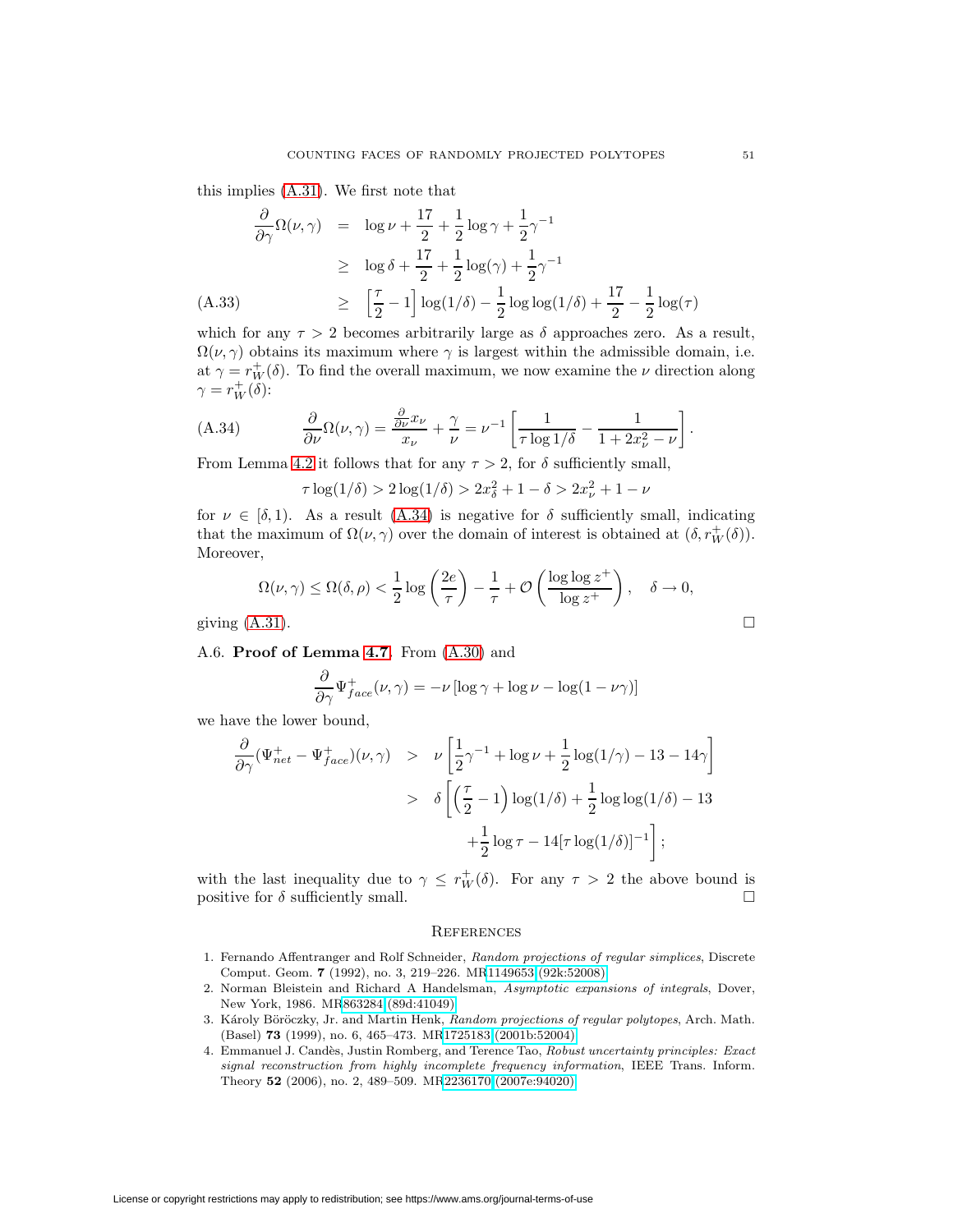this implies (A.31). We first note that

$$
\begin{aligned}
\frac{\partial}{\partial \gamma}\Omega(\nu,\gamma) &= \log \nu + \frac{17}{2} + \frac{1}{2}\log \gamma + \frac{1}{2}\gamma^{-1} \\
&\geq \log \delta + \frac{17}{2} + \frac{1}{2}\log(\gamma) + \frac{1}{2}\gamma^{-1} \\
&\geq \left[\frac{\tau}{2} - 1\right]\log(1/\delta) - \frac{1}{2}\log\log(1/\delta) + \frac{17}{2} - \frac{1}{2}\log(\tau) \qquad \text{(A.33)}
\end{aligned}
$$

which for any $\tau > 2$ becomes arbitrarily large as $\delta$ approaches zero. As a result, $\Omega(\nu,\gamma)$ obtains its maximum where $\gamma$ is largest within the admissible domain, i.e. at $\gamma = r_W^+(\delta)$. To find the overall maximum, we now examine the $\nu$ direction along $\gamma = r_W^+(\delta)$:

$$
\frac{\partial}{\partial \nu}\Omega(\nu,\gamma) = \frac{\frac{\partial}{\partial \nu}x_\nu}{x_\nu} + \frac{\gamma}{\nu} = \nu^{-1}\left[\frac{1}{\tau \log 1/\delta} - \frac{1}{1+2x_\nu^2 - \nu}\right]. \qquad \text{(A.34)}
$$

From Lemma 4.2 it follows that for any $\tau > 2$, for $\delta$ sufficiently small,

$$
\tau \log(1/\delta) > 2\log(1/\delta) > 2x_\delta^2 + 1 - \delta > 2x_\nu^2 + 1 - \nu
$$

for $\nu \in [\delta, 1)$. As a result (A.34) is negative for $\delta$ sufficiently small, indicating that the maximum of $\Omega(\nu,\gamma)$ over the domain of interest is obtained at $(\delta, r_W^+(\delta))$. Moreover,

$$
\Omega(\nu,\gamma) \leq \Omega(\delta,\rho) < \frac{1}{2}\log\left(\frac{2e}{\tau}\right) - \frac{1}{\tau} + \mathcal{O}\left(\frac{\log\log z^+}{\log z^+}\right), \quad \delta \to 0,
$$

giving (A.31). □

A.6. **Proof of Lemma 4.7.** From (A.30) and

$$
\frac{\partial}{\partial \gamma}\Psi_{face}^+(\nu,\gamma) = -\nu\left[\log\gamma + \log\nu - \log(1-\nu\gamma)\right]
$$

we have the lower bound,

$$
\begin{aligned}
\frac{\partial}{\partial \gamma}(\Psi_{net}^+ - \Psi_{face}^+)(\nu,\gamma) &> \nu\left[\frac{1}{2}\gamma^{-1} + \log\nu + \frac{1}{2}\log(1/\gamma) - 13 - 14\gamma\right] \\
&> \delta\left[\left(\frac{\tau}{2} - 1\right)\log(1/\delta) + \frac{1}{2}\log\log(1/\delta) - 13\right. \\
&\qquad \left. + \frac{1}{2}\log\tau - 14[\tau\log(1/\delta)]^{-1}\right];
\end{aligned}
$$

with the last inequality due to $\gamma \leq r_W^+(\delta)$. For any $\tau > 2$ the above bound is positive for $\delta$ sufficiently small. □

## References

1. Fernando Affentranger and Rolf Schneider, *Random projections of regular simplices*, Discrete Comput. Geom. **7** (1992), no. 3, 219–226. MR1149653 (92k:52008)
2. Norman Bleistein and Richard A Handelsman, *Asymptotic expansions of integrals*, Dover, New York, 1986. MR863284 (89d:41049)
3. Károly Böröczky, Jr. and Martin Henk, *Random projections of regular polytopes*, Arch. Math. (Basel) **73** (1999), no. 6, 465–473. MR1725183 (2001b:52004)
4. Emmanuel J. Candès, Justin Romberg, and Terence Tao, *Robust uncertainty principles: Exact signal reconstruction from highly incomplete frequency information*, IEEE Trans. Inform. Theory **52** (2006), no. 2, 489–509. MR2236170 (2007e:94020)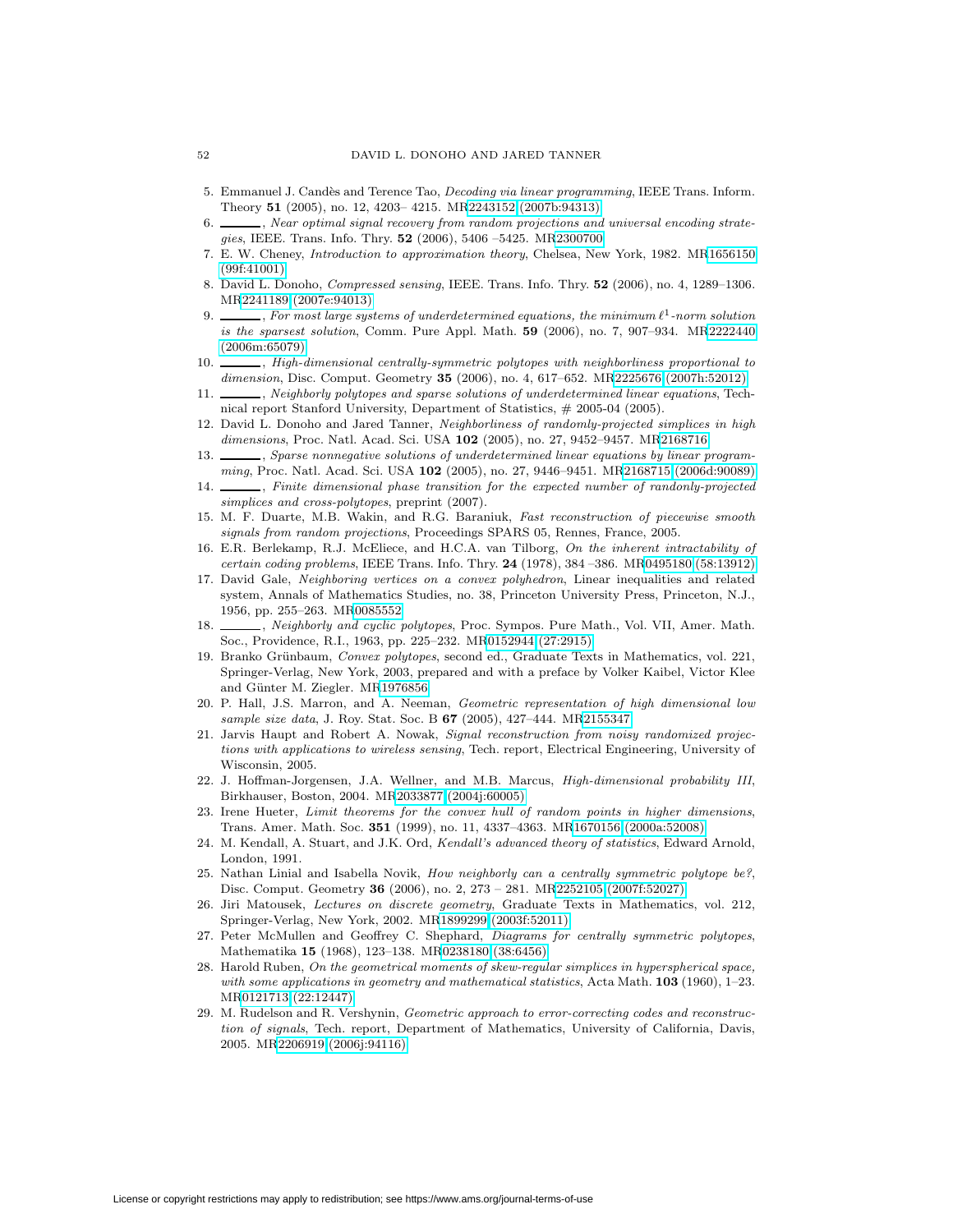5. Emmanuel J. Candès and Terence Tao, *Decoding via linear programming*, IEEE Trans. Inform. Theory **51** (2005), no. 12, 4203– 4215. MR2243152 (2007b:94313)
6. ______, *Near optimal signal recovery from random projections and universal encoding strategies*, IEEE. Trans. Info. Thry. **52** (2006), 5406 –5425. MR2300700
7. E. W. Cheney, *Introduction to approximation theory*, Chelsea, New York, 1982. MR1656150 (99f:41001)
8. David L. Donoho, *Compressed sensing*, IEEE. Trans. Info. Thry. **52** (2006), no. 4, 1289–1306. MR2241189 (2007e:94013)
9. ______, *For most large systems of underdetermined equations, the minimum $\ell^1$-norm solution is the sparsest solution*, Comm. Pure Appl. Math. **59** (2006), no. 7, 907–934. MR2222440 (2006m:65079)
10. ______, *High-dimensional centrally-symmetric polytopes with neighborliness proportional to dimension*, Disc. Comput. Geometry **35** (2006), no. 4, 617–652. MR2225676 (2007h:52012)
11. ______, *Neighborly polytopes and sparse solutions of underdetermined linear equations*, Technical report Stanford University, Department of Statistics, # 2005-04 (2005).
12. David L. Donoho and Jared Tanner, *Neighborliness of randomly-projected simplices in high dimensions*, Proc. Natl. Acad. Sci. USA **102** (2005), no. 27, 9452–9457. MR2168716
13. ______, *Sparse nonnegative solutions of underdetermined linear equations by linear programming*, Proc. Natl. Acad. Sci. USA **102** (2005), no. 27, 9446–9451. MR2168715 (2006d:90089)
14. ______, *Finite dimensional phase transition for the expected number of randonly-projected simplices and cross-polytopes*, preprint (2007).
15. M. F. Duarte, M.B. Wakin, and R.G. Baraniuk, *Fast reconstruction of piecewise smooth signals from random projections*, Proceedings SPARS 05, Rennes, France, 2005.
16. E.R. Berlekamp, R.J. McEliece, and H.C.A. van Tilborg, *On the inherent intractability of certain coding problems*, IEEE Trans. Info. Thry. **24** (1978), 384 –386. MR0495180 (58:13912)
17. David Gale, *Neighboring vertices on a convex polyhedron*, Linear inequalities and related system, Annals of Mathematics Studies, no. 38, Princeton University Press, Princeton, N.J., 1956, pp. 255–263. MR0085552
18. ______, *Neighborly and cyclic polytopes*, Proc. Sympos. Pure Math., Vol. VII, Amer. Math. Soc., Providence, R.I., 1963, pp. 225–232. MR0152944 (27:2915)
19. Branko Grünbaum, *Convex polytopes*, second ed., Graduate Texts in Mathematics, vol. 221, Springer-Verlag, New York, 2003, prepared and with a preface by Volker Kaibel, Victor Klee and Günter M. Ziegler. MR1976856
20. P. Hall, J.S. Marron, and A. Neeman, *Geometric representation of high dimensional low sample size data*, J. Roy. Stat. Soc. B **67** (2005), 427–444. MR2155347
21. Jarvis Haupt and Robert A. Nowak, *Signal reconstruction from noisy randomized projections with applications to wireless sensing*, Tech. report, Electrical Engineering, University of Wisconsin, 2005.
22. J. Hoffman-Jorgensen, J.A. Wellner, and M.B. Marcus, *High-dimensional probability III*, Birkhauser, Boston, 2004. MR2033877 (2004j:60005)
23. Irene Hueter, *Limit theorems for the convex hull of random points in higher dimensions*, Trans. Amer. Math. Soc. **351** (1999), no. 11, 4337–4363. MR1670156 (2000a:52008)
24. M. Kendall, A. Stuart, and J.K. Ord, *Kendall's advanced theory of statistics*, Edward Arnold, London, 1991.
25. Nathan Linial and Isabella Novik, *How neighborly can a centrally symmetric polytope be?*, Disc. Comput. Geometry **36** (2006), no. 2, 273 – 281. MR2252105 (2007f:52027)
26. Jiri Matousek, *Lectures on discrete geometry*, Graduate Texts in Mathematics, vol. 212, Springer-Verlag, New York, 2002. MR1899299 (2003f:52011)
27. Peter McMullen and Geoffrey C. Shephard, *Diagrams for centrally symmetric polytopes*, Mathematika **15** (1968), 123–138. MR0238180 (38:6456)
28. Harold Ruben, *On the geometrical moments of skew-regular simplices in hyperspherical space, with some applications in geometry and mathematical statistics*, Acta Math. **103** (1960), 1–23. MR0121713 (22:12447)
29. M. Rudelson and R. Vershynin, *Geometric approach to error-correcting codes and reconstruction of signals*, Tech. report, Department of Mathematics, University of California, Davis, 2005. MR2206919 (2006j:94116)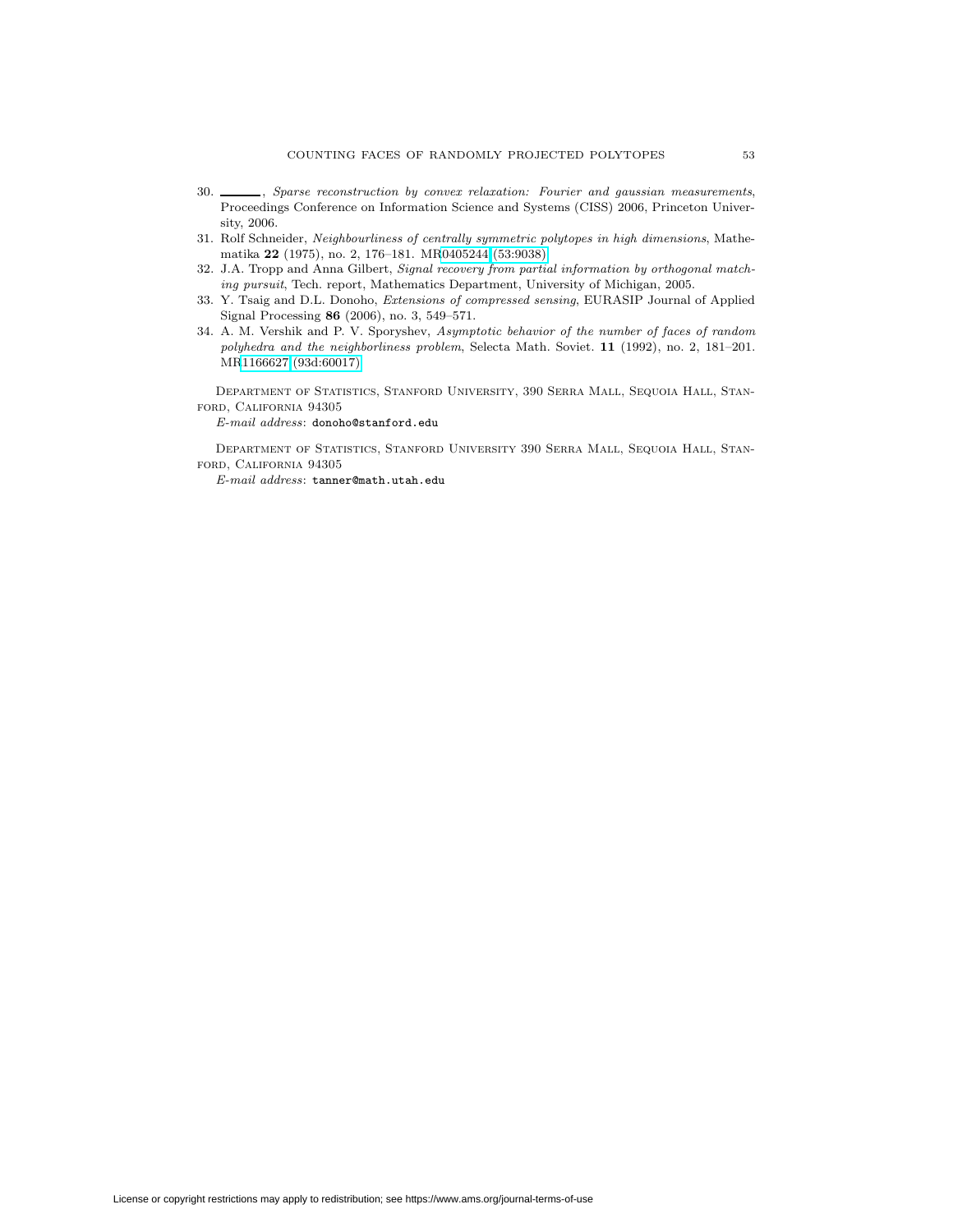30. ______, *Sparse reconstruction by convex relaxation: Fourier and gaussian measurements*, Proceedings Conference on Information Science and Systems (CISS) 2006, Princeton University, 2006.
31. Rolf Schneider, *Neighbourliness of centrally symmetric polytopes in high dimensions*, Mathematika **22** (1975), no. 2, 176–181. MR0405244 (53:9038)
32. J.A. Tropp and Anna Gilbert, *Signal recovery from partial information by orthogonal matching pursuit*, Tech. report, Mathematics Department, University of Michigan, 2005.
33. Y. Tsaig and D.L. Donoho, *Extensions of compressed sensing*, EURASIP Journal of Applied Signal Processing **86** (2006), no. 3, 549–571.
34. A. M. Vershik and P. V. Sporyshev, *Asymptotic behavior of the number of faces of random polyhedra and the neighborliness problem*, Selecta Math. Soviet. **11** (1992), no. 2, 181–201. MR1166627 (93d:60017)

Department of Statistics, Stanford University, 390 Serra Mall, Sequoia Hall, Stanford, California 94305

*E-mail address*: donoho@stanford.edu

Department of Statistics, Stanford University 390 Serra Mall, Sequoia Hall, Stanford, California 94305

*E-mail address*: tanner@math.utah.edu

License or copyright restrictions may apply to redistribution; see https://www.ams.org/journal-terms-of-use